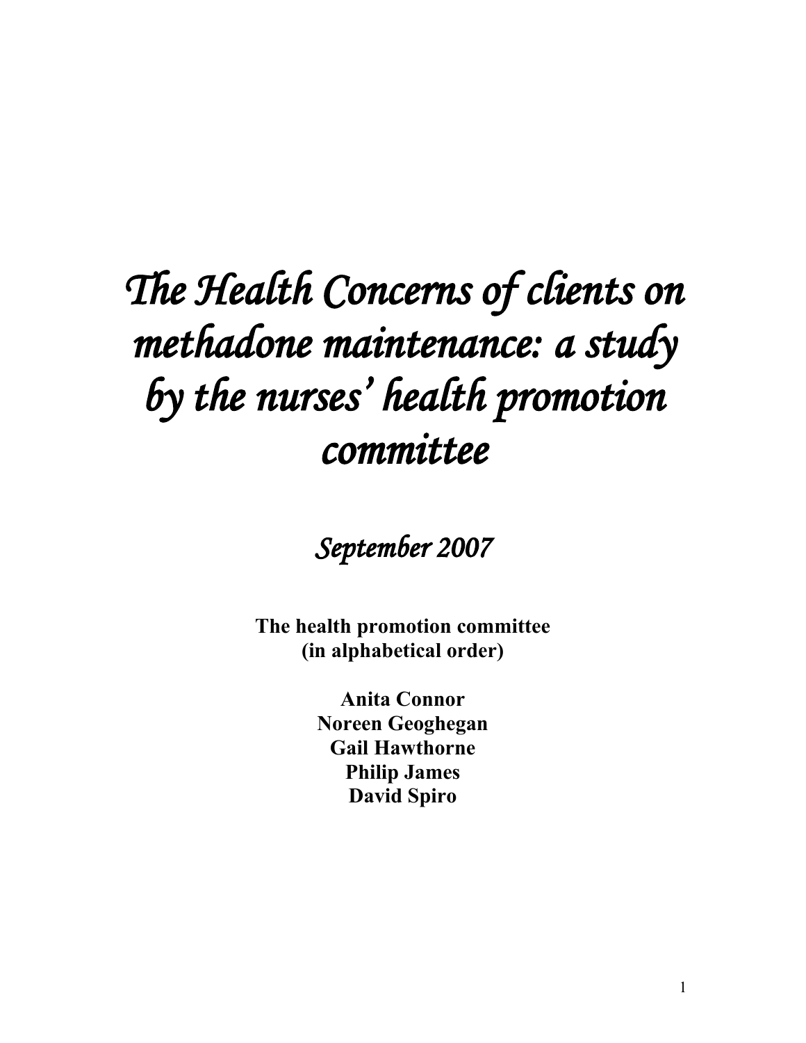# *The Health Concerns of clients on methadone maintenance: a study by the nurses' health promotion committee*

*September 2007*

**The health promotion committee (in alphabetical order)**

**Anita Connor**
**Noreen Geoghegan**
**Gail Hawthorne**
**Philip James**
**David Spiro**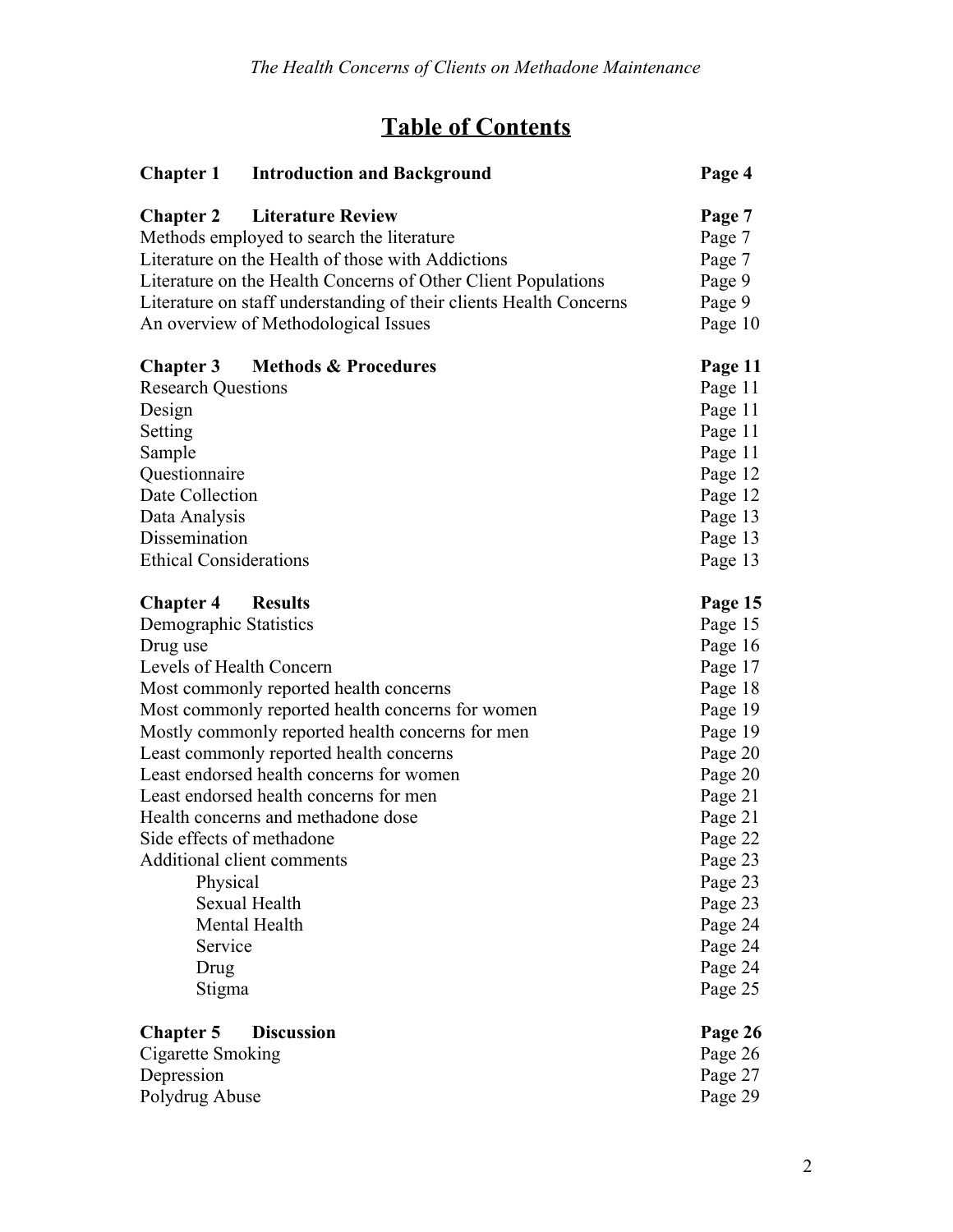# Table of Contents

| | |
|---|---|
| **Chapter 1 Introduction and Background** | **Page 4** |
| | |
| **Chapter 2 Literature Review** | **Page 7** |
| Methods employed to search the literature | Page 7 |
| Literature on the Health of those with Addictions | Page 7 |
| Literature on the Health Concerns of Other Client Populations | Page 9 |
| Literature on staff understanding of their clients Health Concerns | Page 9 |
| An overview of Methodological Issues | Page 10 |
| | |
| **Chapter 3 Methods & Procedures** | **Page 11** |
| Research Questions | Page 11 |
| Design | Page 11 |
| Setting | Page 11 |
| Sample | Page 11 |
| Questionnaire | Page 12 |
| Date Collection | Page 12 |
| Data Analysis | Page 13 |
| Dissemination | Page 13 |
| Ethical Considerations | Page 13 |
| | |
| **Chapter 4 Results** | **Page 15** |
| Demographic Statistics | Page 15 |
| Drug use | Page 16 |
| Levels of Health Concern | Page 17 |
| Most commonly reported health concerns | Page 18 |
| Most commonly reported health concerns for women | Page 19 |
| Mostly commonly reported health concerns for men | Page 19 |
| Least commonly reported health concerns | Page 20 |
| Least endorsed health concerns for women | Page 20 |
| Least endorsed health concerns for men | Page 21 |
| Health concerns and methadone dose | Page 21 |
| Side effects of methadone | Page 22 |
| Additional client comments | Page 23 |
| Physical | Page 23 |
| Sexual Health | Page 23 |
| Mental Health | Page 24 |
| Service | Page 24 |
| Drug | Page 24 |
| Stigma | Page 25 |
| | |
| **Chapter 5 Discussion** | **Page 26** |
| Cigarette Smoking | Page 26 |
| Depression | Page 27 |
| Polydrug Abuse | Page 29 |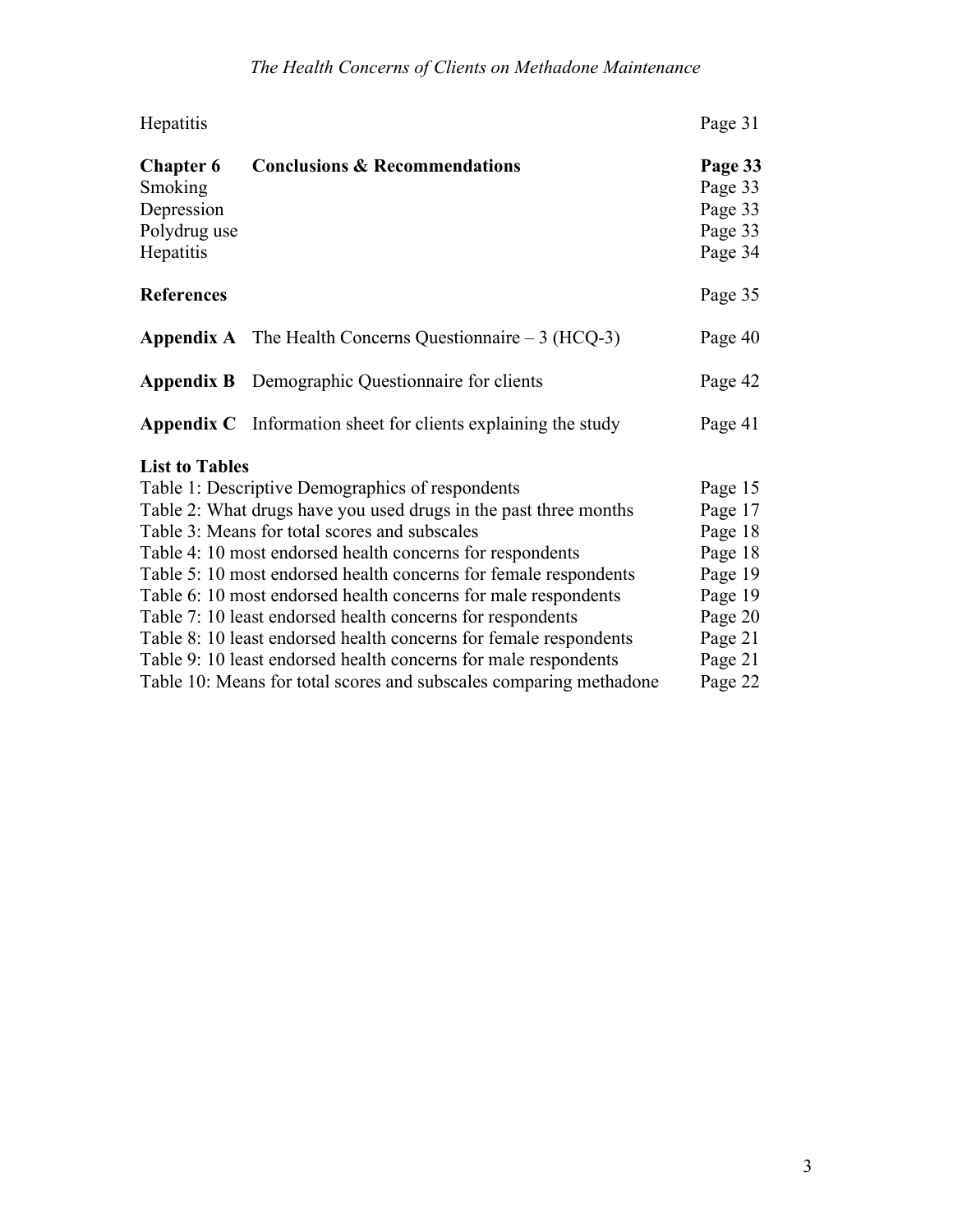| | | |
|---|---|---|
| Hepatitis | | Page 31 |
| **Chapter 6** | **Conclusions & Recommendations** | **Page 33** |
| Smoking | | Page 33 |
| Depression | | Page 33 |
| Polydrug use | | Page 33 |
| Hepatitis | | Page 34 |
| **References** | | Page 35 |
| **Appendix A** | The Health Concerns Questionnaire – 3 (HCQ-3) | Page 40 |
| **Appendix B** | Demographic Questionnaire for clients | Page 42 |
| **Appendix C** | Information sheet for clients explaining the study | Page 41 |

**List to Tables**

| | |
|---|---|
| Table 1: Descriptive Demographics of respondents | Page 15 |
| Table 2: What drugs have you used drugs in the past three months | Page 17 |
| Table 3: Means for total scores and subscales | Page 18 |
| Table 4: 10 most endorsed health concerns for respondents | Page 18 |
| Table 5: 10 most endorsed health concerns for female respondents | Page 19 |
| Table 6: 10 most endorsed health concerns for male respondents | Page 19 |
| Table 7: 10 least endorsed health concerns for respondents | Page 20 |
| Table 8: 10 least endorsed health concerns for female respondents | Page 21 |
| Table 9: 10 least endorsed health concerns for male respondents | Page 21 |
| Table 10: Means for total scores and subscales comparing methadone | Page 22 |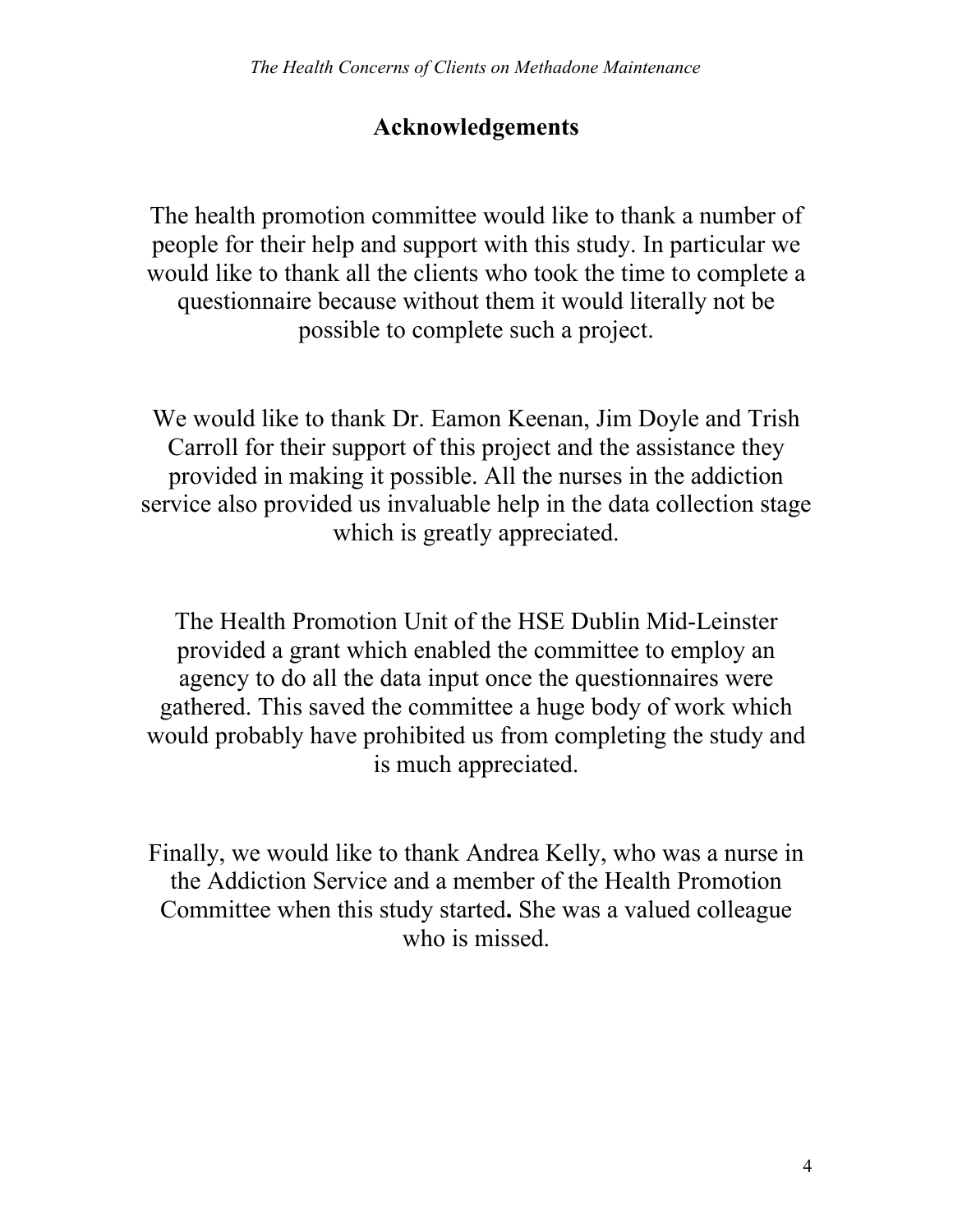# Acknowledgements

The health promotion committee would like to thank a number of people for their help and support with this study. In particular we would like to thank all the clients who took the time to complete a questionnaire because without them it would literally not be possible to complete such a project.

We would like to thank Dr. Eamon Keenan, Jim Doyle and Trish Carroll for their support of this project and the assistance they provided in making it possible. All the nurses in the addiction service also provided us invaluable help in the data collection stage which is greatly appreciated.

The Health Promotion Unit of the HSE Dublin Mid-Leinster provided a grant which enabled the committee to employ an agency to do all the data input once the questionnaires were gathered. This saved the committee a huge body of work which would probably have prohibited us from completing the study and is much appreciated.

Finally, we would like to thank Andrea Kelly, who was a nurse in the Addiction Service and a member of the Health Promotion Committee when this study started**.** She was a valued colleague who is missed.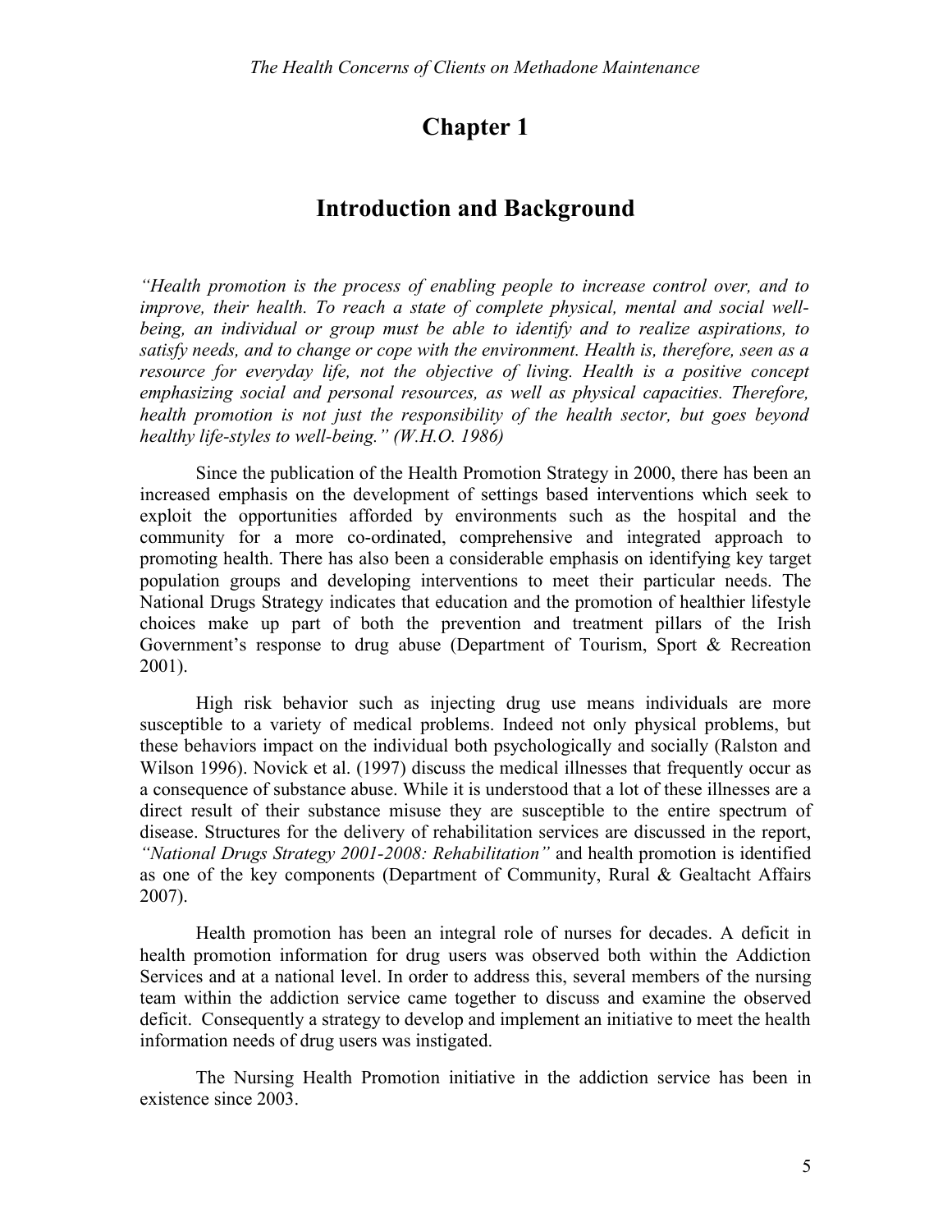# Chapter 1

## Introduction and Background

*"Health promotion is the process of enabling people to increase control over, and to improve, their health. To reach a state of complete physical, mental and social well-being, an individual or group must be able to identify and to realize aspirations, to satisfy needs, and to change or cope with the environment. Health is, therefore, seen as a resource for everyday life, not the objective of living. Health is a positive concept emphasizing social and personal resources, as well as physical capacities. Therefore, health promotion is not just the responsibility of the health sector, but goes beyond healthy life-styles to well-being." (W.H.O. 1986)*

Since the publication of the Health Promotion Strategy in 2000, there has been an increased emphasis on the development of settings based interventions which seek to exploit the opportunities afforded by environments such as the hospital and the community for a more co-ordinated, comprehensive and integrated approach to promoting health. There has also been a considerable emphasis on identifying key target population groups and developing interventions to meet their particular needs. The National Drugs Strategy indicates that education and the promotion of healthier lifestyle choices make up part of both the prevention and treatment pillars of the Irish Government's response to drug abuse (Department of Tourism, Sport & Recreation 2001).

High risk behavior such as injecting drug use means individuals are more susceptible to a variety of medical problems. Indeed not only physical problems, but these behaviors impact on the individual both psychologically and socially (Ralston and Wilson 1996). Novick et al. (1997) discuss the medical illnesses that frequently occur as a consequence of substance abuse. While it is understood that a lot of these illnesses are a direct result of their substance misuse they are susceptible to the entire spectrum of disease. Structures for the delivery of rehabilitation services are discussed in the report, *"National Drugs Strategy 2001-2008: Rehabilitation"* and health promotion is identified as one of the key components (Department of Community, Rural & Gealtacht Affairs 2007).

Health promotion has been an integral role of nurses for decades. A deficit in health promotion information for drug users was observed both within the Addiction Services and at a national level. In order to address this, several members of the nursing team within the addiction service came together to discuss and examine the observed deficit. Consequently a strategy to develop and implement an initiative to meet the health information needs of drug users was instigated.

The Nursing Health Promotion initiative in the addiction service has been in existence since 2003.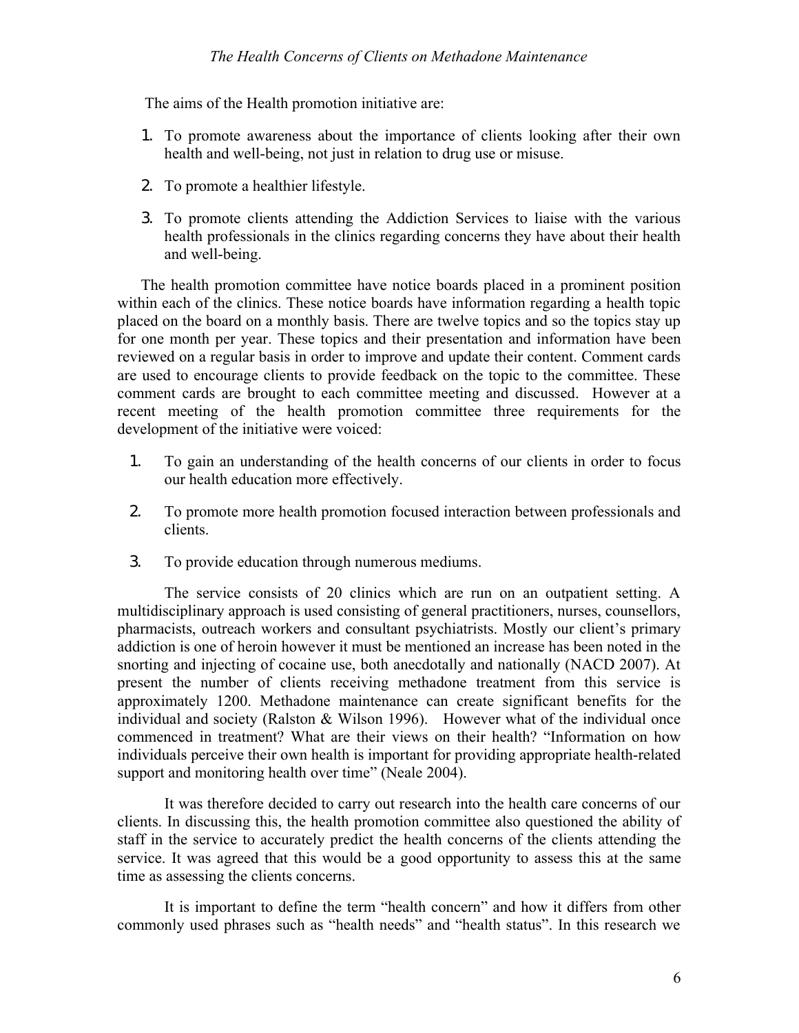The aims of the Health promotion initiative are:

1. To promote awareness about the importance of clients looking after their own health and well-being, not just in relation to drug use or misuse.
2. To promote a healthier lifestyle.
3. To promote clients attending the Addiction Services to liaise with the various health professionals in the clinics regarding concerns they have about their health and well-being.

The health promotion committee have notice boards placed in a prominent position within each of the clinics. These notice boards have information regarding a health topic placed on the board on a monthly basis. There are twelve topics and so the topics stay up for one month per year. These topics and their presentation and information have been reviewed on a regular basis in order to improve and update their content. Comment cards are used to encourage clients to provide feedback on the topic to the committee. These comment cards are brought to each committee meeting and discussed. However at a recent meeting of the health promotion committee three requirements for the development of the initiative were voiced:

1. To gain an understanding of the health concerns of our clients in order to focus our health education more effectively.
2. To promote more health promotion focused interaction between professionals and clients.
3. To provide education through numerous mediums.

The service consists of 20 clinics which are run on an outpatient setting. A multidisciplinary approach is used consisting of general practitioners, nurses, counsellors, pharmacists, outreach workers and consultant psychiatrists. Mostly our client's primary addiction is one of heroin however it must be mentioned an increase has been noted in the snorting and injecting of cocaine use, both anecdotally and nationally (NACD 2007). At present the number of clients receiving methadone treatment from this service is approximately 1200. Methadone maintenance can create significant benefits for the individual and society (Ralston & Wilson 1996). However what of the individual once commenced in treatment? What are their views on their health? "Information on how individuals perceive their own health is important for providing appropriate health-related support and monitoring health over time" (Neale 2004).

It was therefore decided to carry out research into the health care concerns of our clients. In discussing this, the health promotion committee also questioned the ability of staff in the service to accurately predict the health concerns of the clients attending the service. It was agreed that this would be a good opportunity to assess this at the same time as assessing the clients concerns.

It is important to define the term "health concern" and how it differs from other commonly used phrases such as "health needs" and "health status". In this research we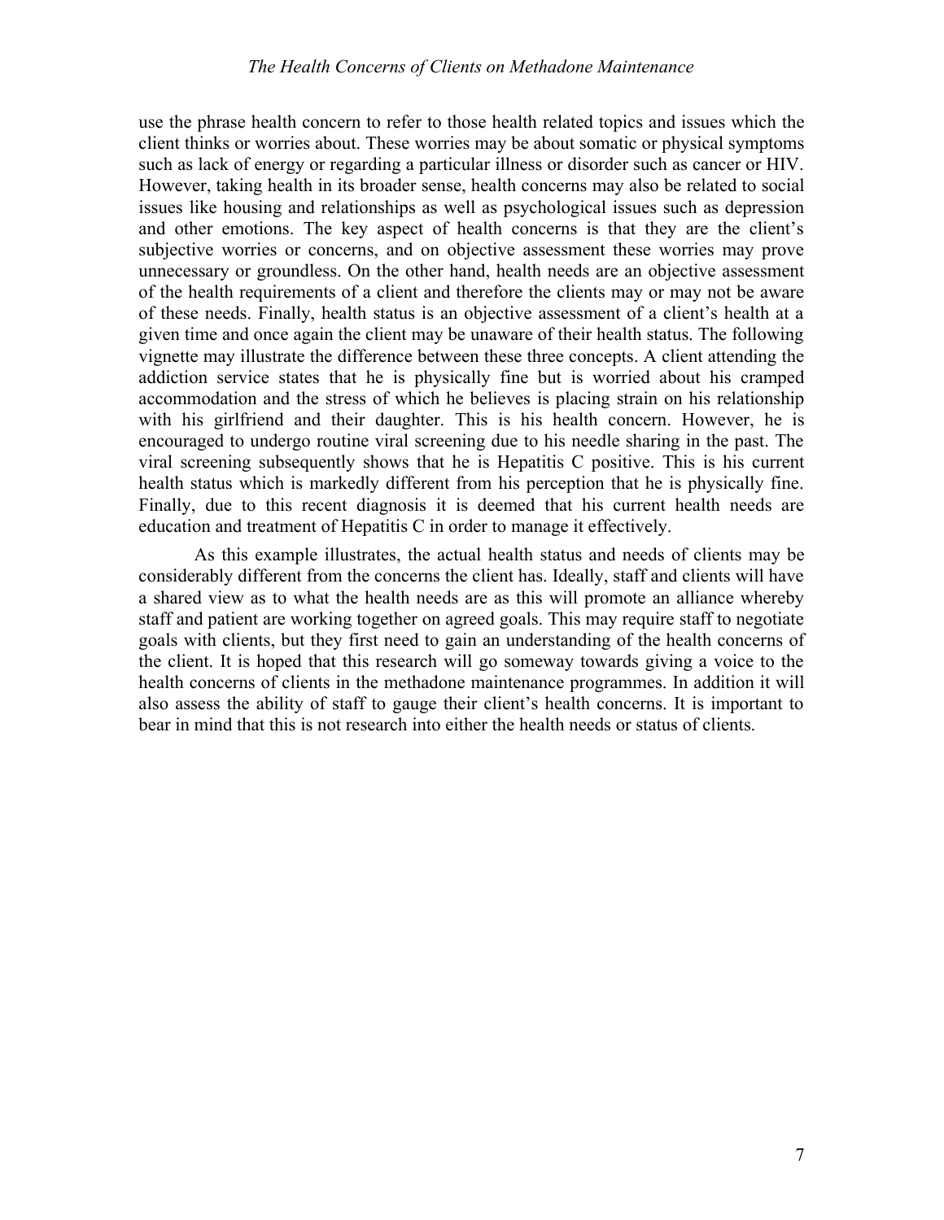use the phrase health concern to refer to those health related topics and issues which the client thinks or worries about. These worries may be about somatic or physical symptoms such as lack of energy or regarding a particular illness or disorder such as cancer or HIV. However, taking health in its broader sense, health concerns may also be related to social issues like housing and relationships as well as psychological issues such as depression and other emotions. The key aspect of health concerns is that they are the client's subjective worries or concerns, and on objective assessment these worries may prove unnecessary or groundless. On the other hand, health needs are an objective assessment of the health requirements of a client and therefore the clients may or may not be aware of these needs. Finally, health status is an objective assessment of a client's health at a given time and once again the client may be unaware of their health status. The following vignette may illustrate the difference between these three concepts. A client attending the addiction service states that he is physically fine but is worried about his cramped accommodation and the stress of which he believes is placing strain on his relationship with his girlfriend and their daughter. This is his health concern. However, he is encouraged to undergo routine viral screening due to his needle sharing in the past. The viral screening subsequently shows that he is Hepatitis C positive. This is his current health status which is markedly different from his perception that he is physically fine. Finally, due to this recent diagnosis it is deemed that his current health needs are education and treatment of Hepatitis C in order to manage it effectively.

As this example illustrates, the actual health status and needs of clients may be considerably different from the concerns the client has. Ideally, staff and clients will have a shared view as to what the health needs are as this will promote an alliance whereby staff and patient are working together on agreed goals. This may require staff to negotiate goals with clients, but they first need to gain an understanding of the health concerns of the client. It is hoped that this research will go someway towards giving a voice to the health concerns of clients in the methadone maintenance programmes. In addition it will also assess the ability of staff to gauge their client's health concerns. It is important to bear in mind that this is not research into either the health needs or status of clients.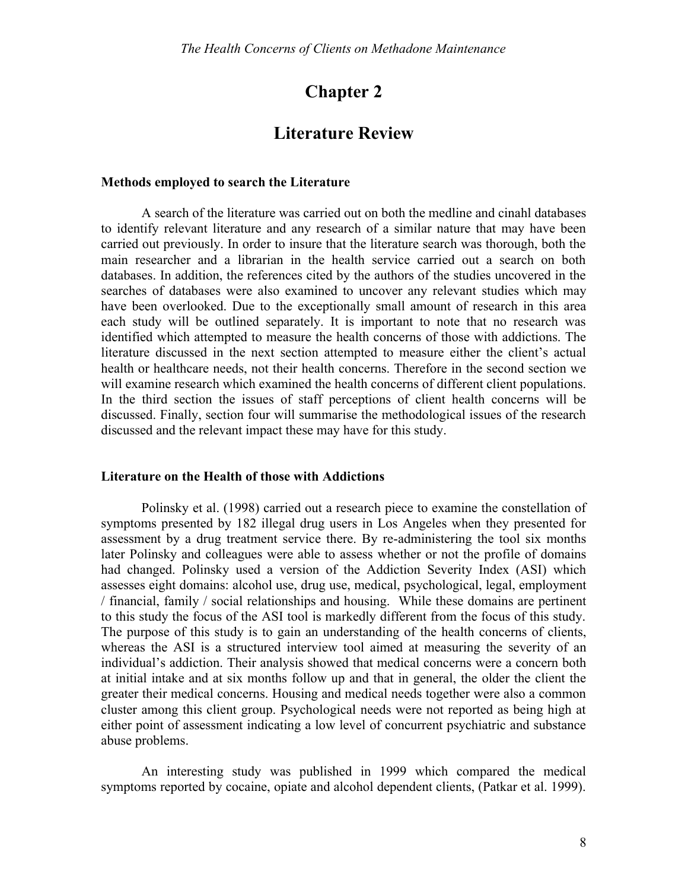# Chapter 2

## Literature Review

### Methods employed to search the Literature

A search of the literature was carried out on both the medline and cinahl databases to identify relevant literature and any research of a similar nature that may have been carried out previously. In order to insure that the literature search was thorough, both the main researcher and a librarian in the health service carried out a search on both databases. In addition, the references cited by the authors of the studies uncovered in the searches of databases were also examined to uncover any relevant studies which may have been overlooked. Due to the exceptionally small amount of research in this area each study will be outlined separately. It is important to note that no research was identified which attempted to measure the health concerns of those with addictions. The literature discussed in the next section attempted to measure either the client's actual health or healthcare needs, not their health concerns. Therefore in the second section we will examine research which examined the health concerns of different client populations. In the third section the issues of staff perceptions of client health concerns will be discussed. Finally, section four will summarise the methodological issues of the research discussed and the relevant impact these may have for this study.

### Literature on the Health of those with Addictions

Polinsky et al. (1998) carried out a research piece to examine the constellation of symptoms presented by 182 illegal drug users in Los Angeles when they presented for assessment by a drug treatment service there. By re-administering the tool six months later Polinsky and colleagues were able to assess whether or not the profile of domains had changed. Polinsky used a version of the Addiction Severity Index (ASI) which assesses eight domains: alcohol use, drug use, medical, psychological, legal, employment / financial, family / social relationships and housing. While these domains are pertinent to this study the focus of the ASI tool is markedly different from the focus of this study. The purpose of this study is to gain an understanding of the health concerns of clients, whereas the ASI is a structured interview tool aimed at measuring the severity of an individual's addiction. Their analysis showed that medical concerns were a concern both at initial intake and at six months follow up and that in general, the older the client the greater their medical concerns. Housing and medical needs together were also a common cluster among this client group. Psychological needs were not reported as being high at either point of assessment indicating a low level of concurrent psychiatric and substance abuse problems.

An interesting study was published in 1999 which compared the medical symptoms reported by cocaine, opiate and alcohol dependent clients, (Patkar et al. 1999).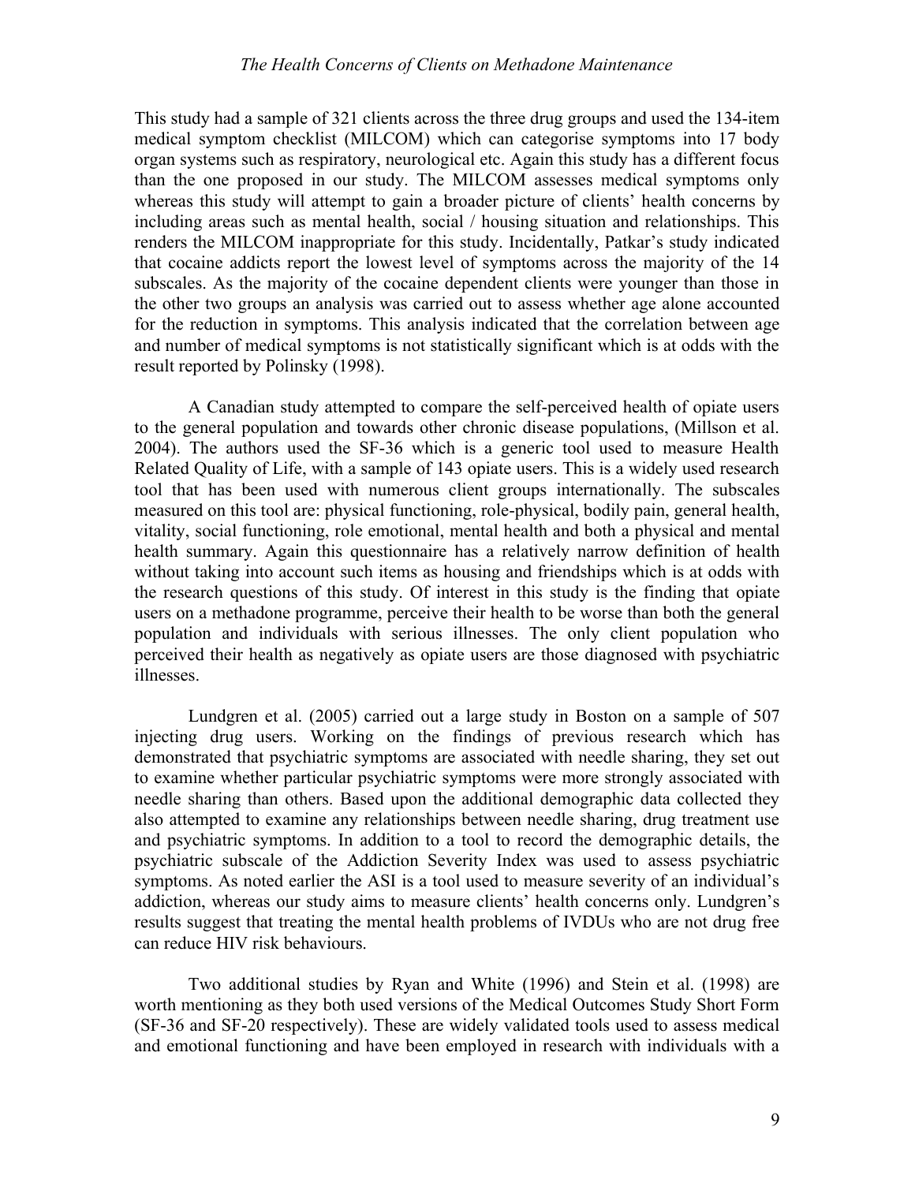This study had a sample of 321 clients across the three drug groups and used the 134-item medical symptom checklist (MILCOM) which can categorise symptoms into 17 body organ systems such as respiratory, neurological etc. Again this study has a different focus than the one proposed in our study. The MILCOM assesses medical symptoms only whereas this study will attempt to gain a broader picture of clients' health concerns by including areas such as mental health, social / housing situation and relationships. This renders the MILCOM inappropriate for this study. Incidentally, Patkar's study indicated that cocaine addicts report the lowest level of symptoms across the majority of the 14 subscales. As the majority of the cocaine dependent clients were younger than those in the other two groups an analysis was carried out to assess whether age alone accounted for the reduction in symptoms. This analysis indicated that the correlation between age and number of medical symptoms is not statistically significant which is at odds with the result reported by Polinsky (1998).

A Canadian study attempted to compare the self-perceived health of opiate users to the general population and towards other chronic disease populations, (Millson et al. 2004). The authors used the SF-36 which is a generic tool used to measure Health Related Quality of Life, with a sample of 143 opiate users. This is a widely used research tool that has been used with numerous client groups internationally. The subscales measured on this tool are: physical functioning, role-physical, bodily pain, general health, vitality, social functioning, role emotional, mental health and both a physical and mental health summary. Again this questionnaire has a relatively narrow definition of health without taking into account such items as housing and friendships which is at odds with the research questions of this study. Of interest in this study is the finding that opiate users on a methadone programme, perceive their health to be worse than both the general population and individuals with serious illnesses. The only client population who perceived their health as negatively as opiate users are those diagnosed with psychiatric illnesses.

Lundgren et al. (2005) carried out a large study in Boston on a sample of 507 injecting drug users. Working on the findings of previous research which has demonstrated that psychiatric symptoms are associated with needle sharing, they set out to examine whether particular psychiatric symptoms were more strongly associated with needle sharing than others. Based upon the additional demographic data collected they also attempted to examine any relationships between needle sharing, drug treatment use and psychiatric symptoms. In addition to a tool to record the demographic details, the psychiatric subscale of the Addiction Severity Index was used to assess psychiatric symptoms. As noted earlier the ASI is a tool used to measure severity of an individual's addiction, whereas our study aims to measure clients' health concerns only. Lundgren's results suggest that treating the mental health problems of IVDUs who are not drug free can reduce HIV risk behaviours.

Two additional studies by Ryan and White (1996) and Stein et al. (1998) are worth mentioning as they both used versions of the Medical Outcomes Study Short Form (SF-36 and SF-20 respectively). These are widely validated tools used to assess medical and emotional functioning and have been employed in research with individuals with a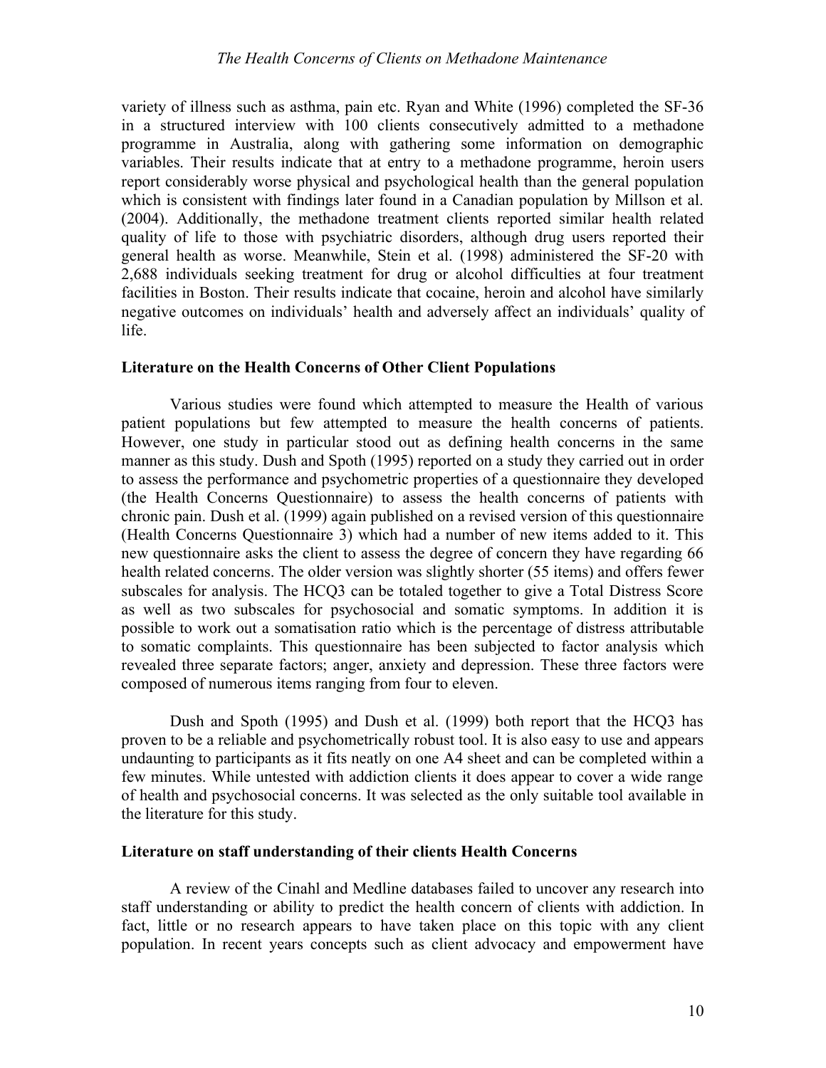variety of illness such as asthma, pain etc. Ryan and White (1996) completed the SF-36 in a structured interview with 100 clients consecutively admitted to a methadone programme in Australia, along with gathering some information on demographic variables. Their results indicate that at entry to a methadone programme, heroin users report considerably worse physical and psychological health than the general population which is consistent with findings later found in a Canadian population by Millson et al. (2004). Additionally, the methadone treatment clients reported similar health related quality of life to those with psychiatric disorders, although drug users reported their general health as worse. Meanwhile, Stein et al. (1998) administered the SF-20 with 2,688 individuals seeking treatment for drug or alcohol difficulties at four treatment facilities in Boston. Their results indicate that cocaine, heroin and alcohol have similarly negative outcomes on individuals' health and adversely affect an individuals' quality of life.

### Literature on the Health Concerns of Other Client Populations

Various studies were found which attempted to measure the Health of various patient populations but few attempted to measure the health concerns of patients. However, one study in particular stood out as defining health concerns in the same manner as this study. Dush and Spoth (1995) reported on a study they carried out in order to assess the performance and psychometric properties of a questionnaire they developed (the Health Concerns Questionnaire) to assess the health concerns of patients with chronic pain. Dush et al. (1999) again published on a revised version of this questionnaire (Health Concerns Questionnaire 3) which had a number of new items added to it. This new questionnaire asks the client to assess the degree of concern they have regarding 66 health related concerns. The older version was slightly shorter (55 items) and offers fewer subscales for analysis. The HCQ3 can be totaled together to give a Total Distress Score as well as two subscales for psychosocial and somatic symptoms. In addition it is possible to work out a somatisation ratio which is the percentage of distress attributable to somatic complaints. This questionnaire has been subjected to factor analysis which revealed three separate factors; anger, anxiety and depression. These three factors were composed of numerous items ranging from four to eleven.

Dush and Spoth (1995) and Dush et al. (1999) both report that the HCQ3 has proven to be a reliable and psychometrically robust tool. It is also easy to use and appears undaunting to participants as it fits neatly on one A4 sheet and can be completed within a few minutes. While untested with addiction clients it does appear to cover a wide range of health and psychosocial concerns. It was selected as the only suitable tool available in the literature for this study.

### Literature on staff understanding of their clients Health Concerns

A review of the Cinahl and Medline databases failed to uncover any research into staff understanding or ability to predict the health concern of clients with addiction. In fact, little or no research appears to have taken place on this topic with any client population. In recent years concepts such as client advocacy and empowerment have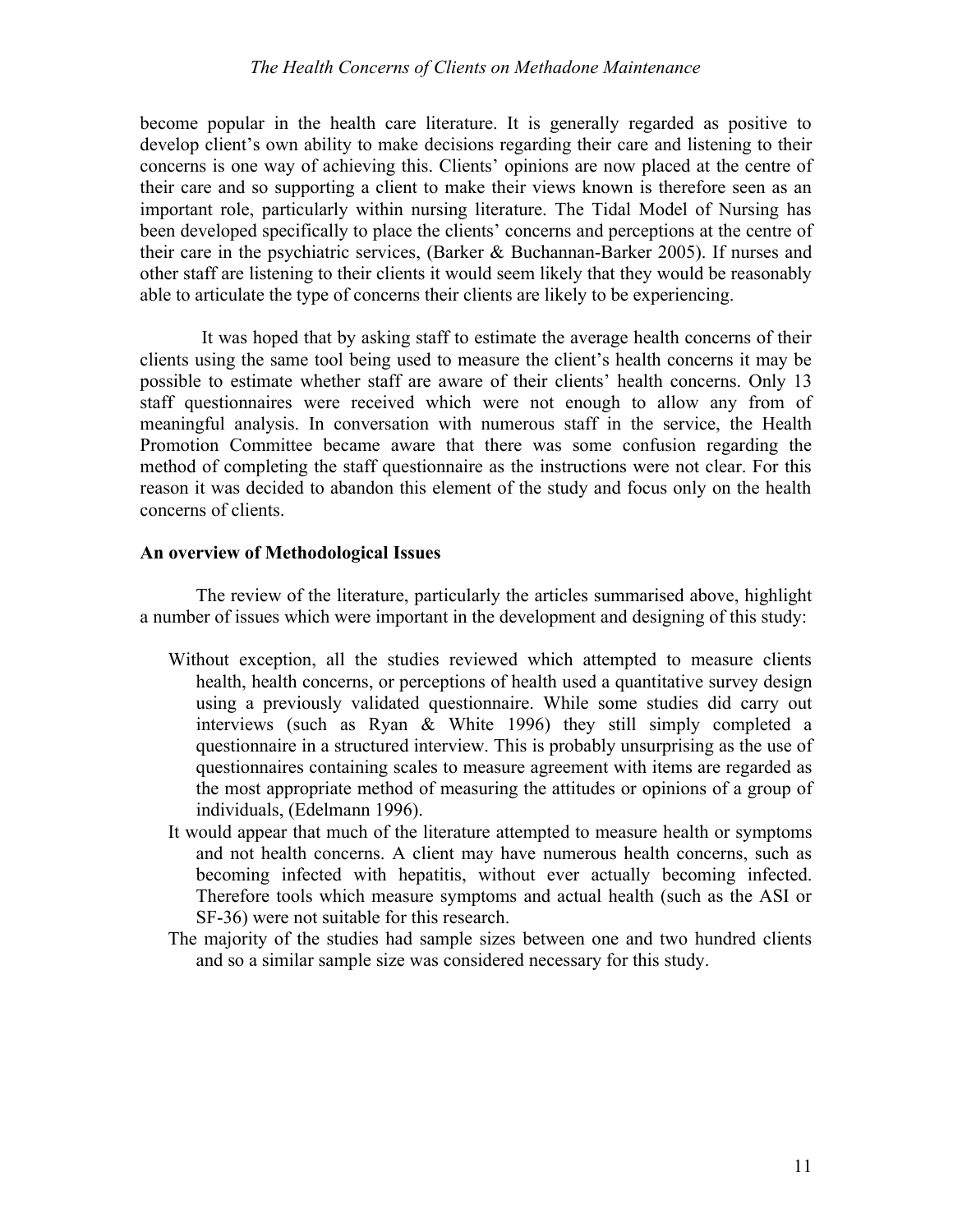become popular in the health care literature. It is generally regarded as positive to develop client's own ability to make decisions regarding their care and listening to their concerns is one way of achieving this. Clients' opinions are now placed at the centre of their care and so supporting a client to make their views known is therefore seen as an important role, particularly within nursing literature. The Tidal Model of Nursing has been developed specifically to place the clients' concerns and perceptions at the centre of their care in the psychiatric services, (Barker & Buchannan-Barker 2005). If nurses and other staff are listening to their clients it would seem likely that they would be reasonably able to articulate the type of concerns their clients are likely to be experiencing.

It was hoped that by asking staff to estimate the average health concerns of their clients using the same tool being used to measure the client's health concerns it may be possible to estimate whether staff are aware of their clients' health concerns. Only 13 staff questionnaires were received which were not enough to allow any from of meaningful analysis. In conversation with numerous staff in the service, the Health Promotion Committee became aware that there was some confusion regarding the method of completing the staff questionnaire as the instructions were not clear. For this reason it was decided to abandon this element of the study and focus only on the health concerns of clients.

**An overview of Methodological Issues**

The review of the literature, particularly the articles summarised above, highlight a number of issues which were important in the development and designing of this study:

- Without exception, all the studies reviewed which attempted to measure clients health, health concerns, or perceptions of health used a quantitative survey design using a previously validated questionnaire. While some studies did carry out interviews (such as Ryan & White 1996) they still simply completed a questionnaire in a structured interview. This is probably unsurprising as the use of questionnaires containing scales to measure agreement with items are regarded as the most appropriate method of measuring the attitudes or opinions of a group of individuals, (Edelmann 1996).
- It would appear that much of the literature attempted to measure health or symptoms and not health concerns. A client may have numerous health concerns, such as becoming infected with hepatitis, without ever actually becoming infected. Therefore tools which measure symptoms and actual health (such as the ASI or SF-36) were not suitable for this research.
- The majority of the studies had sample sizes between one and two hundred clients and so a similar sample size was considered necessary for this study.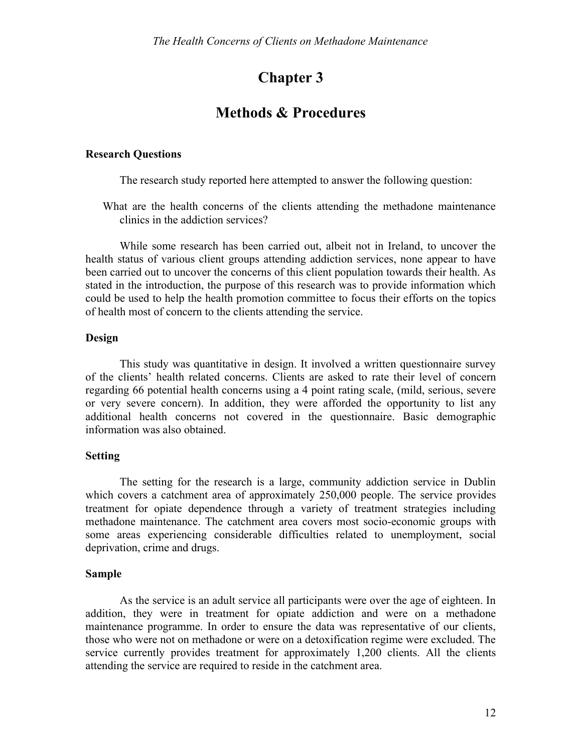# Chapter 3

## Methods & Procedures

### Research Questions

The research study reported here attempted to answer the following question:

> What are the health concerns of the clients attending the methadone maintenance clinics in the addiction services?

While some research has been carried out, albeit not in Ireland, to uncover the health status of various client groups attending addiction services, none appear to have been carried out to uncover the concerns of this client population towards their health. As stated in the introduction, the purpose of this research was to provide information which could be used to help the health promotion committee to focus their efforts on the topics of health most of concern to the clients attending the service.

### Design

This study was quantitative in design. It involved a written questionnaire survey of the clients' health related concerns. Clients are asked to rate their level of concern regarding 66 potential health concerns using a 4 point rating scale, (mild, serious, severe or very severe concern). In addition, they were afforded the opportunity to list any additional health concerns not covered in the questionnaire. Basic demographic information was also obtained.

### Setting

The setting for the research is a large, community addiction service in Dublin which covers a catchment area of approximately 250,000 people. The service provides treatment for opiate dependence through a variety of treatment strategies including methadone maintenance. The catchment area covers most socio-economic groups with some areas experiencing considerable difficulties related to unemployment, social deprivation, crime and drugs.

### Sample

As the service is an adult service all participants were over the age of eighteen. In addition, they were in treatment for opiate addiction and were on a methadone maintenance programme. In order to ensure the data was representative of our clients, those who were not on methadone or were on a detoxification regime were excluded. The service currently provides treatment for approximately 1,200 clients. All the clients attending the service are required to reside in the catchment area.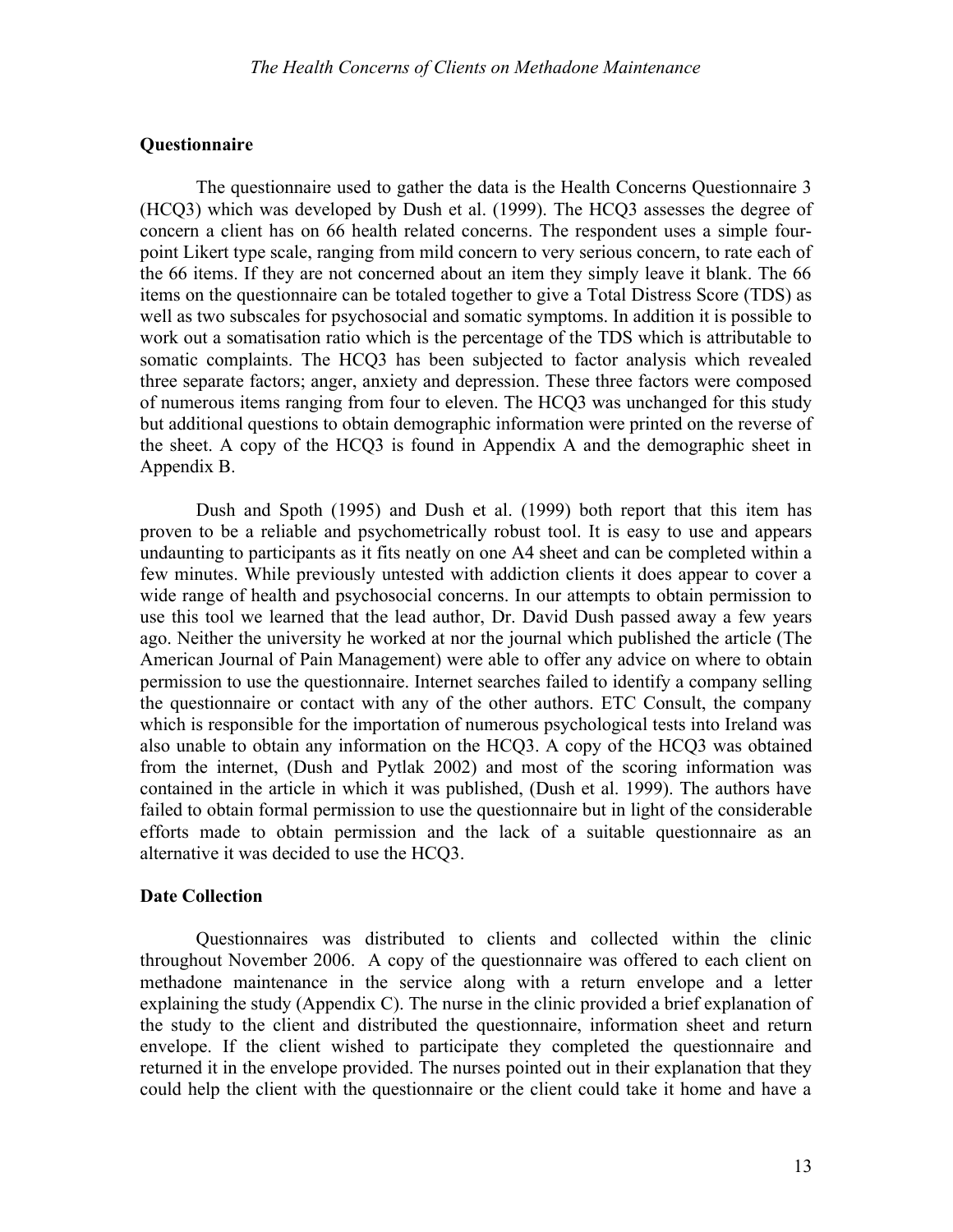### Questionnaire

The questionnaire used to gather the data is the Health Concerns Questionnaire 3 (HCQ3) which was developed by Dush et al. (1999). The HCQ3 assesses the degree of concern a client has on 66 health related concerns. The respondent uses a simple four-point Likert type scale, ranging from mild concern to very serious concern, to rate each of the 66 items. If they are not concerned about an item they simply leave it blank. The 66 items on the questionnaire can be totaled together to give a Total Distress Score (TDS) as well as two subscales for psychosocial and somatic symptoms. In addition it is possible to work out a somatisation ratio which is the percentage of the TDS which is attributable to somatic complaints. The HCQ3 has been subjected to factor analysis which revealed three separate factors; anger, anxiety and depression. These three factors were composed of numerous items ranging from four to eleven. The HCQ3 was unchanged for this study but additional questions to obtain demographic information were printed on the reverse of the sheet. A copy of the HCQ3 is found in Appendix A and the demographic sheet in Appendix B.

Dush and Spoth (1995) and Dush et al. (1999) both report that this item has proven to be a reliable and psychometrically robust tool. It is easy to use and appears undaunting to participants as it fits neatly on one A4 sheet and can be completed within a few minutes. While previously untested with addiction clients it does appear to cover a wide range of health and psychosocial concerns. In our attempts to obtain permission to use this tool we learned that the lead author, Dr. David Dush passed away a few years ago. Neither the university he worked at nor the journal which published the article (The American Journal of Pain Management) were able to offer any advice on where to obtain permission to use the questionnaire. Internet searches failed to identify a company selling the questionnaire or contact with any of the other authors. ETC Consult, the company which is responsible for the importation of numerous psychological tests into Ireland was also unable to obtain any information on the HCQ3. A copy of the HCQ3 was obtained from the internet, (Dush and Pytlak 2002) and most of the scoring information was contained in the article in which it was published, (Dush et al. 1999). The authors have failed to obtain formal permission to use the questionnaire but in light of the considerable efforts made to obtain permission and the lack of a suitable questionnaire as an alternative it was decided to use the HCQ3.

### Date Collection

Questionnaires was distributed to clients and collected within the clinic throughout November 2006. A copy of the questionnaire was offered to each client on methadone maintenance in the service along with a return envelope and a letter explaining the study (Appendix C). The nurse in the clinic provided a brief explanation of the study to the client and distributed the questionnaire, information sheet and return envelope. If the client wished to participate they completed the questionnaire and returned it in the envelope provided. The nurses pointed out in their explanation that they could help the client with the questionnaire or the client could take it home and have a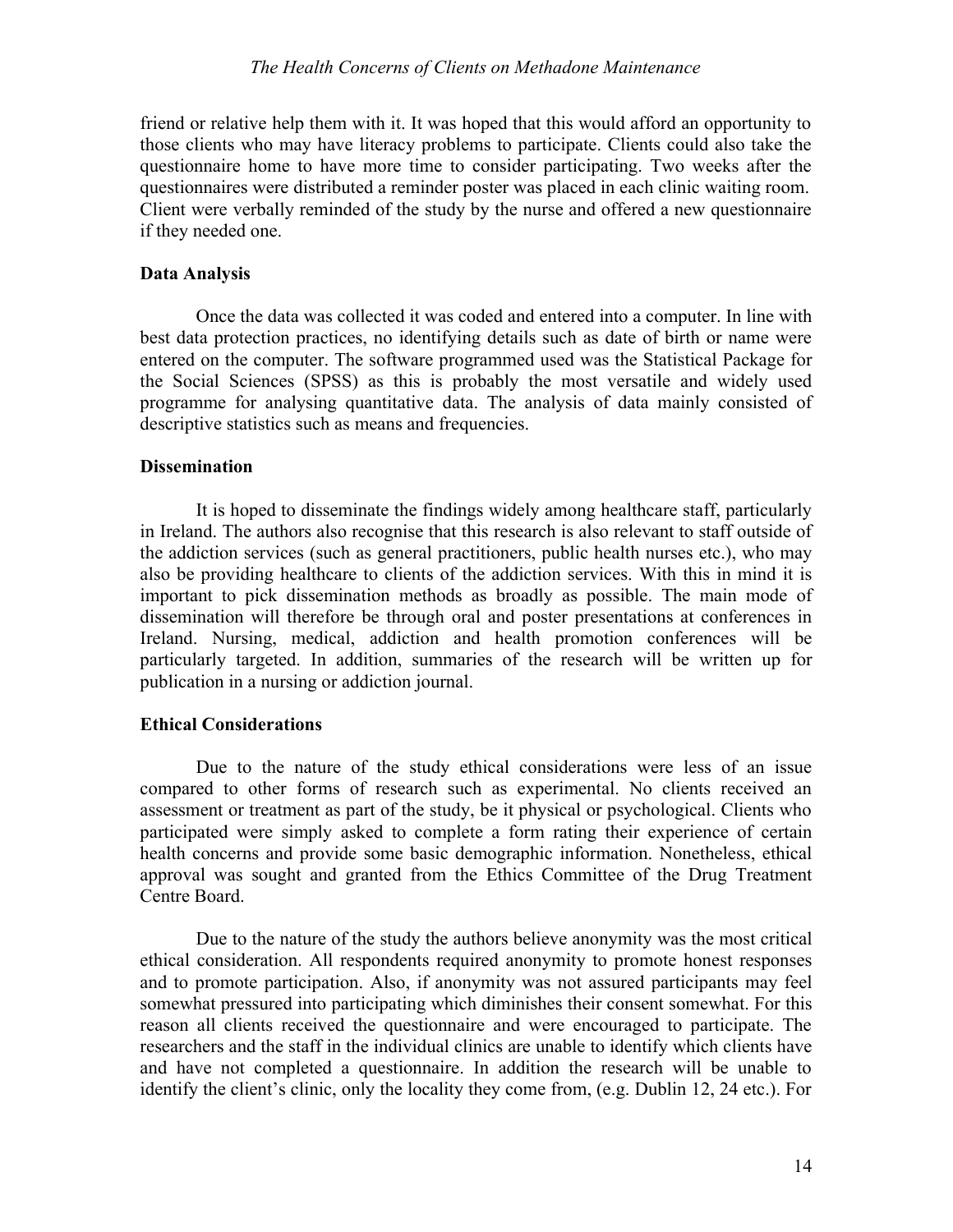friend or relative help them with it. It was hoped that this would afford an opportunity to those clients who may have literacy problems to participate. Clients could also take the questionnaire home to have more time to consider participating. Two weeks after the questionnaires were distributed a reminder poster was placed in each clinic waiting room. Client were verbally reminded of the study by the nurse and offered a new questionnaire if they needed one.

### Data Analysis

Once the data was collected it was coded and entered into a computer. In line with best data protection practices, no identifying details such as date of birth or name were entered on the computer. The software programmed used was the Statistical Package for the Social Sciences (SPSS) as this is probably the most versatile and widely used programme for analysing quantitative data. The analysis of data mainly consisted of descriptive statistics such as means and frequencies.

### Dissemination

It is hoped to disseminate the findings widely among healthcare staff, particularly in Ireland. The authors also recognise that this research is also relevant to staff outside of the addiction services (such as general practitioners, public health nurses etc.), who may also be providing healthcare to clients of the addiction services. With this in mind it is important to pick dissemination methods as broadly as possible. The main mode of dissemination will therefore be through oral and poster presentations at conferences in Ireland. Nursing, medical, addiction and health promotion conferences will be particularly targeted. In addition, summaries of the research will be written up for publication in a nursing or addiction journal.

### Ethical Considerations

Due to the nature of the study ethical considerations were less of an issue compared to other forms of research such as experimental. No clients received an assessment or treatment as part of the study, be it physical or psychological. Clients who participated were simply asked to complete a form rating their experience of certain health concerns and provide some basic demographic information. Nonetheless, ethical approval was sought and granted from the Ethics Committee of the Drug Treatment Centre Board.

Due to the nature of the study the authors believe anonymity was the most critical ethical consideration. All respondents required anonymity to promote honest responses and to promote participation. Also, if anonymity was not assured participants may feel somewhat pressured into participating which diminishes their consent somewhat. For this reason all clients received the questionnaire and were encouraged to participate. The researchers and the staff in the individual clinics are unable to identify which clients have and have not completed a questionnaire. In addition the research will be unable to identify the client's clinic, only the locality they come from, (e.g. Dublin 12, 24 etc.). For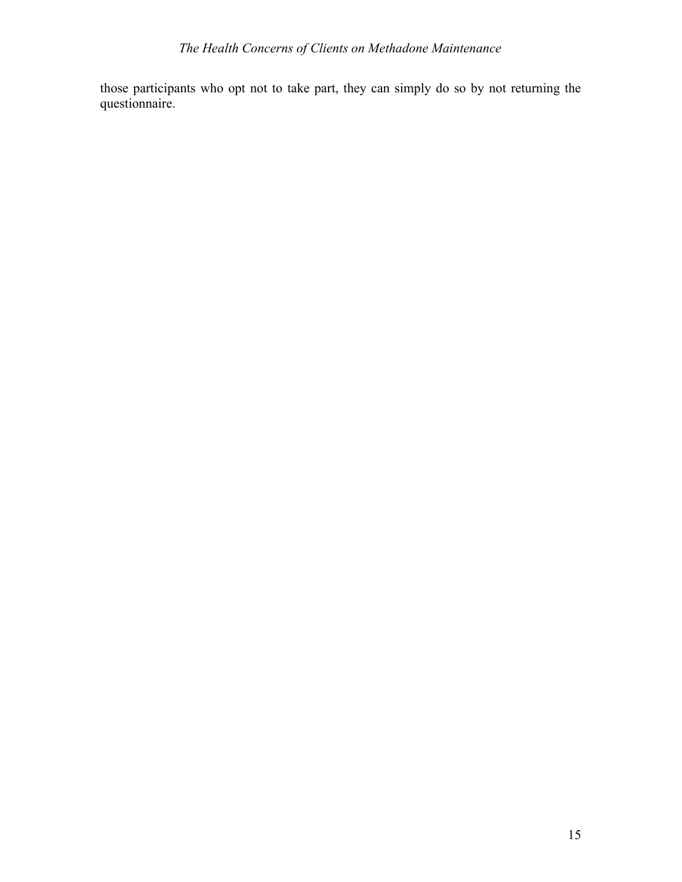those participants who opt not to take part, they can simply do so by not returning the questionnaire.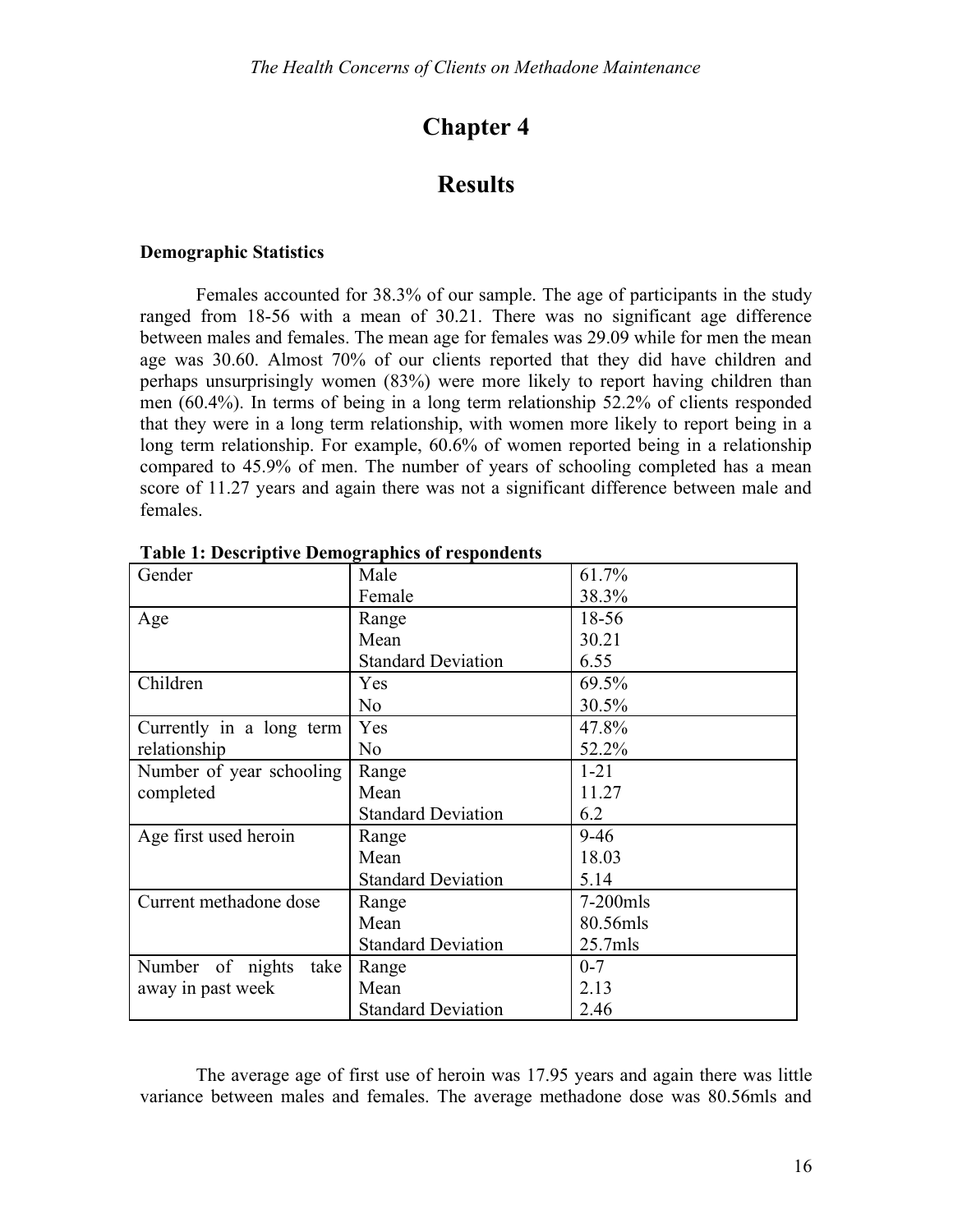# Chapter 4

## Results

### Demographic Statistics

Females accounted for 38.3% of our sample. The age of participants in the study ranged from 18-56 with a mean of 30.21. There was no significant age difference between males and females. The mean age for females was 29.09 while for men the mean age was 30.60. Almost 70% of our clients reported that they did have children and perhaps unsurprisingly women (83%) were more likely to report having children than men (60.4%). In terms of being in a long term relationship 52.2% of clients responded that they were in a long term relationship, with women more likely to report being in a long term relationship. For example, 60.6% of women reported being in a relationship compared to 45.9% of men. The number of years of schooling completed has a mean score of 11.27 years and again there was not a significant difference between male and females.

**Table 1: Descriptive Demographics of respondents**

| | | |
|---|---|---|
| Gender | Male<br>Female | 61.7%<br>38.3% |
| Age | Range<br>Mean<br>Standard Deviation | 18-56<br>30.21<br>6.55 |
| Children | Yes<br>No | 69.5%<br>30.5% |
| Currently in a long term relationship | Yes<br>No | 47.8%<br>52.2% |
| Number of year schooling completed | Range<br>Mean<br>Standard Deviation | 1-21<br>11.27<br>6.2 |
| Age first used heroin | Range<br>Mean<br>Standard Deviation | 9-46<br>18.03<br>5.14 |
| Current methadone dose | Range<br>Mean<br>Standard Deviation | 7-200mls<br>80.56mls<br>25.7mls |
| Number of nights take away in past week | Range<br>Mean<br>Standard Deviation | 0-7<br>2.13<br>2.46 |

The average age of first use of heroin was 17.95 years and again there was little variance between males and females. The average methadone dose was 80.56mls and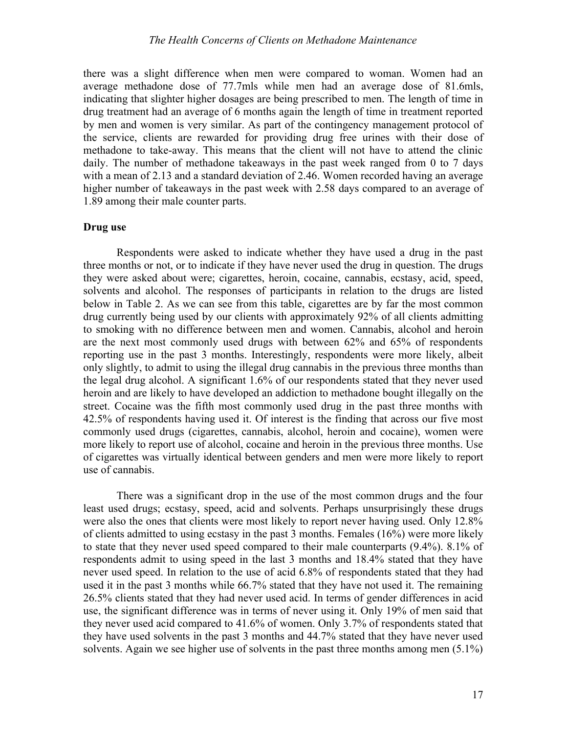there was a slight difference when men were compared to woman. Women had an average methadone dose of 77.7mls while men had an average dose of 81.6mls, indicating that slighter higher dosages are being prescribed to men. The length of time in drug treatment had an average of 6 months again the length of time in treatment reported by men and women is very similar. As part of the contingency management protocol of the service, clients are rewarded for providing drug free urines with their dose of methadone to take-away. This means that the client will not have to attend the clinic daily. The number of methadone takeaways in the past week ranged from 0 to 7 days with a mean of 2.13 and a standard deviation of 2.46. Women recorded having an average higher number of takeaways in the past week with 2.58 days compared to an average of 1.89 among their male counter parts.

**Drug use**

Respondents were asked to indicate whether they have used a drug in the past three months or not, or to indicate if they have never used the drug in question. The drugs they were asked about were; cigarettes, heroin, cocaine, cannabis, ecstasy, acid, speed, solvents and alcohol. The responses of participants in relation to the drugs are listed below in Table 2. As we can see from this table, cigarettes are by far the most common drug currently being used by our clients with approximately 92% of all clients admitting to smoking with no difference between men and women. Cannabis, alcohol and heroin are the next most commonly used drugs with between 62% and 65% of respondents reporting use in the past 3 months. Interestingly, respondents were more likely, albeit only slightly, to admit to using the illegal drug cannabis in the previous three months than the legal drug alcohol. A significant 1.6% of our respondents stated that they never used heroin and are likely to have developed an addiction to methadone bought illegally on the street. Cocaine was the fifth most commonly used drug in the past three months with 42.5% of respondents having used it. Of interest is the finding that across our five most commonly used drugs (cigarettes, cannabis, alcohol, heroin and cocaine), women were more likely to report use of alcohol, cocaine and heroin in the previous three months. Use of cigarettes was virtually identical between genders and men were more likely to report use of cannabis.

There was a significant drop in the use of the most common drugs and the four least used drugs; ecstasy, speed, acid and solvents. Perhaps unsurprisingly these drugs were also the ones that clients were most likely to report never having used. Only 12.8% of clients admitted to using ecstasy in the past 3 months. Females (16%) were more likely to state that they never used speed compared to their male counterparts (9.4%). 8.1% of respondents admit to using speed in the last 3 months and 18.4% stated that they have never used speed. In relation to the use of acid 6.8% of respondents stated that they had used it in the past 3 months while 66.7% stated that they have not used it. The remaining 26.5% clients stated that they had never used acid. In terms of gender differences in acid use, the significant difference was in terms of never using it. Only 19% of men said that they never used acid compared to 41.6% of women. Only 3.7% of respondents stated that they have used solvents in the past 3 months and 44.7% stated that they have never used solvents. Again we see higher use of solvents in the past three months among men (5.1%)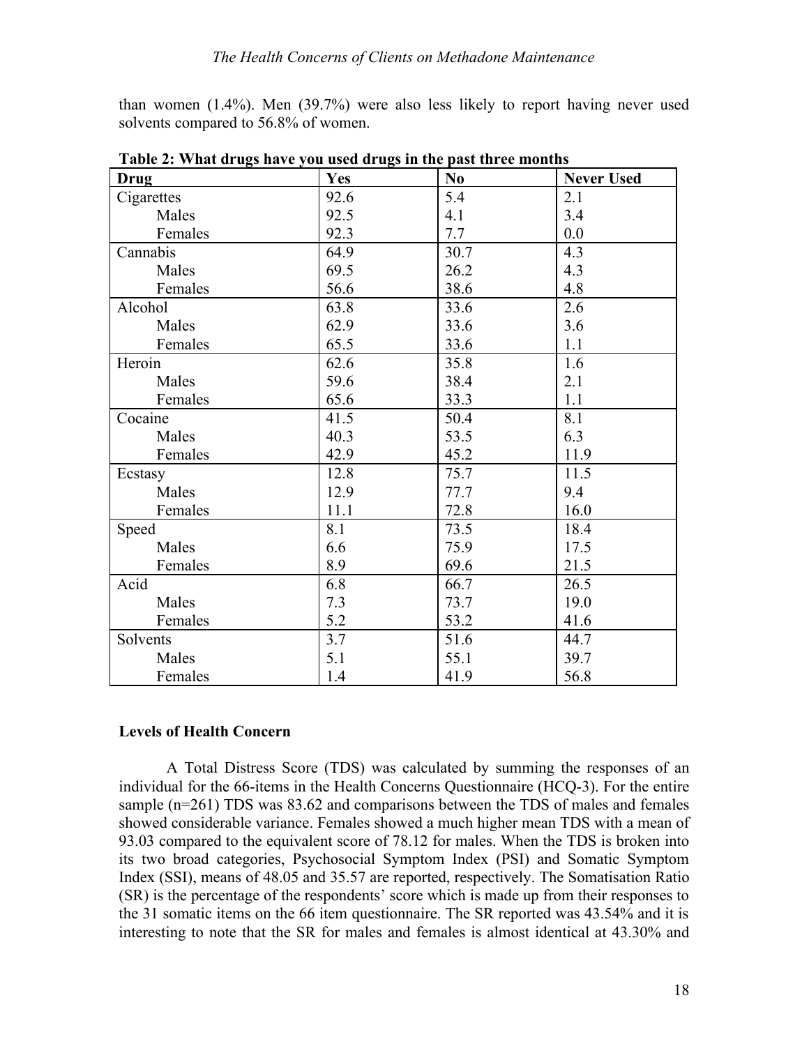than women (1.4%). Men (39.7%) were also less likely to report having never used solvents compared to 56.8% of women.

**Table 2: What drugs have you used drugs in the past three months**

| Drug | Yes | No | Never Used |
|---|---|---|---|
| Cigarettes | 92.6 | 5.4 | 2.1 |
| Males | 92.5 | 4.1 | 3.4 |
| Females | 92.3 | 7.7 | 0.0 |
| Cannabis | 64.9 | 30.7 | 4.3 |
| Males | 69.5 | 26.2 | 4.3 |
| Females | 56.6 | 38.6 | 4.8 |
| Alcohol | 63.8 | 33.6 | 2.6 |
| Males | 62.9 | 33.6 | 3.6 |
| Females | 65.5 | 33.6 | 1.1 |
| Heroin | 62.6 | 35.8 | 1.6 |
| Males | 59.6 | 38.4 | 2.1 |
| Females | 65.6 | 33.3 | 1.1 |
| Cocaine | 41.5 | 50.4 | 8.1 |
| Males | 40.3 | 53.5 | 6.3 |
| Females | 42.9 | 45.2 | 11.9 |
| Ecstasy | 12.8 | 75.7 | 11.5 |
| Males | 12.9 | 77.7 | 9.4 |
| Females | 11.1 | 72.8 | 16.0 |
| Speed | 8.1 | 73.5 | 18.4 |
| Males | 6.6 | 75.9 | 17.5 |
| Females | 8.9 | 69.6 | 21.5 |
| Acid | 6.8 | 66.7 | 26.5 |
| Males | 7.3 | 73.7 | 19.0 |
| Females | 5.2 | 53.2 | 41.6 |
| Solvents | 3.7 | 51.6 | 44.7 |
| Males | 5.1 | 55.1 | 39.7 |
| Females | 1.4 | 41.9 | 56.8 |

**Levels of Health Concern**

A Total Distress Score (TDS) was calculated by summing the responses of an individual for the 66-items in the Health Concerns Questionnaire (HCQ-3). For the entire sample (n=261) TDS was 83.62 and comparisons between the TDS of males and females showed considerable variance. Females showed a much higher mean TDS with a mean of 93.03 compared to the equivalent score of 78.12 for males. When the TDS is broken into its two broad categories, Psychosocial Symptom Index (PSI) and Somatic Symptom Index (SSI), means of 48.05 and 35.57 are reported, respectively. The Somatisation Ratio (SR) is the percentage of the respondents' score which is made up from their responses to the 31 somatic items on the 66 item questionnaire. The SR reported was 43.54% and it is interesting to note that the SR for males and females is almost identical at 43.30% and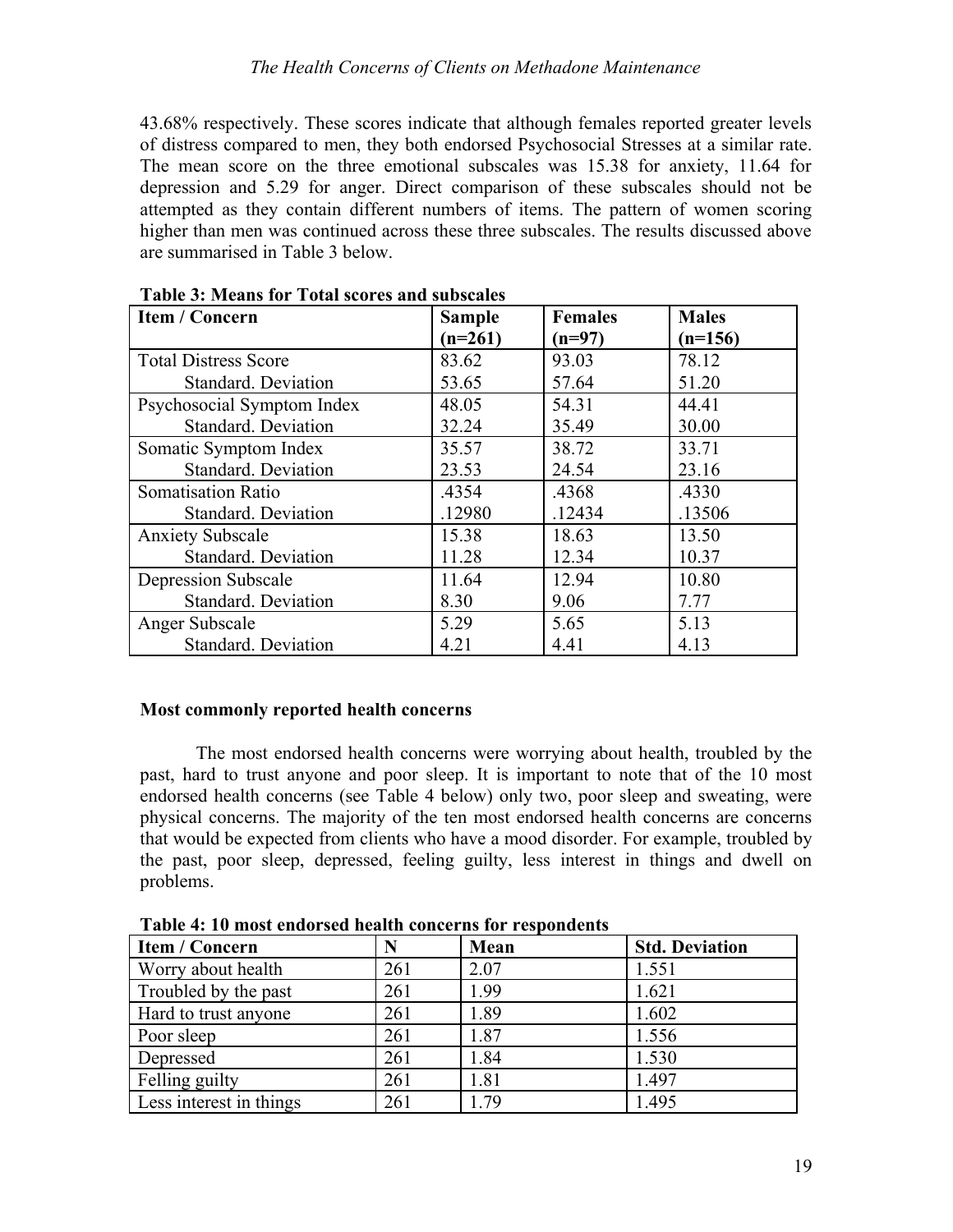43.68% respectively. These scores indicate that although females reported greater levels of distress compared to men, they both endorsed Psychosocial Stresses at a similar rate. The mean score on the three emotional subscales was 15.38 for anxiety, 11.64 for depression and 5.29 for anger. Direct comparison of these subscales should not be attempted as they contain different numbers of items. The pattern of women scoring higher than men was continued across these three subscales. The results discussed above are summarised in Table 3 below.

**Table 3: Means for Total scores and subscales**

| Item / Concern | Sample (n=261) | Females (n=97) | Males (n=156) |
|---|---|---|---|
| Total Distress Score | 83.62 | 93.03 | 78.12 |
| Standard. Deviation | 53.65 | 57.64 | 51.20 |
| Psychosocial Symptom Index | 48.05 | 54.31 | 44.41 |
| Standard. Deviation | 32.24 | 35.49 | 30.00 |
| Somatic Symptom Index | 35.57 | 38.72 | 33.71 |
| Standard. Deviation | 23.53 | 24.54 | 23.16 |
| Somatisation Ratio | .4354 | .4368 | .4330 |
| Standard. Deviation | .12980 | .12434 | .13506 |
| Anxiety Subscale | 15.38 | 18.63 | 13.50 |
| Standard. Deviation | 11.28 | 12.34 | 10.37 |
| Depression Subscale | 11.64 | 12.94 | 10.80 |
| Standard. Deviation | 8.30 | 9.06 | 7.77 |
| Anger Subscale | 5.29 | 5.65 | 5.13 |
| Standard. Deviation | 4.21 | 4.41 | 4.13 |

### Most commonly reported health concerns

The most endorsed health concerns were worrying about health, troubled by the past, hard to trust anyone and poor sleep. It is important to note that of the 10 most endorsed health concerns (see Table 4 below) only two, poor sleep and sweating, were physical concerns. The majority of the ten most endorsed health concerns are concerns that would be expected from clients who have a mood disorder. For example, troubled by the past, poor sleep, depressed, feeling guilty, less interest in things and dwell on problems.

**Table 4: 10 most endorsed health concerns for respondents**

| Item / Concern | N | Mean | Std. Deviation |
|---|---|---|---|
| Worry about health | 261 | 2.07 | 1.551 |
| Troubled by the past | 261 | 1.99 | 1.621 |
| Hard to trust anyone | 261 | 1.89 | 1.602 |
| Poor sleep | 261 | 1.87 | 1.556 |
| Depressed | 261 | 1.84 | 1.530 |
| Felling guilty | 261 | 1.81 | 1.497 |
| Less interest in things | 261 | 1.79 | 1.495 |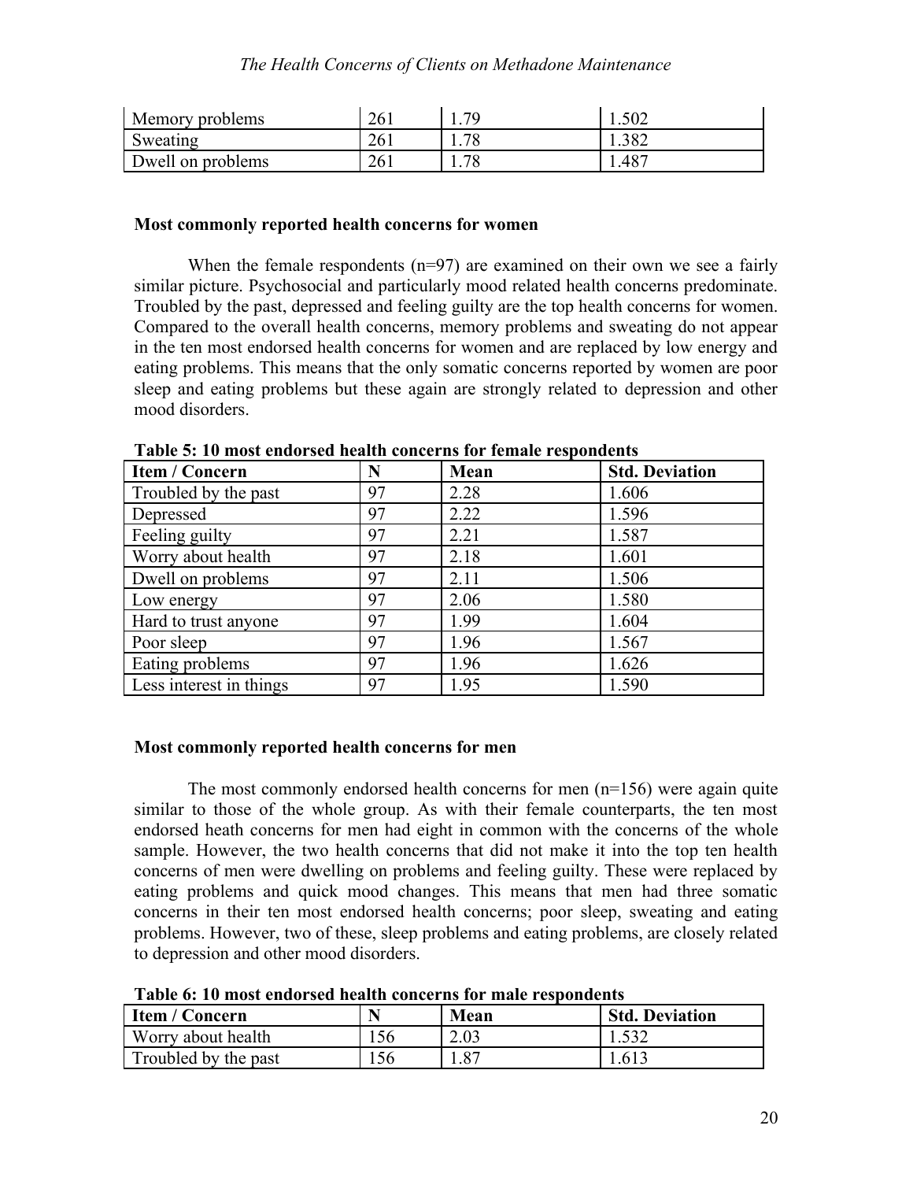| Memory problems | 261 | 1.79 | 1.502 |
|---|---|---|---|
| Sweating | 261 | 1.78 | 1.382 |
| Dwell on problems | 261 | 1.78 | 1.487 |

### Most commonly reported health concerns for women

When the female respondents (n=97) are examined on their own we see a fairly similar picture. Psychosocial and particularly mood related health concerns predominate. Troubled by the past, depressed and feeling guilty are the top health concerns for women. Compared to the overall health concerns, memory problems and sweating do not appear in the ten most endorsed health concerns for women and are replaced by low energy and eating problems. This means that the only somatic concerns reported by women are poor sleep and eating problems but these again are strongly related to depression and other mood disorders.

**Table 5: 10 most endorsed health concerns for female respondents**

| Item / Concern | N | Mean | Std. Deviation |
|---|---|---|---|
| Troubled by the past | 97 | 2.28 | 1.606 |
| Depressed | 97 | 2.22 | 1.596 |
| Feeling guilty | 97 | 2.21 | 1.587 |
| Worry about health | 97 | 2.18 | 1.601 |
| Dwell on problems | 97 | 2.11 | 1.506 |
| Low energy | 97 | 2.06 | 1.580 |
| Hard to trust anyone | 97 | 1.99 | 1.604 |
| Poor sleep | 97 | 1.96 | 1.567 |
| Eating problems | 97 | 1.96 | 1.626 |
| Less interest in things | 97 | 1.95 | 1.590 |

### Most commonly reported health concerns for men

The most commonly endorsed health concerns for men (n=156) were again quite similar to those of the whole group. As with their female counterparts, the ten most endorsed heath concerns for men had eight in common with the concerns of the whole sample. However, the two health concerns that did not make it into the top ten health concerns of men were dwelling on problems and feeling guilty. These were replaced by eating problems and quick mood changes. This means that men had three somatic concerns in their ten most endorsed health concerns; poor sleep, sweating and eating problems. However, two of these, sleep problems and eating problems, are closely related to depression and other mood disorders.

**Table 6: 10 most endorsed health concerns for male respondents**

| Item / Concern | N | Mean | Std. Deviation |
|---|---|---|---|
| Worry about health | 156 | 2.03 | 1.532 |
| Troubled by the past | 156 | 1.87 | 1.613 |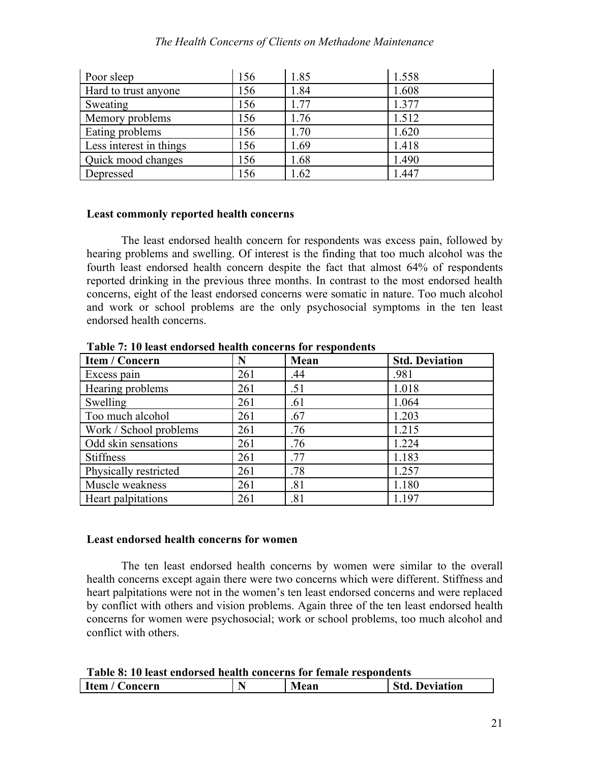| Poor sleep | 156 | 1.85 | 1.558 |
| --- | --- | --- | --- |
| Hard to trust anyone | 156 | 1.84 | 1.608 |
| Sweating | 156 | 1.77 | 1.377 |
| Memory problems | 156 | 1.76 | 1.512 |
| Eating problems | 156 | 1.70 | 1.620 |
| Less interest in things | 156 | 1.69 | 1.418 |
| Quick mood changes | 156 | 1.68 | 1.490 |
| Depressed | 156 | 1.62 | 1.447 |

### Least commonly reported health concerns

The least endorsed health concern for respondents was excess pain, followed by hearing problems and swelling. Of interest is the finding that too much alcohol was the fourth least endorsed health concern despite the fact that almost 64% of respondents reported drinking in the previous three months. In contrast to the most endorsed health concerns, eight of the least endorsed concerns were somatic in nature. Too much alcohol and work or school problems are the only psychosocial symptoms in the ten least endorsed health concerns.

**Table 7: 10 least endorsed health concerns for respondents**

| Item / Concern | N | Mean | Std. Deviation |
| --- | --- | --- | --- |
| Excess pain | 261 | .44 | .981 |
| Hearing problems | 261 | .51 | 1.018 |
| Swelling | 261 | .61 | 1.064 |
| Too much alcohol | 261 | .67 | 1.203 |
| Work / School problems | 261 | .76 | 1.215 |
| Odd skin sensations | 261 | .76 | 1.224 |
| Stiffness | 261 | .77 | 1.183 |
| Physically restricted | 261 | .78 | 1.257 |
| Muscle weakness | 261 | .81 | 1.180 |
| Heart palpitations | 261 | .81 | 1.197 |

### Least endorsed health concerns for women

The ten least endorsed health concerns by women were similar to the overall health concerns except again there were two concerns which were different. Stiffness and heart palpitations were not in the women's ten least endorsed concerns and were replaced by conflict with others and vision problems. Again three of the ten least endorsed health concerns for women were psychosocial; work or school problems, too much alcohol and conflict with others.

**Table 8: 10 least endorsed health concerns for female respondents**

| Item / Concern | N | Mean | Std. Deviation |
| --- | --- | --- | --- |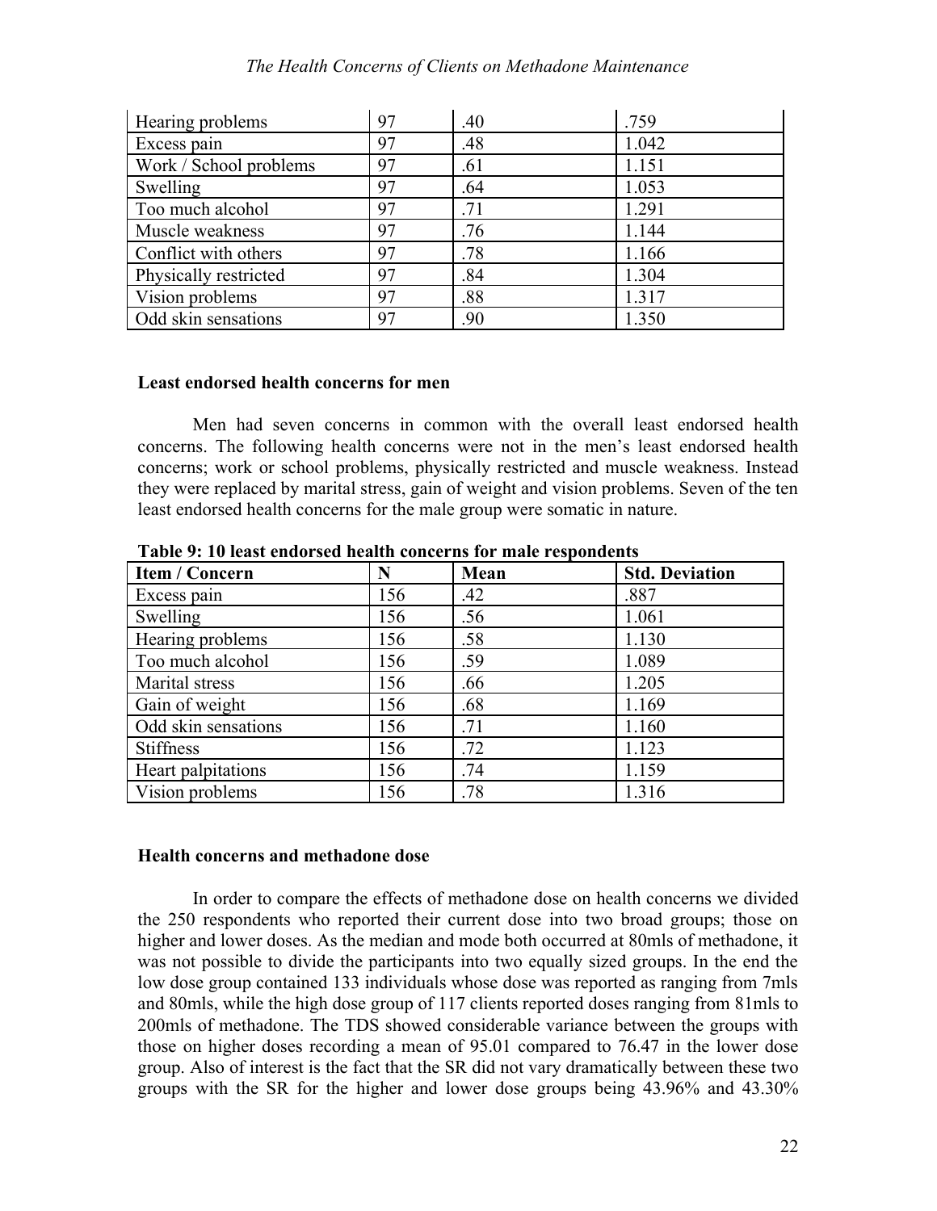| Hearing problems | 97 | .40 | .759 |
|---|---|---|---|
| Excess pain | 97 | .48 | 1.042 |
| Work / School problems | 97 | .61 | 1.151 |
| Swelling | 97 | .64 | 1.053 |
| Too much alcohol | 97 | .71 | 1.291 |
| Muscle weakness | 97 | .76 | 1.144 |
| Conflict with others | 97 | .78 | 1.166 |
| Physically restricted | 97 | .84 | 1.304 |
| Vision problems | 97 | .88 | 1.317 |
| Odd skin sensations | 97 | .90 | 1.350 |

### Least endorsed health concerns for men

Men had seven concerns in common with the overall least endorsed health concerns. The following health concerns were not in the men's least endorsed health concerns; work or school problems, physically restricted and muscle weakness. Instead they were replaced by marital stress, gain of weight and vision problems. Seven of the ten least endorsed health concerns for the male group were somatic in nature.

**Table 9: 10 least endorsed health concerns for male respondents**

| Item / Concern | N | Mean | Std. Deviation |
|---|---|---|---|
| Excess pain | 156 | .42 | .887 |
| Swelling | 156 | .56 | 1.061 |
| Hearing problems | 156 | .58 | 1.130 |
| Too much alcohol | 156 | .59 | 1.089 |
| Marital stress | 156 | .66 | 1.205 |
| Gain of weight | 156 | .68 | 1.169 |
| Odd skin sensations | 156 | .71 | 1.160 |
| Stiffness | 156 | .72 | 1.123 |
| Heart palpitations | 156 | .74 | 1.159 |
| Vision problems | 156 | .78 | 1.316 |

### Health concerns and methadone dose

In order to compare the effects of methadone dose on health concerns we divided the 250 respondents who reported their current dose into two broad groups; those on higher and lower doses. As the median and mode both occurred at 80mls of methadone, it was not possible to divide the participants into two equally sized groups. In the end the low dose group contained 133 individuals whose dose was reported as ranging from 7mls and 80mls, while the high dose group of 117 clients reported doses ranging from 81mls to 200mls of methadone. The TDS showed considerable variance between the groups with those on higher doses recording a mean of 95.01 compared to 76.47 in the lower dose group. Also of interest is the fact that the SR did not vary dramatically between these two groups with the SR for the higher and lower dose groups being 43.96% and 43.30%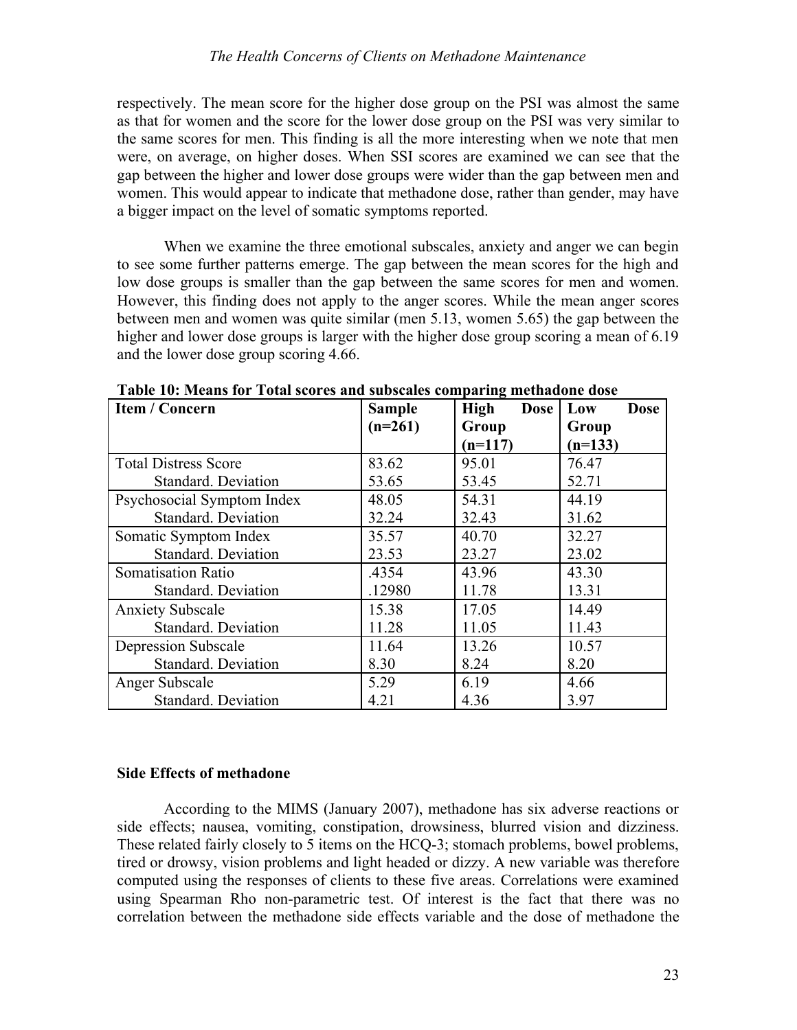respectively. The mean score for the higher dose group on the PSI was almost the same as that for women and the score for the lower dose group on the PSI was very similar to the same scores for men. This finding is all the more interesting when we note that men were, on average, on higher doses. When SSI scores are examined we can see that the gap between the higher and lower dose groups were wider than the gap between men and women. This would appear to indicate that methadone dose, rather than gender, may have a bigger impact on the level of somatic symptoms reported.

When we examine the three emotional subscales, anxiety and anger we can begin to see some further patterns emerge. The gap between the mean scores for the high and low dose groups is smaller than the gap between the same scores for men and women. However, this finding does not apply to the anger scores. While the mean anger scores between men and women was quite similar (men 5.13, women 5.65) the gap between the higher and lower dose groups is larger with the higher dose group scoring a mean of 6.19 and the lower dose group scoring 4.66.

**Table 10: Means for Total scores and subscales comparing methadone dose**

| Item / Concern | Sample (n=261) | High Dose Group (n=117) | Low Dose Group (n=133) |
|---|---|---|---|
| Total Distress Score | 83.62 | 95.01 | 76.47 |
| Standard. Deviation | 53.65 | 53.45 | 52.71 |
| Psychosocial Symptom Index | 48.05 | 54.31 | 44.19 |
| Standard. Deviation | 32.24 | 32.43 | 31.62 |
| Somatic Symptom Index | 35.57 | 40.70 | 32.27 |
| Standard. Deviation | 23.53 | 23.27 | 23.02 |
| Somatisation Ratio | .4354 | 43.96 | 43.30 |
| Standard. Deviation | .12980 | 11.78 | 13.31 |
| Anxiety Subscale | 15.38 | 17.05 | 14.49 |
| Standard. Deviation | 11.28 | 11.05 | 11.43 |
| Depression Subscale | 11.64 | 13.26 | 10.57 |
| Standard. Deviation | 8.30 | 8.24 | 8.20 |
| Anger Subscale | 5.29 | 6.19 | 4.66 |
| Standard. Deviation | 4.21 | 4.36 | 3.97 |

### Side Effects of methadone

According to the MIMS (January 2007), methadone has six adverse reactions or side effects; nausea, vomiting, constipation, drowsiness, blurred vision and dizziness. These related fairly closely to 5 items on the HCQ-3; stomach problems, bowel problems, tired or drowsy, vision problems and light headed or dizzy. A new variable was therefore computed using the responses of clients to these five areas. Correlations were examined using Spearman Rho non-parametric test. Of interest is the fact that there was no correlation between the methadone side effects variable and the dose of methadone the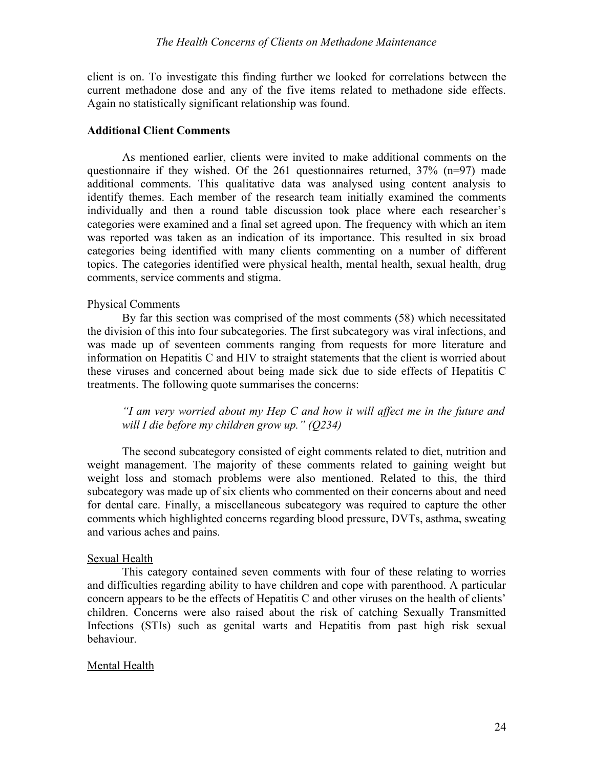client is on. To investigate this finding further we looked for correlations between the current methadone dose and any of the five items related to methadone side effects. Again no statistically significant relationship was found.

## Additional Client Comments

As mentioned earlier, clients were invited to make additional comments on the questionnaire if they wished. Of the 261 questionnaires returned, 37% (n=97) made additional comments. This qualitative data was analysed using content analysis to identify themes. Each member of the research team initially examined the comments individually and then a round table discussion took place where each researcher's categories were examined and a final set agreed upon. The frequency with which an item was reported was taken as an indication of its importance. This resulted in six broad categories being identified with many clients commenting on a number of different topics. The categories identified were physical health, mental health, sexual health, drug comments, service comments and stigma.

### Physical Comments

By far this section was comprised of the most comments (58) which necessitated the division of this into four subcategories. The first subcategory was viral infections, and was made up of seventeen comments ranging from requests for more literature and information on Hepatitis C and HIV to straight statements that the client is worried about these viruses and concerned about being made sick due to side effects of Hepatitis C treatments. The following quote summarises the concerns:

> *"I am very worried about my Hep C and how it will affect me in the future and will I die before my children grow up." (Q234)*

The second subcategory consisted of eight comments related to diet, nutrition and weight management. The majority of these comments related to gaining weight but weight loss and stomach problems were also mentioned. Related to this, the third subcategory was made up of six clients who commented on their concerns about and need for dental care. Finally, a miscellaneous subcategory was required to capture the other comments which highlighted concerns regarding blood pressure, DVTs, asthma, sweating and various aches and pains.

### Sexual Health

This category contained seven comments with four of these relating to worries and difficulties regarding ability to have children and cope with parenthood. A particular concern appears to be the effects of Hepatitis C and other viruses on the health of clients' children. Concerns were also raised about the risk of catching Sexually Transmitted Infections (STIs) such as genital warts and Hepatitis from past high risk sexual behaviour.

### Mental Health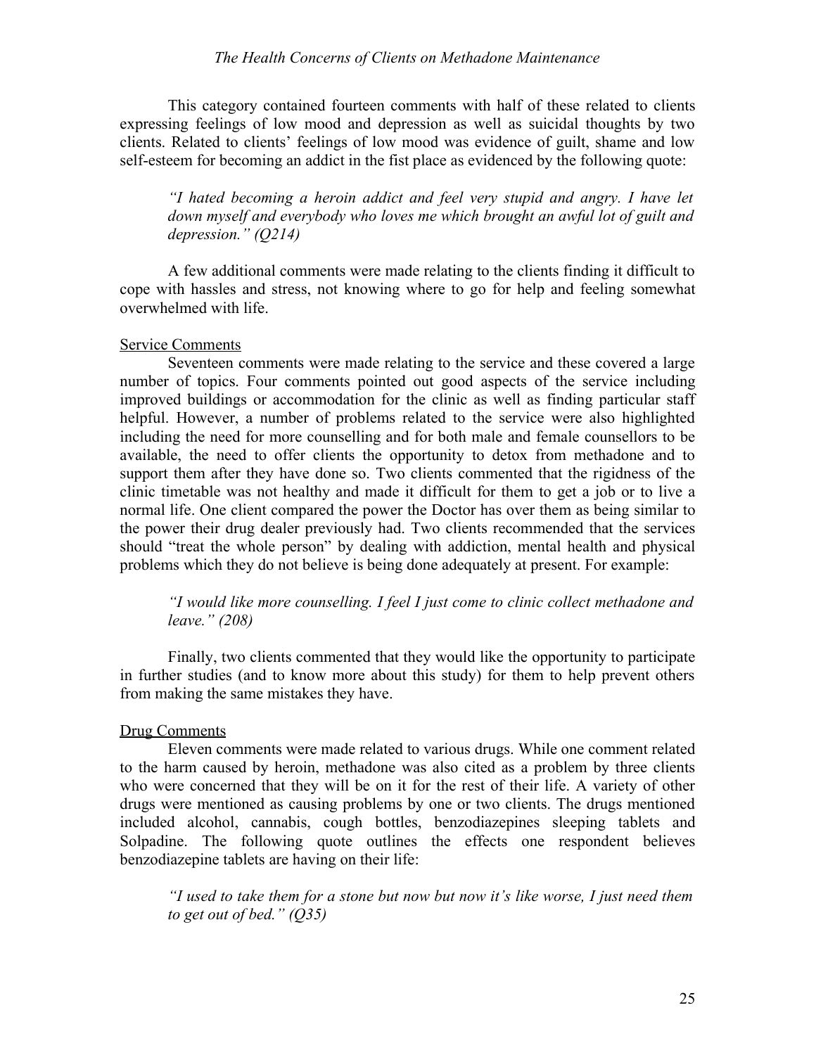This category contained fourteen comments with half of these related to clients expressing feelings of low mood and depression as well as suicidal thoughts by two clients. Related to clients' feelings of low mood was evidence of guilt, shame and low self-esteem for becoming an addict in the fist place as evidenced by the following quote:

> *"I hated becoming a heroin addict and feel very stupid and angry. I have let down myself and everybody who loves me which brought an awful lot of guilt and depression." (Q214)*

A few additional comments were made relating to the clients finding it difficult to cope with hassles and stress, not knowing where to go for help and feeling somewhat overwhelmed with life.

<u>Service Comments</u>

Seventeen comments were made relating to the service and these covered a large number of topics. Four comments pointed out good aspects of the service including improved buildings or accommodation for the clinic as well as finding particular staff helpful. However, a number of problems related to the service were also highlighted including the need for more counselling and for both male and female counsellors to be available, the need to offer clients the opportunity to detox from methadone and to support them after they have done so. Two clients commented that the rigidness of the clinic timetable was not healthy and made it difficult for them to get a job or to live a normal life. One client compared the power the Doctor has over them as being similar to the power their drug dealer previously had. Two clients recommended that the services should "treat the whole person" by dealing with addiction, mental health and physical problems which they do not believe is being done adequately at present. For example:

> *"I would like more counselling. I feel I just come to clinic collect methadone and leave." (208)*

Finally, two clients commented that they would like the opportunity to participate in further studies (and to know more about this study) for them to help prevent others from making the same mistakes they have.

<u>Drug Comments</u>

Eleven comments were made related to various drugs. While one comment related to the harm caused by heroin, methadone was also cited as a problem by three clients who were concerned that they will be on it for the rest of their life. A variety of other drugs were mentioned as causing problems by one or two clients. The drugs mentioned included alcohol, cannabis, cough bottles, benzodiazepines sleeping tablets and Solpadine. The following quote outlines the effects one respondent believes benzodiazepine tablets are having on their life:

> *"I used to take them for a stone but now but now it's like worse, I just need them to get out of bed." (Q35)*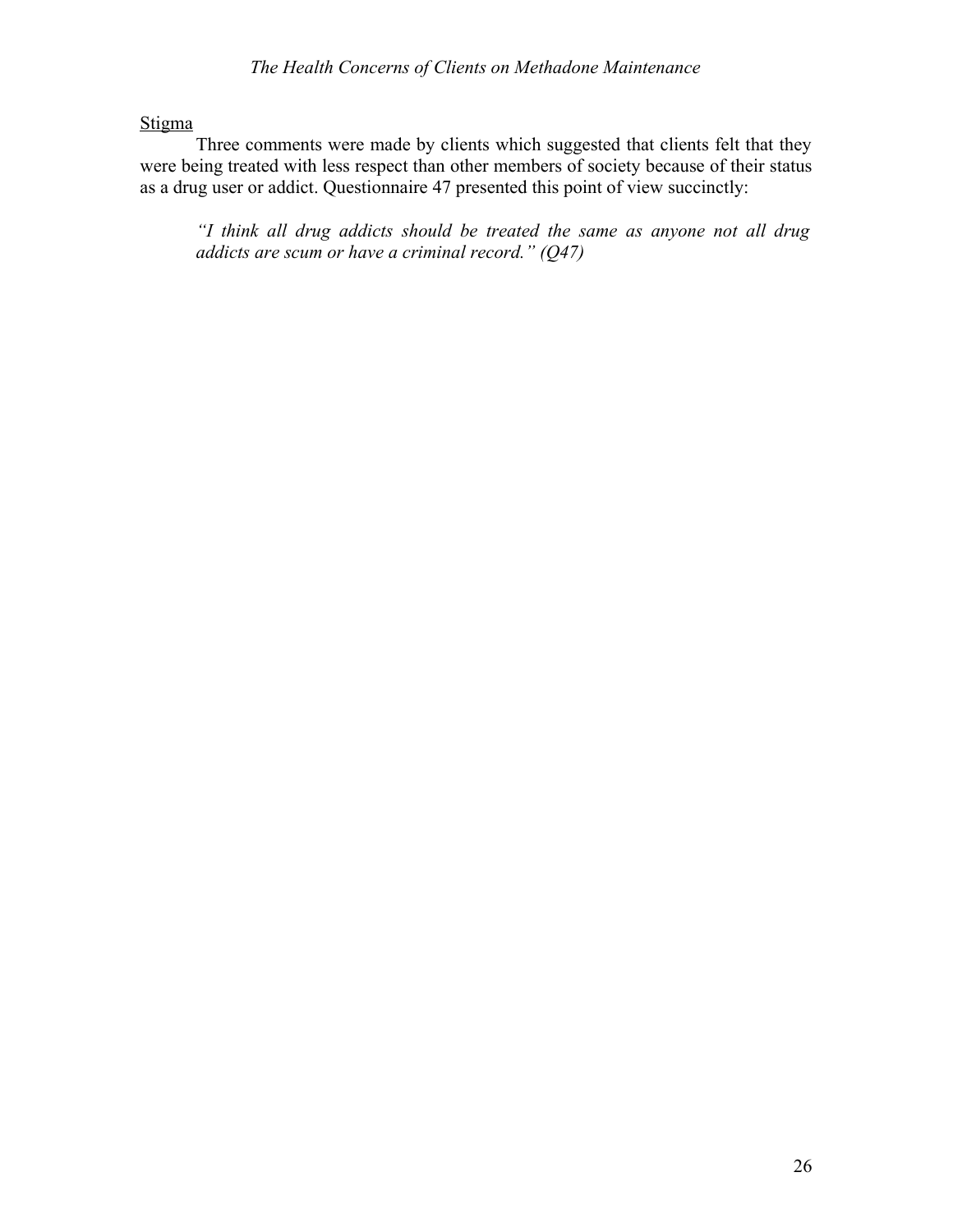<u>Stigma</u>

Three comments were made by clients which suggested that clients felt that they were being treated with less respect than other members of society because of their status as a drug user or addict. Questionnaire 47 presented this point of view succinctly:

> *"I think all drug addicts should be treated the same as anyone not all drug addicts are scum or have a criminal record." (Q47)*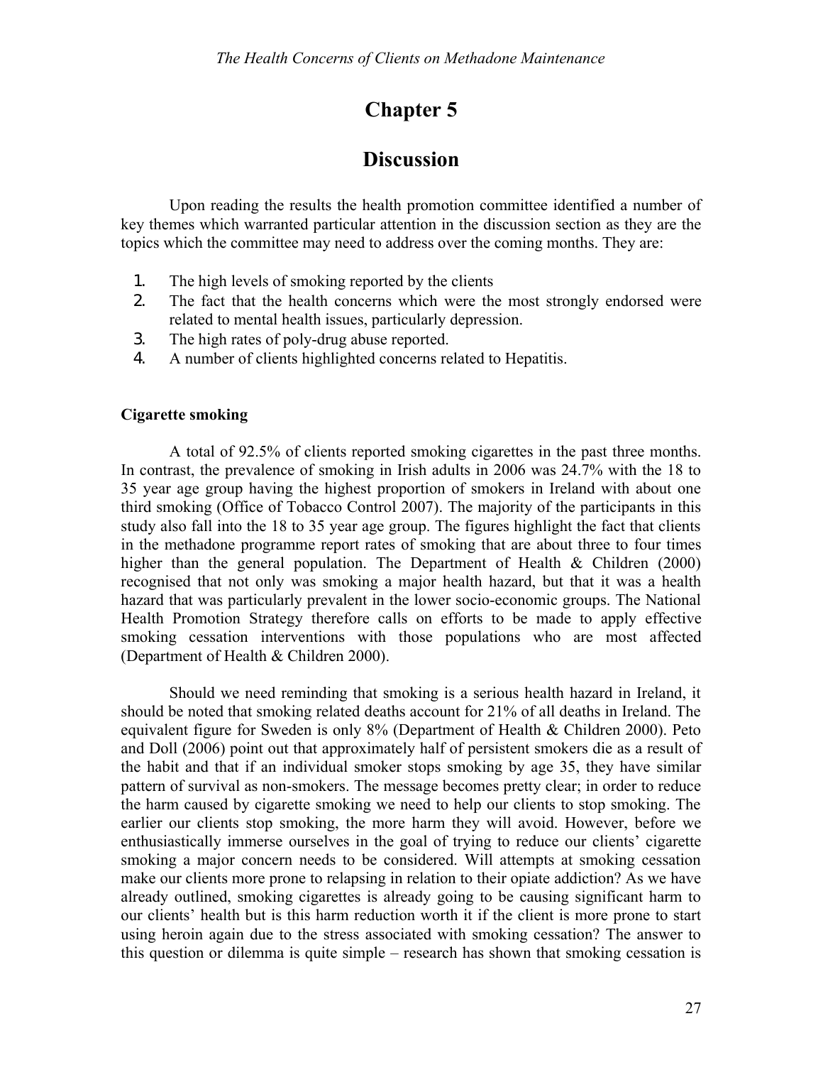// Chapter 5

## Discussion

Upon reading the results the health promotion committee identified a number of key themes which warranted particular attention in the discussion section as they are the topics which the committee may need to address over the coming months. They are:

1. The high levels of smoking reported by the clients
2. The fact that the health concerns which were the most strongly endorsed were related to mental health issues, particularly depression.
3. The high rates of poly-drug abuse reported.
4. A number of clients highlighted concerns related to Hepatitis.

**Cigarette smoking**

A total of 92.5% of clients reported smoking cigarettes in the past three months. In contrast, the prevalence of smoking in Irish adults in 2006 was 24.7% with the 18 to 35 year age group having the highest proportion of smokers in Ireland with about one third smoking (Office of Tobacco Control 2007). The majority of the participants in this study also fall into the 18 to 35 year age group. The figures highlight the fact that clients in the methadone programme report rates of smoking that are about three to four times higher than the general population. The Department of Health & Children (2000) recognised that not only was smoking a major health hazard, but that it was a health hazard that was particularly prevalent in the lower socio-economic groups. The National Health Promotion Strategy therefore calls on efforts to be made to apply effective smoking cessation interventions with those populations who are most affected (Department of Health & Children 2000).

Should we need reminding that smoking is a serious health hazard in Ireland, it should be noted that smoking related deaths account for 21% of all deaths in Ireland. The equivalent figure for Sweden is only 8% (Department of Health & Children 2000). Peto and Doll (2006) point out that approximately half of persistent smokers die as a result of the habit and that if an individual smoker stops smoking by age 35, they have similar pattern of survival as non-smokers. The message becomes pretty clear; in order to reduce the harm caused by cigarette smoking we need to help our clients to stop smoking. The earlier our clients stop smoking, the more harm they will avoid. However, before we enthusiastically immerse ourselves in the goal of trying to reduce our clients' cigarette smoking a major concern needs to be considered. Will attempts at smoking cessation make our clients more prone to relapsing in relation to their opiate addiction? As we have already outlined, smoking cigarettes is already going to be causing significant harm to our clients' health but is this harm reduction worth it if the client is more prone to start using heroin again due to the stress associated with smoking cessation? The answer to this question or dilemma is quite simple – research has shown that smoking cessation is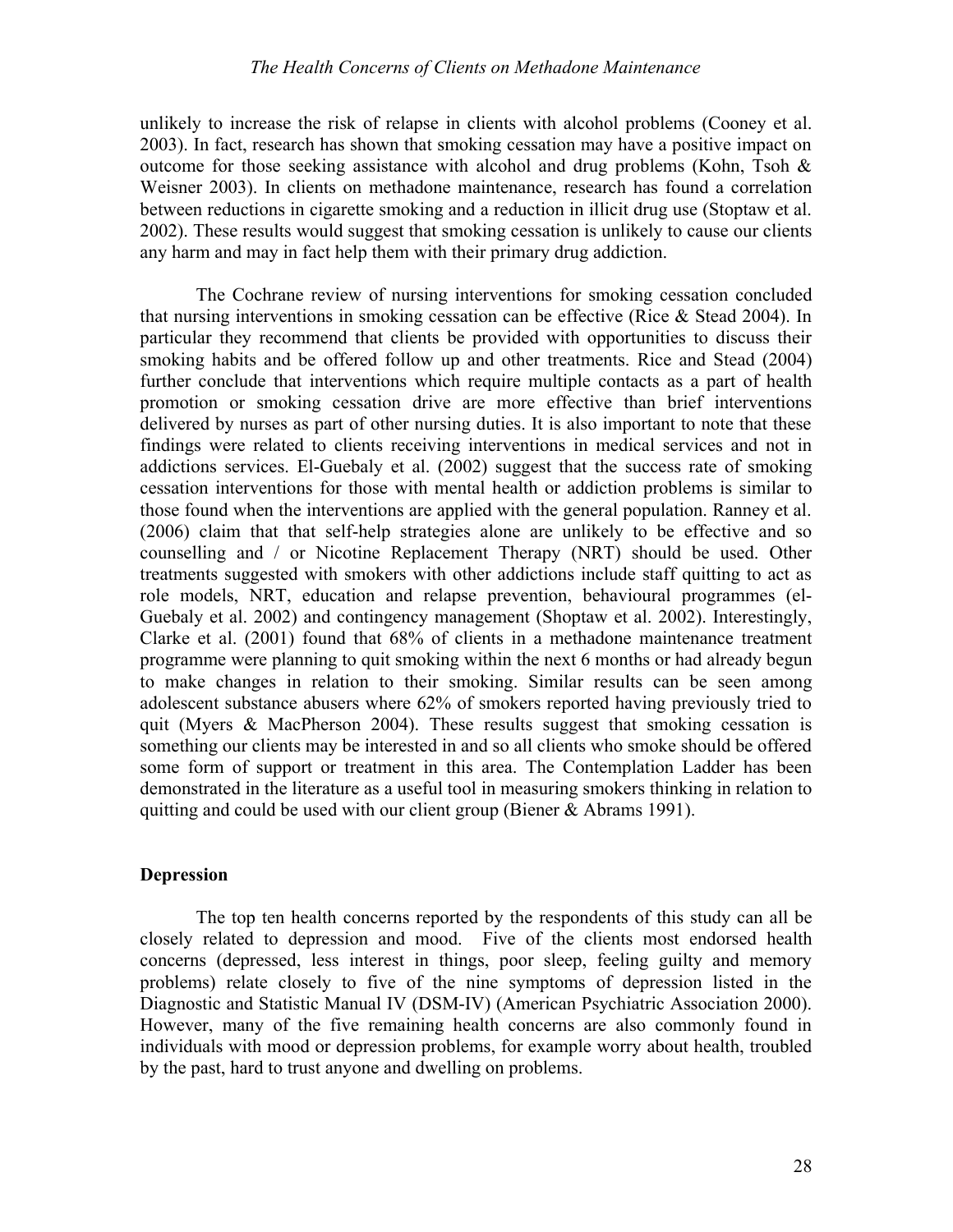unlikely to increase the risk of relapse in clients with alcohol problems (Cooney et al. 2003). In fact, research has shown that smoking cessation may have a positive impact on outcome for those seeking assistance with alcohol and drug problems (Kohn, Tsoh & Weisner 2003). In clients on methadone maintenance, research has found a correlation between reductions in cigarette smoking and a reduction in illicit drug use (Stoptaw et al. 2002). These results would suggest that smoking cessation is unlikely to cause our clients any harm and may in fact help them with their primary drug addiction.

The Cochrane review of nursing interventions for smoking cessation concluded that nursing interventions in smoking cessation can be effective (Rice & Stead 2004). In particular they recommend that clients be provided with opportunities to discuss their smoking habits and be offered follow up and other treatments. Rice and Stead (2004) further conclude that interventions which require multiple contacts as a part of health promotion or smoking cessation drive are more effective than brief interventions delivered by nurses as part of other nursing duties. It is also important to note that these findings were related to clients receiving interventions in medical services and not in addictions services. El-Guebaly et al. (2002) suggest that the success rate of smoking cessation interventions for those with mental health or addiction problems is similar to those found when the interventions are applied with the general population. Ranney et al. (2006) claim that that self-help strategies alone are unlikely to be effective and so counselling and / or Nicotine Replacement Therapy (NRT) should be used. Other treatments suggested with smokers with other addictions include staff quitting to act as role models, NRT, education and relapse prevention, behavioural programmes (el-Guebaly et al. 2002) and contingency management (Shoptaw et al. 2002). Interestingly, Clarke et al. (2001) found that 68% of clients in a methadone maintenance treatment programme were planning to quit smoking within the next 6 months or had already begun to make changes in relation to their smoking. Similar results can be seen among adolescent substance abusers where 62% of smokers reported having previously tried to quit (Myers & MacPherson 2004). These results suggest that smoking cessation is something our clients may be interested in and so all clients who smoke should be offered some form of support or treatment in this area. The Contemplation Ladder has been demonstrated in the literature as a useful tool in measuring smokers thinking in relation to quitting and could be used with our client group (Biener & Abrams 1991).

**Depression**

The top ten health concerns reported by the respondents of this study can all be closely related to depression and mood. Five of the clients most endorsed health concerns (depressed, less interest in things, poor sleep, feeling guilty and memory problems) relate closely to five of the nine symptoms of depression listed in the Diagnostic and Statistic Manual IV (DSM-IV) (American Psychiatric Association 2000). However, many of the five remaining health concerns are also commonly found in individuals with mood or depression problems, for example worry about health, troubled by the past, hard to trust anyone and dwelling on problems.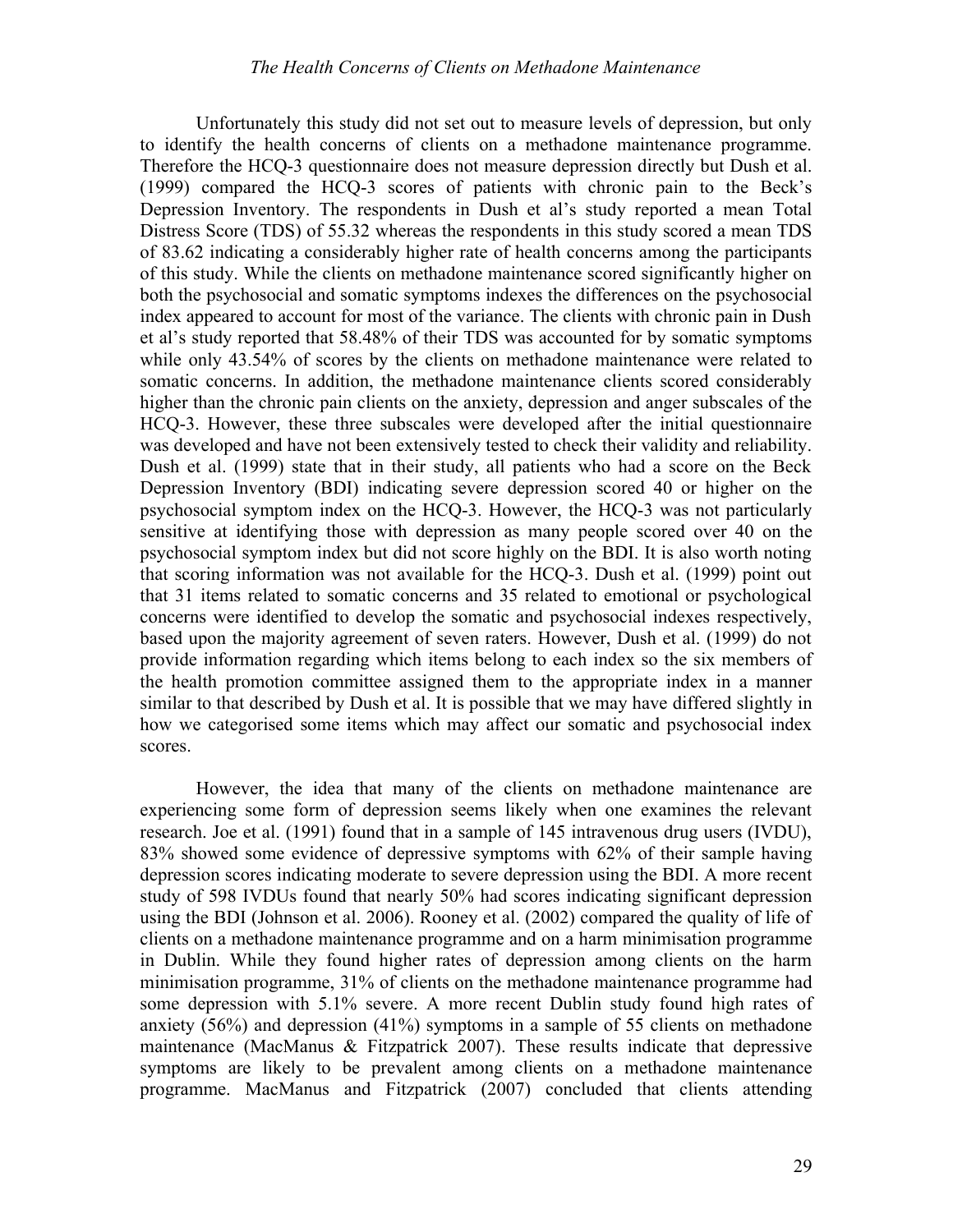Unfortunately this study did not set out to measure levels of depression, but only to identify the health concerns of clients on a methadone maintenance programme. Therefore the HCQ-3 questionnaire does not measure depression directly but Dush et al. (1999) compared the HCQ-3 scores of patients with chronic pain to the Beck's Depression Inventory. The respondents in Dush et al's study reported a mean Total Distress Score (TDS) of 55.32 whereas the respondents in this study scored a mean TDS of 83.62 indicating a considerably higher rate of health concerns among the participants of this study. While the clients on methadone maintenance scored significantly higher on both the psychosocial and somatic symptoms indexes the differences on the psychosocial index appeared to account for most of the variance. The clients with chronic pain in Dush et al's study reported that 58.48% of their TDS was accounted for by somatic symptoms while only 43.54% of scores by the clients on methadone maintenance were related to somatic concerns. In addition, the methadone maintenance clients scored considerably higher than the chronic pain clients on the anxiety, depression and anger subscales of the HCQ-3. However, these three subscales were developed after the initial questionnaire was developed and have not been extensively tested to check their validity and reliability. Dush et al. (1999) state that in their study, all patients who had a score on the Beck Depression Inventory (BDI) indicating severe depression scored 40 or higher on the psychosocial symptom index on the HCQ-3. However, the HCQ-3 was not particularly sensitive at identifying those with depression as many people scored over 40 on the psychosocial symptom index but did not score highly on the BDI. It is also worth noting that scoring information was not available for the HCQ-3. Dush et al. (1999) point out that 31 items related to somatic concerns and 35 related to emotional or psychological concerns were identified to develop the somatic and psychosocial indexes respectively, based upon the majority agreement of seven raters. However, Dush et al. (1999) do not provide information regarding which items belong to each index so the six members of the health promotion committee assigned them to the appropriate index in a manner similar to that described by Dush et al. It is possible that we may have differed slightly in how we categorised some items which may affect our somatic and psychosocial index scores.

However, the idea that many of the clients on methadone maintenance are experiencing some form of depression seems likely when one examines the relevant research. Joe et al. (1991) found that in a sample of 145 intravenous drug users (IVDU), 83% showed some evidence of depressive symptoms with 62% of their sample having depression scores indicating moderate to severe depression using the BDI. A more recent study of 598 IVDUs found that nearly 50% had scores indicating significant depression using the BDI (Johnson et al. 2006). Rooney et al. (2002) compared the quality of life of clients on a methadone maintenance programme and on a harm minimisation programme in Dublin. While they found higher rates of depression among clients on the harm minimisation programme, 31% of clients on the methadone maintenance programme had some depression with 5.1% severe. A more recent Dublin study found high rates of anxiety (56%) and depression (41%) symptoms in a sample of 55 clients on methadone maintenance (MacManus & Fitzpatrick 2007). These results indicate that depressive symptoms are likely to be prevalent among clients on a methadone maintenance programme. MacManus and Fitzpatrick (2007) concluded that clients attending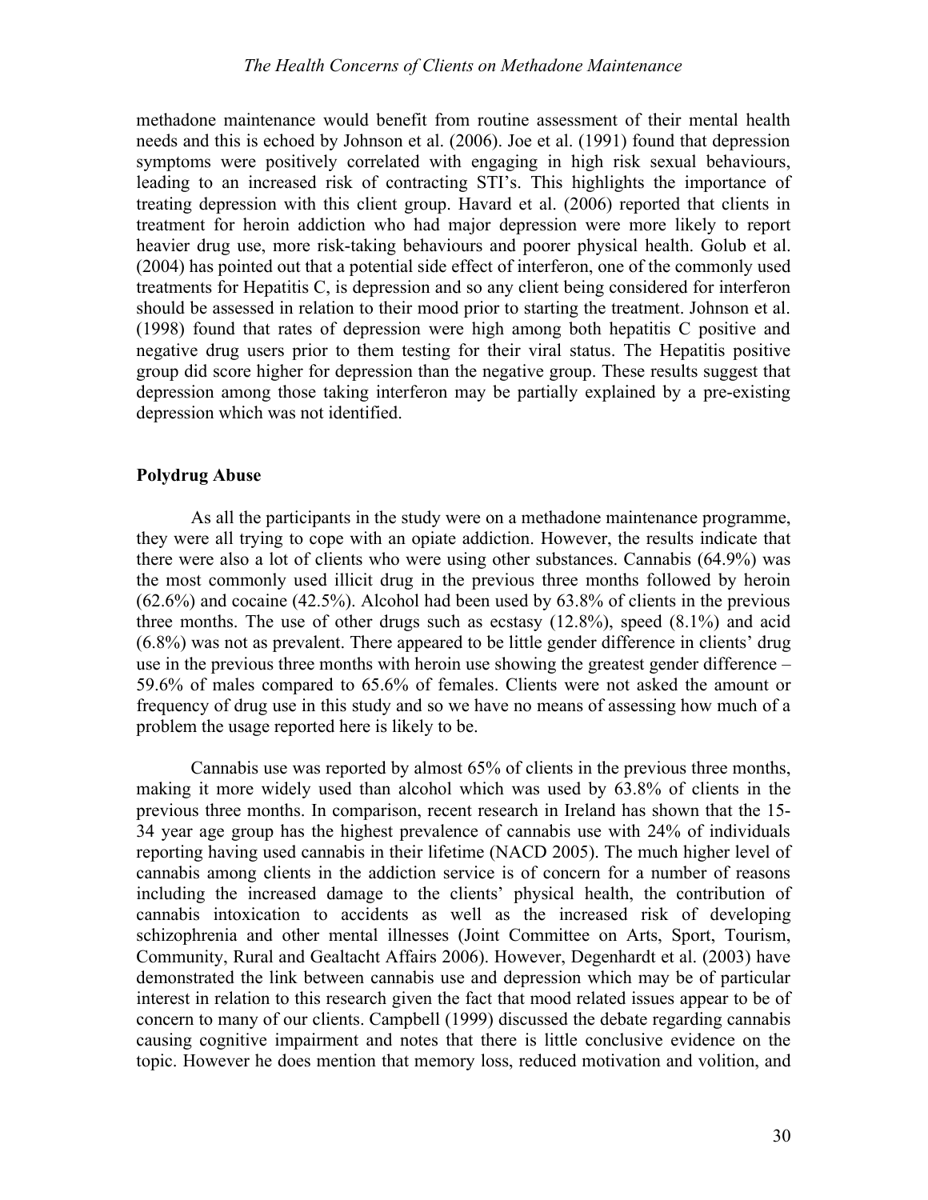methadone maintenance would benefit from routine assessment of their mental health needs and this is echoed by Johnson et al. (2006). Joe et al. (1991) found that depression symptoms were positively correlated with engaging in high risk sexual behaviours, leading to an increased risk of contracting STI's. This highlights the importance of treating depression with this client group. Havard et al. (2006) reported that clients in treatment for heroin addiction who had major depression were more likely to report heavier drug use, more risk-taking behaviours and poorer physical health. Golub et al. (2004) has pointed out that a potential side effect of interferon, one of the commonly used treatments for Hepatitis C, is depression and so any client being considered for interferon should be assessed in relation to their mood prior to starting the treatment. Johnson et al. (1998) found that rates of depression were high among both hepatitis C positive and negative drug users prior to them testing for their viral status. The Hepatitis positive group did score higher for depression than the negative group. These results suggest that depression among those taking interferon may be partially explained by a pre-existing depression which was not identified.

## Polydrug Abuse

As all the participants in the study were on a methadone maintenance programme, they were all trying to cope with an opiate addiction. However, the results indicate that there were also a lot of clients who were using other substances. Cannabis (64.9%) was the most commonly used illicit drug in the previous three months followed by heroin (62.6%) and cocaine (42.5%). Alcohol had been used by 63.8% of clients in the previous three months. The use of other drugs such as ecstasy (12.8%), speed (8.1%) and acid (6.8%) was not as prevalent. There appeared to be little gender difference in clients' drug use in the previous three months with heroin use showing the greatest gender difference – 59.6% of males compared to 65.6% of females. Clients were not asked the amount or frequency of drug use in this study and so we have no means of assessing how much of a problem the usage reported here is likely to be.

Cannabis use was reported by almost 65% of clients in the previous three months, making it more widely used than alcohol which was used by 63.8% of clients in the previous three months. In comparison, recent research in Ireland has shown that the 15-34 year age group has the highest prevalence of cannabis use with 24% of individuals reporting having used cannabis in their lifetime (NACD 2005). The much higher level of cannabis among clients in the addiction service is of concern for a number of reasons including the increased damage to the clients' physical health, the contribution of cannabis intoxication to accidents as well as the increased risk of developing schizophrenia and other mental illnesses (Joint Committee on Arts, Sport, Tourism, Community, Rural and Gealtacht Affairs 2006). However, Degenhardt et al. (2003) have demonstrated the link between cannabis use and depression which may be of particular interest in relation to this research given the fact that mood related issues appear to be of concern to many of our clients. Campbell (1999) discussed the debate regarding cannabis causing cognitive impairment and notes that there is little conclusive evidence on the topic. However he does mention that memory loss, reduced motivation and volition, and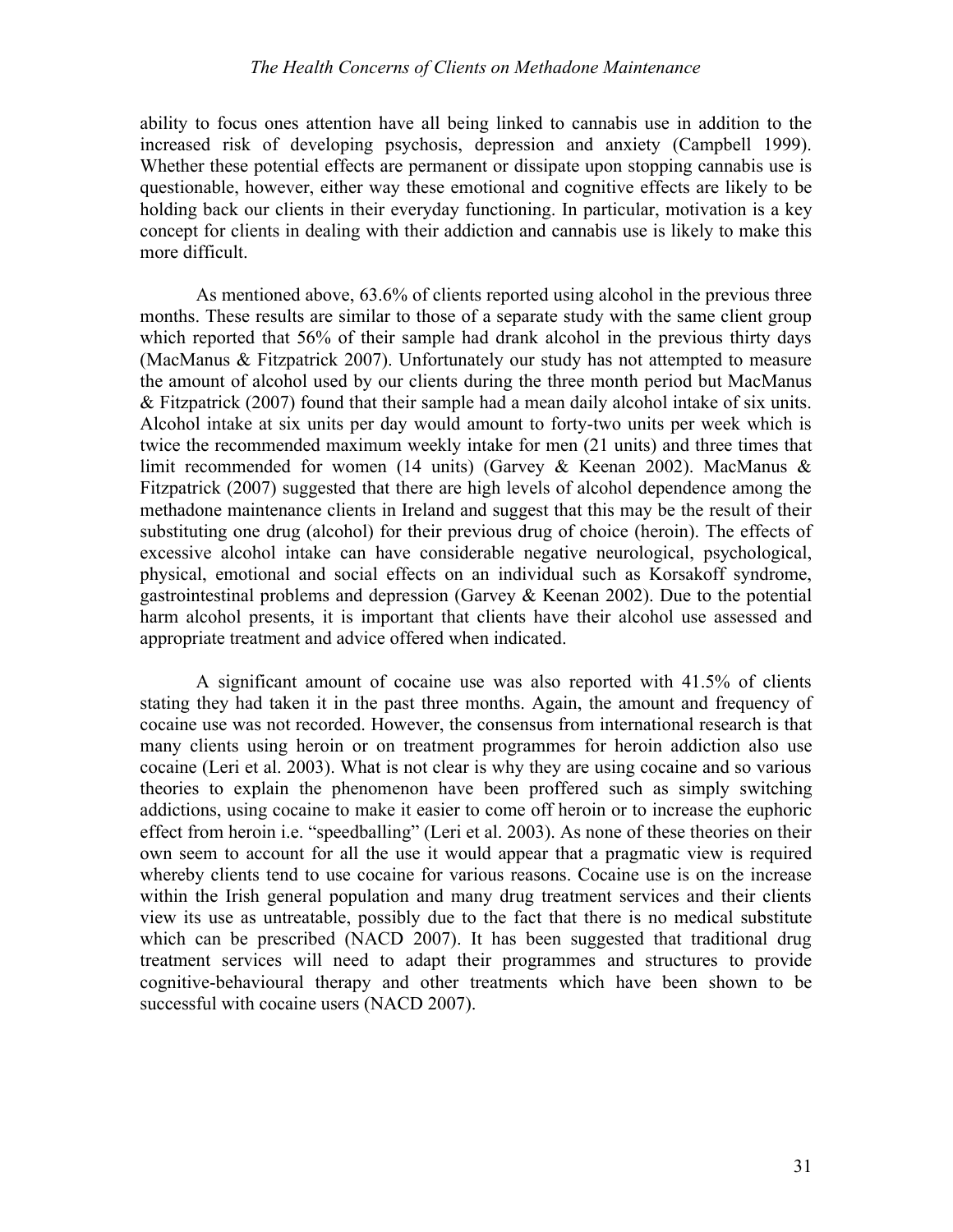ability to focus ones attention have all being linked to cannabis use in addition to the increased risk of developing psychosis, depression and anxiety (Campbell 1999). Whether these potential effects are permanent or dissipate upon stopping cannabis use is questionable, however, either way these emotional and cognitive effects are likely to be holding back our clients in their everyday functioning. In particular, motivation is a key concept for clients in dealing with their addiction and cannabis use is likely to make this more difficult.

As mentioned above, 63.6% of clients reported using alcohol in the previous three months. These results are similar to those of a separate study with the same client group which reported that 56% of their sample had drank alcohol in the previous thirty days (MacManus & Fitzpatrick 2007). Unfortunately our study has not attempted to measure the amount of alcohol used by our clients during the three month period but MacManus & Fitzpatrick (2007) found that their sample had a mean daily alcohol intake of six units. Alcohol intake at six units per day would amount to forty-two units per week which is twice the recommended maximum weekly intake for men (21 units) and three times that limit recommended for women (14 units) (Garvey & Keenan 2002). MacManus & Fitzpatrick (2007) suggested that there are high levels of alcohol dependence among the methadone maintenance clients in Ireland and suggest that this may be the result of their substituting one drug (alcohol) for their previous drug of choice (heroin). The effects of excessive alcohol intake can have considerable negative neurological, psychological, physical, emotional and social effects on an individual such as Korsakoff syndrome, gastrointestinal problems and depression (Garvey & Keenan 2002). Due to the potential harm alcohol presents, it is important that clients have their alcohol use assessed and appropriate treatment and advice offered when indicated.

A significant amount of cocaine use was also reported with 41.5% of clients stating they had taken it in the past three months. Again, the amount and frequency of cocaine use was not recorded. However, the consensus from international research is that many clients using heroin or on treatment programmes for heroin addiction also use cocaine (Leri et al. 2003). What is not clear is why they are using cocaine and so various theories to explain the phenomenon have been proffered such as simply switching addictions, using cocaine to make it easier to come off heroin or to increase the euphoric effect from heroin i.e. "speedballing" (Leri et al. 2003). As none of these theories on their own seem to account for all the use it would appear that a pragmatic view is required whereby clients tend to use cocaine for various reasons. Cocaine use is on the increase within the Irish general population and many drug treatment services and their clients view its use as untreatable, possibly due to the fact that there is no medical substitute which can be prescribed (NACD 2007). It has been suggested that traditional drug treatment services will need to adapt their programmes and structures to provide cognitive-behavioural therapy and other treatments which have been shown to be successful with cocaine users (NACD 2007).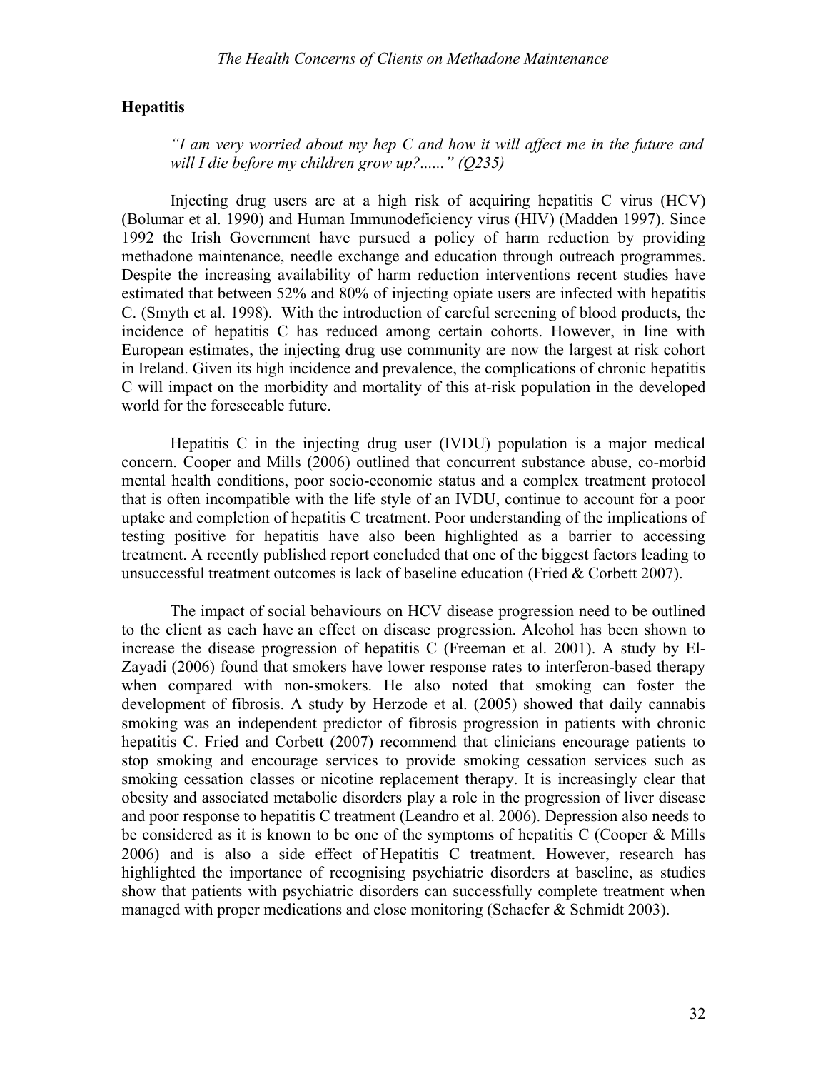## Hepatitis

> *"I am very worried about my hep C and how it will affect me in the future and will I die before my children grow up?......" (Q235)*

Injecting drug users are at a high risk of acquiring hepatitis C virus (HCV) (Bolumar et al. 1990) and Human Immunodeficiency virus (HIV) (Madden 1997). Since 1992 the Irish Government have pursued a policy of harm reduction by providing methadone maintenance, needle exchange and education through outreach programmes. Despite the increasing availability of harm reduction interventions recent studies have estimated that between 52% and 80% of injecting opiate users are infected with hepatitis C. (Smyth et al. 1998). With the introduction of careful screening of blood products, the incidence of hepatitis C has reduced among certain cohorts. However, in line with European estimates, the injecting drug use community are now the largest at risk cohort in Ireland. Given its high incidence and prevalence, the complications of chronic hepatitis C will impact on the morbidity and mortality of this at-risk population in the developed world for the foreseeable future.

Hepatitis C in the injecting drug user (IVDU) population is a major medical concern. Cooper and Mills (2006) outlined that concurrent substance abuse, co-morbid mental health conditions, poor socio-economic status and a complex treatment protocol that is often incompatible with the life style of an IVDU, continue to account for a poor uptake and completion of hepatitis C treatment. Poor understanding of the implications of testing positive for hepatitis have also been highlighted as a barrier to accessing treatment. A recently published report concluded that one of the biggest factors leading to unsuccessful treatment outcomes is lack of baseline education (Fried & Corbett 2007).

The impact of social behaviours on HCV disease progression need to be outlined to the client as each have an effect on disease progression. Alcohol has been shown to increase the disease progression of hepatitis C (Freeman et al. 2001). A study by El-Zayadi (2006) found that smokers have lower response rates to interferon-based therapy when compared with non-smokers. He also noted that smoking can foster the development of fibrosis. A study by Herzode et al. (2005) showed that daily cannabis smoking was an independent predictor of fibrosis progression in patients with chronic hepatitis C. Fried and Corbett (2007) recommend that clinicians encourage patients to stop smoking and encourage services to provide smoking cessation services such as smoking cessation classes or nicotine replacement therapy. It is increasingly clear that obesity and associated metabolic disorders play a role in the progression of liver disease and poor response to hepatitis C treatment (Leandro et al. 2006). Depression also needs to be considered as it is known to be one of the symptoms of hepatitis C (Cooper & Mills 2006) and is also a side effect of Hepatitis C treatment. However, research has highlighted the importance of recognising psychiatric disorders at baseline, as studies show that patients with psychiatric disorders can successfully complete treatment when managed with proper medications and close monitoring (Schaefer & Schmidt 2003).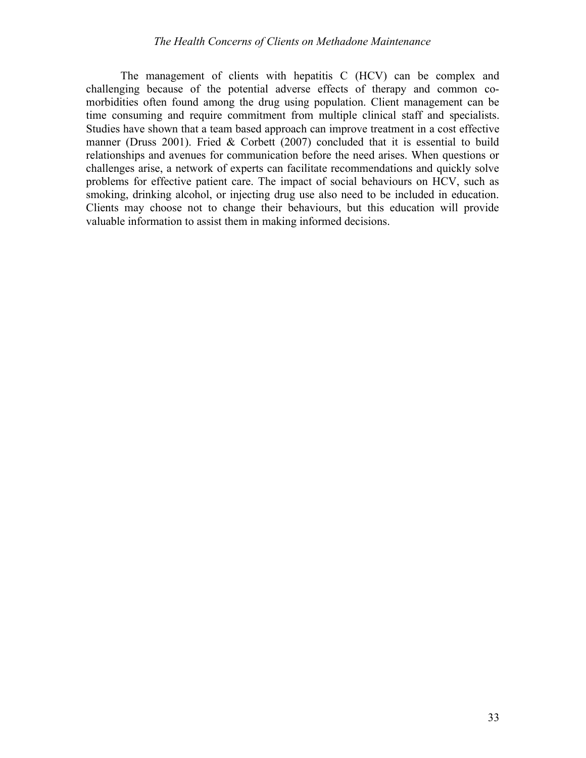The management of clients with hepatitis C (HCV) can be complex and challenging because of the potential adverse effects of therapy and common co-morbidities often found among the drug using population. Client management can be time consuming and require commitment from multiple clinical staff and specialists. Studies have shown that a team based approach can improve treatment in a cost effective manner (Druss 2001). Fried & Corbett (2007) concluded that it is essential to build relationships and avenues for communication before the need arises. When questions or challenges arise, a network of experts can facilitate recommendations and quickly solve problems for effective patient care. The impact of social behaviours on HCV, such as smoking, drinking alcohol, or injecting drug use also need to be included in education. Clients may choose not to change their behaviours, but this education will provide valuable information to assist them in making informed decisions.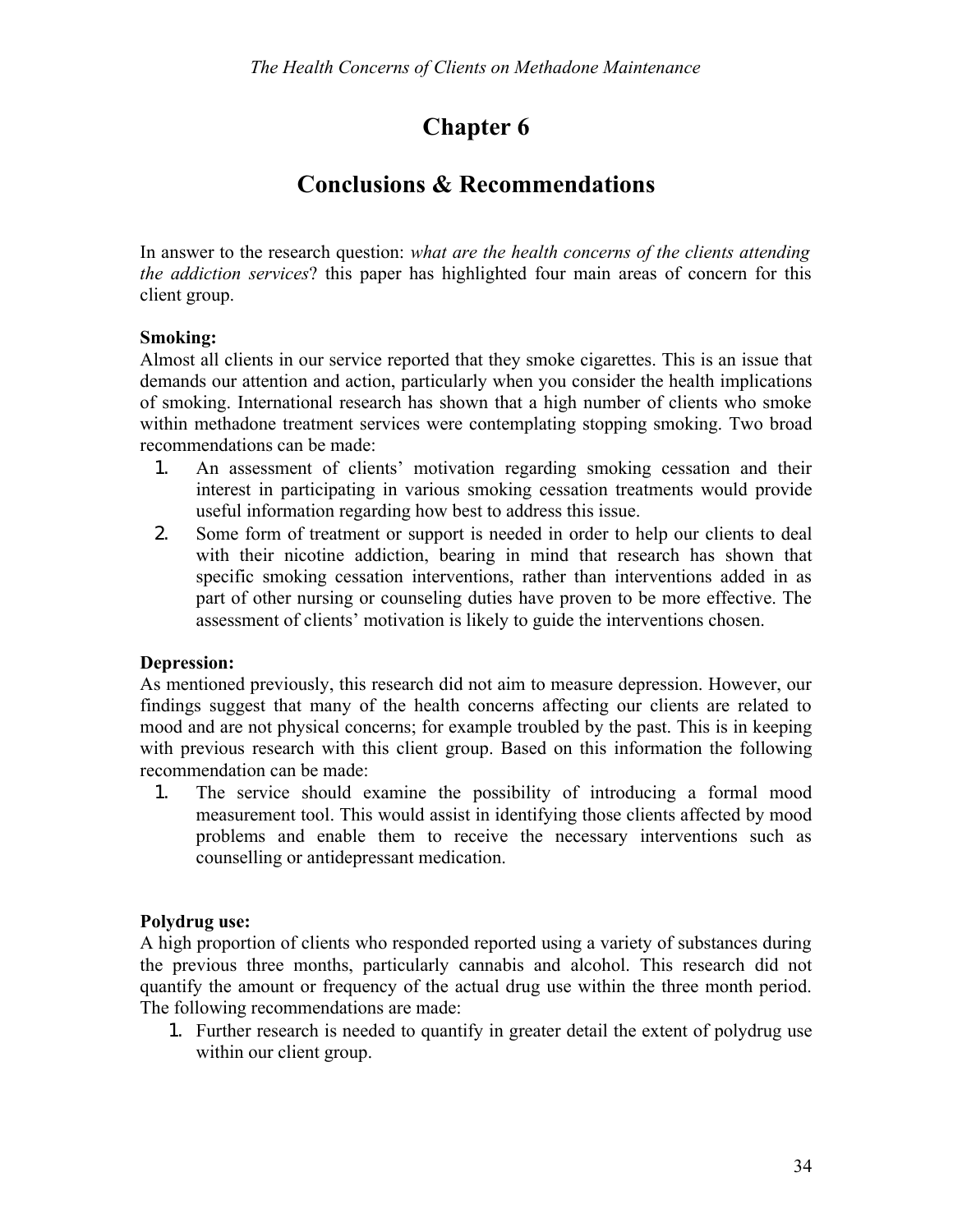# Chapter 6

## Conclusions & Recommendations

In answer to the research question: *what are the health concerns of the clients attending the addiction services*? this paper has highlighted four main areas of concern for this client group.

**Smoking:**
Almost all clients in our service reported that they smoke cigarettes. This is an issue that demands our attention and action, particularly when you consider the health implications of smoking. International research has shown that a high number of clients who smoke within methadone treatment services were contemplating stopping smoking. Two broad recommendations can be made:

1. An assessment of clients' motivation regarding smoking cessation and their interest in participating in various smoking cessation treatments would provide useful information regarding how best to address this issue.
2. Some form of treatment or support is needed in order to help our clients to deal with their nicotine addiction, bearing in mind that research has shown that specific smoking cessation interventions, rather than interventions added in as part of other nursing or counseling duties have proven to be more effective. The assessment of clients' motivation is likely to guide the interventions chosen.

**Depression:**
As mentioned previously, this research did not aim to measure depression. However, our findings suggest that many of the health concerns affecting our clients are related to mood and are not physical concerns; for example troubled by the past. This is in keeping with previous research with this client group. Based on this information the following recommendation can be made:

1. The service should examine the possibility of introducing a formal mood measurement tool. This would assist in identifying those clients affected by mood problems and enable them to receive the necessary interventions such as counselling or antidepressant medication.

**Polydrug use:**
A high proportion of clients who responded reported using a variety of substances during the previous three months, particularly cannabis and alcohol. This research did not quantify the amount or frequency of the actual drug use within the three month period. The following recommendations are made:

1. Further research is needed to quantify in greater detail the extent of polydrug use within our client group.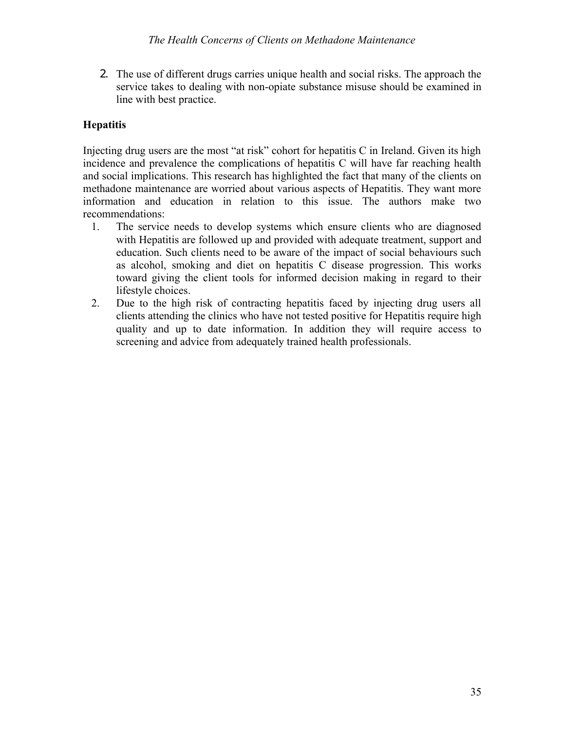2. The use of different drugs carries unique health and social risks. The approach the service takes to dealing with non-opiate substance misuse should be examined in line with best practice.

**Hepatitis**

Injecting drug users are the most "at risk" cohort for hepatitis C in Ireland. Given its high incidence and prevalence the complications of hepatitis C will have far reaching health and social implications. This research has highlighted the fact that many of the clients on methadone maintenance are worried about various aspects of Hepatitis. They want more information and education in relation to this issue. The authors make two recommendations:

1. The service needs to develop systems which ensure clients who are diagnosed with Hepatitis are followed up and provided with adequate treatment, support and education. Such clients need to be aware of the impact of social behaviours such as alcohol, smoking and diet on hepatitis C disease progression. This works toward giving the client tools for informed decision making in regard to their lifestyle choices.
2. Due to the high risk of contracting hepatitis faced by injecting drug users all clients attending the clinics who have not tested positive for Hepatitis require high quality and up to date information. In addition they will require access to screening and advice from adequately trained health professionals.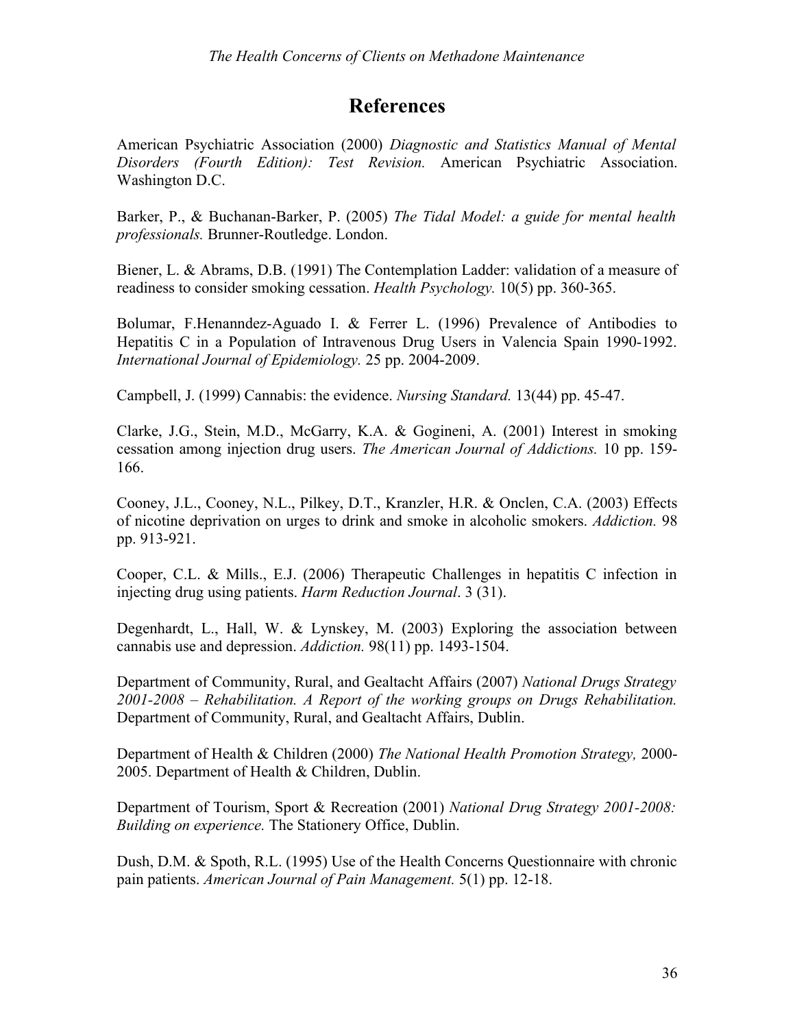# References

American Psychiatric Association (2000) *Diagnostic and Statistics Manual of Mental Disorders (Fourth Edition): Test Revision.* American Psychiatric Association. Washington D.C.

Barker, P., & Buchanan-Barker, P. (2005) *The Tidal Model: a guide for mental health professionals.* Brunner-Routledge. London.

Biener, L. & Abrams, D.B. (1991) The Contemplation Ladder: validation of a measure of readiness to consider smoking cessation. *Health Psychology.* 10(5) pp. 360-365.

Bolumar, F.Henanndez-Aguado I. & Ferrer L. (1996) Prevalence of Antibodies to Hepatitis C in a Population of Intravenous Drug Users in Valencia Spain 1990-1992. *International Journal of Epidemiology.* 25 pp. 2004-2009.

Campbell, J. (1999) Cannabis: the evidence. *Nursing Standard.* 13(44) pp. 45-47.

Clarke, J.G., Stein, M.D., McGarry, K.A. & Gogineni, A. (2001) Interest in smoking cessation among injection drug users. *The American Journal of Addictions.* 10 pp. 159-166.

Cooney, J.L., Cooney, N.L., Pilkey, D.T., Kranzler, H.R. & Onclen, C.A. (2003) Effects of nicotine deprivation on urges to drink and smoke in alcoholic smokers. *Addiction.* 98 pp. 913-921.

Cooper, C.L. & Mills., E.J. (2006) Therapeutic Challenges in hepatitis C infection in injecting drug using patients. *Harm Reduction Journal*. 3 (31).

Degenhardt, L., Hall, W. & Lynskey, M. (2003) Exploring the association between cannabis use and depression. *Addiction.* 98(11) pp. 1493-1504.

Department of Community, Rural, and Gealtacht Affairs (2007) *National Drugs Strategy 2001-2008 – Rehabilitation. A Report of the working groups on Drugs Rehabilitation.* Department of Community, Rural, and Gealtacht Affairs, Dublin.

Department of Health & Children (2000) *The National Health Promotion Strategy,* 2000-2005. Department of Health & Children, Dublin.

Department of Tourism, Sport & Recreation (2001) *National Drug Strategy 2001-2008: Building on experience.* The Stationery Office, Dublin.

Dush, D.M. & Spoth, R.L. (1995) Use of the Health Concerns Questionnaire with chronic pain patients. *American Journal of Pain Management.* 5(1) pp. 12-18.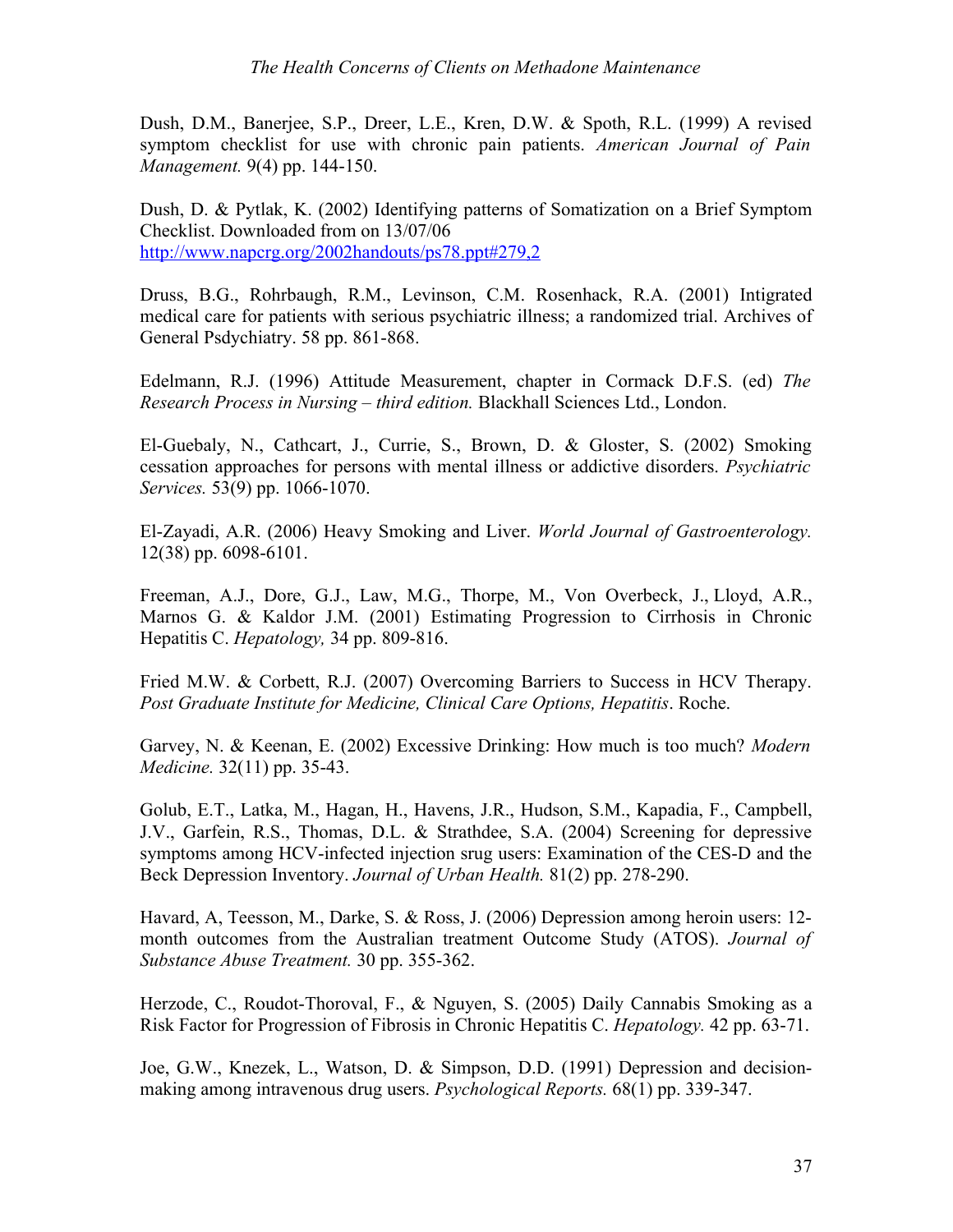Dush, D.M., Banerjee, S.P., Dreer, L.E., Kren, D.W. & Spoth, R.L. (1999) A revised symptom checklist for use with chronic pain patients. *American Journal of Pain Management.* 9(4) pp. 144-150.

Dush, D. & Pytlak, K. (2002) Identifying patterns of Somatization on a Brief Symptom Checklist. Downloaded from on 13/07/06 http://www.napcrg.org/2002handouts/ps78.ppt#279,2

Druss, B.G., Rohrbaugh, R.M., Levinson, C.M. Rosenhack, R.A. (2001) Intigrated medical care for patients with serious psychiatric illness; a randomized trial. Archives of General Psdychiatry. 58 pp. 861-868.

Edelmann, R.J. (1996) Attitude Measurement, chapter in Cormack D.F.S. (ed) *The Research Process in Nursing – third edition.* Blackhall Sciences Ltd., London.

El-Guebaly, N., Cathcart, J., Currie, S., Brown, D. & Gloster, S. (2002) Smoking cessation approaches for persons with mental illness or addictive disorders. *Psychiatric Services.* 53(9) pp. 1066-1070.

El-Zayadi, A.R. (2006) Heavy Smoking and Liver. *World Journal of Gastroenterology.* 12(38) pp. 6098-6101.

Freeman, A.J., Dore, G.J., Law, M.G., Thorpe, M., Von Overbeck, J., Lloyd, A.R., Marnos G. & Kaldor J.M. (2001) Estimating Progression to Cirrhosis in Chronic Hepatitis C. *Hepatology,* 34 pp. 809-816.

Fried M.W. & Corbett, R.J. (2007) Overcoming Barriers to Success in HCV Therapy. *Post Graduate Institute for Medicine, Clinical Care Options, Hepatitis*. Roche.

Garvey, N. & Keenan, E. (2002) Excessive Drinking: How much is too much? *Modern Medicine.* 32(11) pp. 35-43.

Golub, E.T., Latka, M., Hagan, H., Havens, J.R., Hudson, S.M., Kapadia, F., Campbell, J.V., Garfein, R.S., Thomas, D.L. & Strathdee, S.A. (2004) Screening for depressive symptoms among HCV-infected injection srug users: Examination of the CES-D and the Beck Depression Inventory. *Journal of Urban Health.* 81(2) pp. 278-290.

Havard, A, Teesson, M., Darke, S. & Ross, J. (2006) Depression among heroin users: 12-month outcomes from the Australian treatment Outcome Study (ATOS). *Journal of Substance Abuse Treatment.* 30 pp. 355-362.

Herzode, C., Roudot-Thoroval, F., & Nguyen, S. (2005) Daily Cannabis Smoking as a Risk Factor for Progression of Fibrosis in Chronic Hepatitis C. *Hepatology.* 42 pp. 63-71.

Joe, G.W., Knezek, L., Watson, D. & Simpson, D.D. (1991) Depression and decision-making among intravenous drug users. *Psychological Reports.* 68(1) pp. 339-347.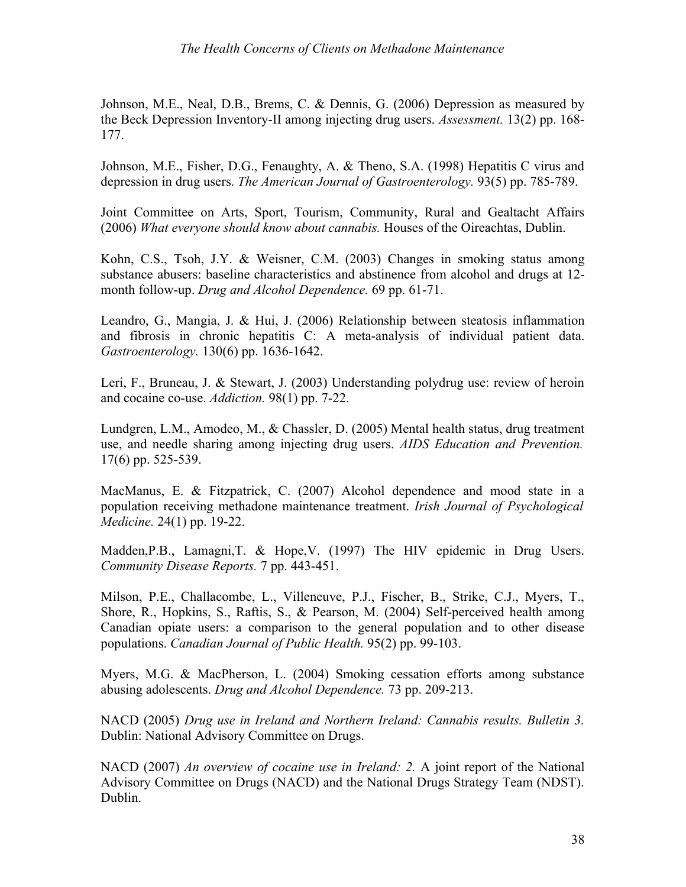Johnson, M.E., Neal, D.B., Brems, C. & Dennis, G. (2006) Depression as measured by the Beck Depression Inventory-II among injecting drug users. *Assessment.* 13(2) pp. 168-177.

Johnson, M.E., Fisher, D.G., Fenaughty, A. & Theno, S.A. (1998) Hepatitis C virus and depression in drug users. *The American Journal of Gastroenterology.* 93(5) pp. 785-789.

Joint Committee on Arts, Sport, Tourism, Community, Rural and Gealtacht Affairs (2006) *What everyone should know about cannabis.* Houses of the Oireachtas, Dublin.

Kohn, C.S., Tsoh, J.Y. & Weisner, C.M. (2003) Changes in smoking status among substance abusers: baseline characteristics and abstinence from alcohol and drugs at 12-month follow-up. *Drug and Alcohol Dependence.* 69 pp. 61-71.

Leandro, G., Mangia, J. & Hui, J. (2006) Relationship between steatosis inflammation and fibrosis in chronic hepatitis C: A meta-analysis of individual patient data. *Gastroenterology.* 130(6) pp. 1636-1642.

Leri, F., Bruneau, J. & Stewart, J. (2003) Understanding polydrug use: review of heroin and cocaine co-use. *Addiction.* 98(1) pp. 7-22.

Lundgren, L.M., Amodeo, M., & Chassler, D. (2005) Mental health status, drug treatment use, and needle sharing among injecting drug users. *AIDS Education and Prevention.* 17(6) pp. 525-539.

MacManus, E. & Fitzpatrick, C. (2007) Alcohol dependence and mood state in a population receiving methadone maintenance treatment. *Irish Journal of Psychological Medicine.* 24(1) pp. 19-22.

Madden,P.B., Lamagni,T. & Hope,V. (1997) The HIV epidemic in Drug Users. *Community Disease Reports.* 7 pp. 443-451.

Milson, P.E., Challacombe, L., Villeneuve, P.J., Fischer, B., Strike, C.J., Myers, T., Shore, R., Hopkins, S., Raftis, S., & Pearson, M. (2004) Self-perceived health among Canadian opiate users: a comparison to the general population and to other disease populations. *Canadian Journal of Public Health.* 95(2) pp. 99-103.

Myers, M.G. & MacPherson, L. (2004) Smoking cessation efforts among substance abusing adolescents. *Drug and Alcohol Dependence.* 73 pp. 209-213.

NACD (2005) *Drug use in Ireland and Northern Ireland: Cannabis results. Bulletin 3.* Dublin: National Advisory Committee on Drugs.

NACD (2007) *An overview of cocaine use in Ireland: 2.* A joint report of the National Advisory Committee on Drugs (NACD) and the National Drugs Strategy Team (NDST). Dublin.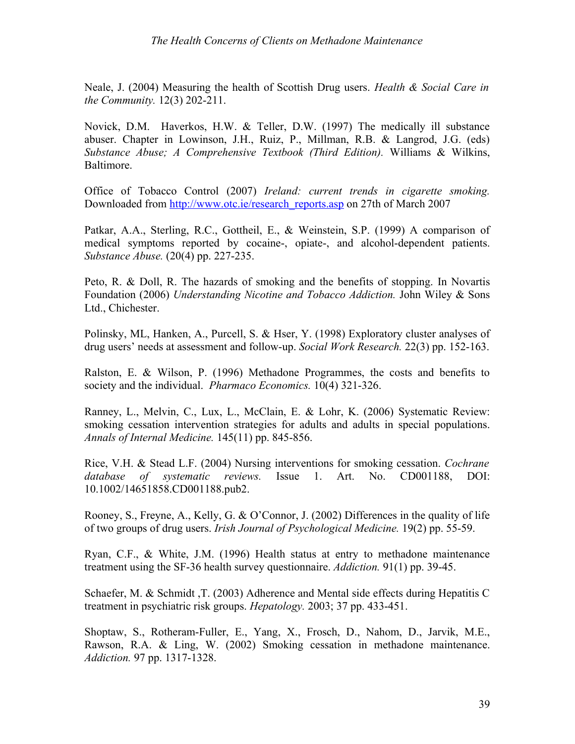Neale, J. (2004) Measuring the health of Scottish Drug users. *Health & Social Care in the Community.* 12(3) 202-211.

Novick, D.M. Haverkos, H.W. & Teller, D.W. (1997) The medically ill substance abuser. Chapter in Lowinson, J.H., Ruiz, P., Millman, R.B. & Langrod, J.G. (eds) *Substance Abuse; A Comprehensive Textbook (Third Edition).* Williams & Wilkins, Baltimore.

Office of Tobacco Control (2007) *Ireland: current trends in cigarette smoking.* Downloaded from http://www.otc.ie/research_reports.asp on 27th of March 2007

Patkar, A.A., Sterling, R.C., Gottheil, E., & Weinstein, S.P. (1999) A comparison of medical symptoms reported by cocaine-, opiate-, and alcohol-dependent patients. *Substance Abuse.* (20(4) pp. 227-235.

Peto, R. & Doll, R. The hazards of smoking and the benefits of stopping. In Novartis Foundation (2006) *Understanding Nicotine and Tobacco Addiction.* John Wiley & Sons Ltd., Chichester.

Polinsky, ML, Hanken, A., Purcell, S. & Hser, Y. (1998) Exploratory cluster analyses of drug users' needs at assessment and follow-up. *Social Work Research.* 22(3) pp. 152-163.

Ralston, E. & Wilson, P. (1996) Methadone Programmes, the costs and benefits to society and the individual. *Pharmaco Economics.* 10(4) 321-326.

Ranney, L., Melvin, C., Lux, L., McClain, E. & Lohr, K. (2006) Systematic Review: smoking cessation intervention strategies for adults and adults in special populations. *Annals of Internal Medicine.* 145(11) pp. 845-856.

Rice, V.H. & Stead L.F. (2004) Nursing interventions for smoking cessation. *Cochrane database of systematic reviews.* Issue 1. Art. No. CD001188, DOI: 10.1002/14651858.CD001188.pub2.

Rooney, S., Freyne, A., Kelly, G. & O'Connor, J. (2002) Differences in the quality of life of two groups of drug users. *Irish Journal of Psychological Medicine.* 19(2) pp. 55-59.

Ryan, C.F., & White, J.M. (1996) Health status at entry to methadone maintenance treatment using the SF-36 health survey questionnaire. *Addiction.* 91(1) pp. 39-45.

Schaefer, M. & Schmidt ,T. (2003) Adherence and Mental side effects during Hepatitis C treatment in psychiatric risk groups. *Hepatology.* 2003; 37 pp. 433-451.

Shoptaw, S., Rotheram-Fuller, E., Yang, X., Frosch, D., Nahom, D., Jarvik, M.E., Rawson, R.A. & Ling, W. (2002) Smoking cessation in methadone maintenance. *Addiction.* 97 pp. 1317-1328.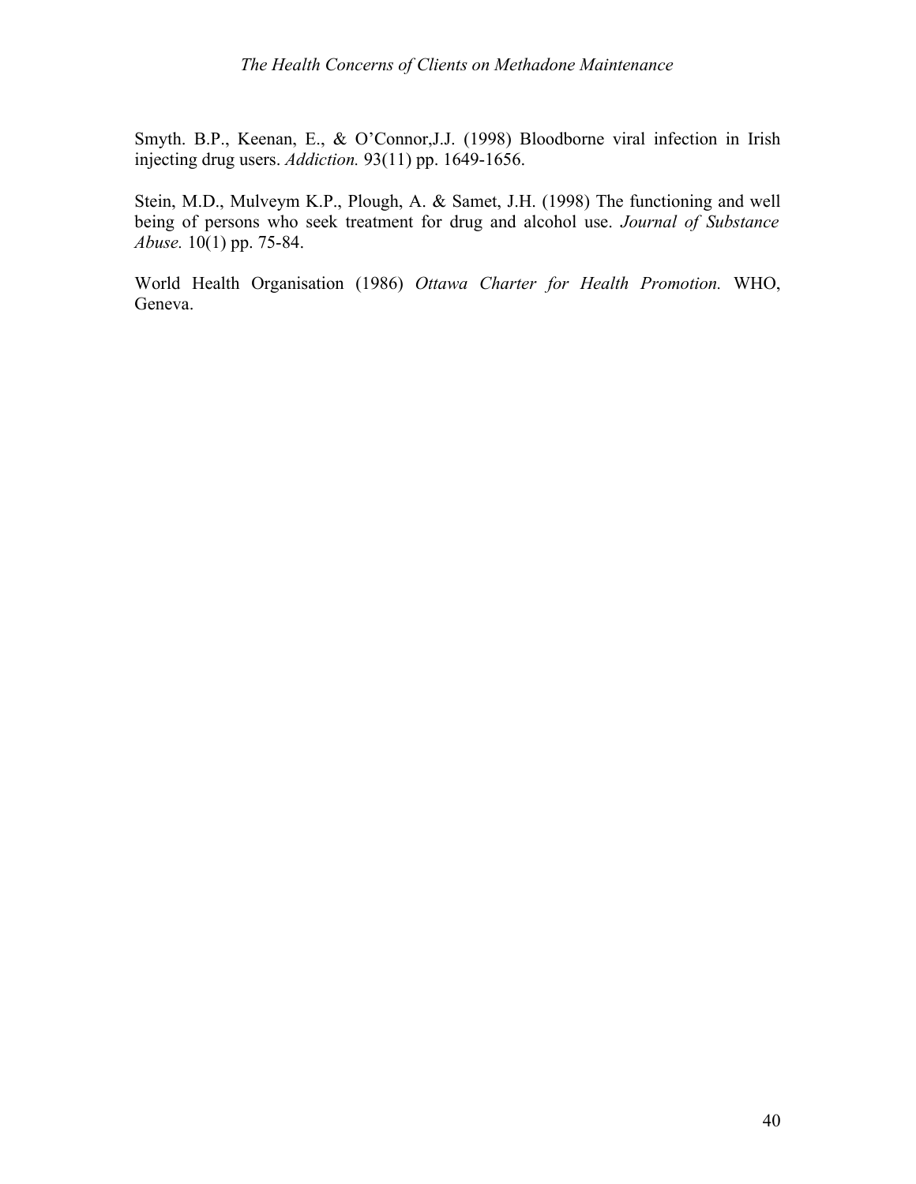Smyth. B.P., Keenan, E., & O'Connor,J.J. (1998) Bloodborne viral infection in Irish injecting drug users. *Addiction.* 93(11) pp. 1649-1656.

Stein, M.D., Mulveym K.P., Plough, A. & Samet, J.H. (1998) The functioning and well being of persons who seek treatment for drug and alcohol use. *Journal of Substance Abuse.* 10(1) pp. 75-84.

World Health Organisation (1986) *Ottawa Charter for Health Promotion.* WHO, Geneva.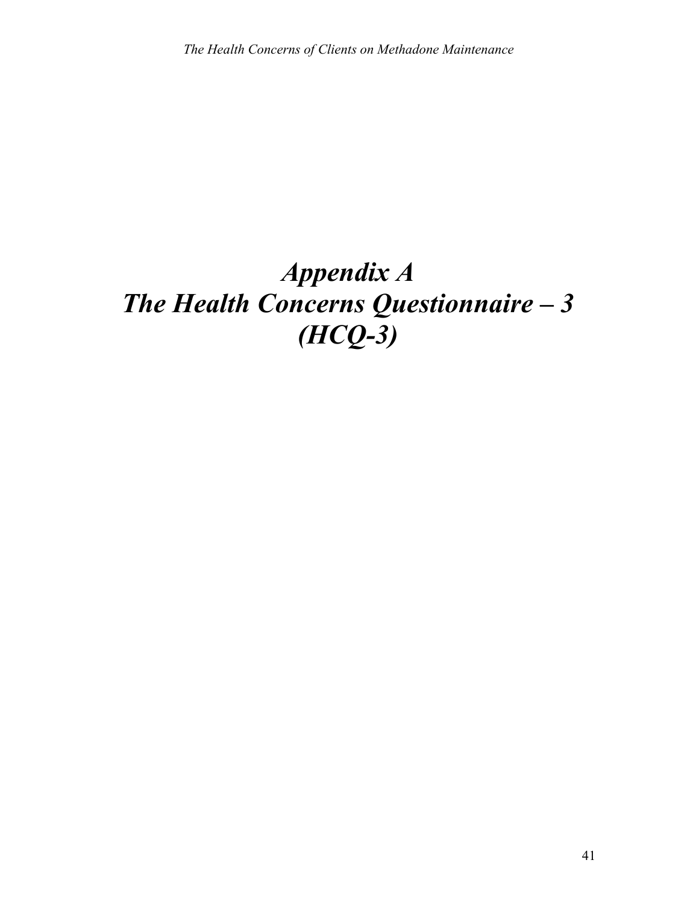# *Appendix A*
# *The Health Concerns Questionnaire – 3 (HCQ-3)*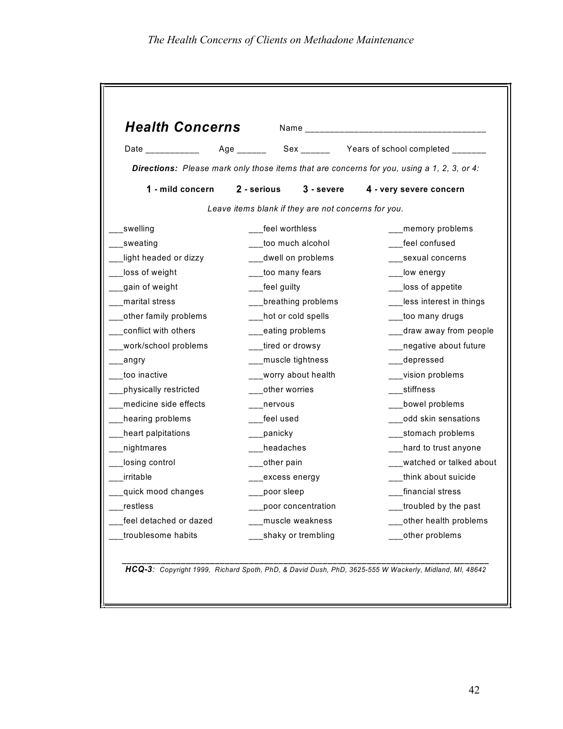## *Health Concerns*

Name ____________________________________

Date ___________ Age ______ Sex ______ Years of school completed _______

***Directions:** Please mark only those items that are concerns for you, using a 1, 2, 3, or 4:*

**1 - mild concern** **2 - serious** **3 - severe** **4 - very severe concern**

*Leave items blank if they are not concerns for you.*

___swelling
___sweating
___light headed or dizzy
___loss of weight
___gain of weight
___marital stress
___other family problems
___conflict with others
___work/school problems
___angry
___too inactive
___physically restricted
___medicine side effects
___hearing problems
___heart palpitations
___nightmares
___losing control
___irritable
___quick mood changes
___restless
___feel detached or dazed
___troublesome habits
___feel worthless
___too much alcohol
___dwell on problems
___too many fears
___feel guilty
___breathing problems
___hot or cold spells
___eating problems
___tired or drowsy
___muscle tightness
___worry about health
___other worries
___nervous
___feel used
___panicky
___headaches
___other pain
___excess energy
___poor sleep
___poor concentration
___muscle weakness
___shaky or trembling
___memory problems
___feel confused
___sexual concerns
___low energy
___loss of appetite
___less interest in things
___too many drugs
___draw away from people
___negative about future
___depressed
___vision problems
___stiffness
___bowel problems
___odd skin sensations
___stomach problems
___hard to trust anyone
___watched or talked about
___think about suicide
___financial stress
___troubled by the past
___other health problems
___other problems

***HCQ-3**: Copyright 1999, Richard Spoth, PhD, & David Dush, PhD, 3625-555 W Wackerly, Midland, MI, 48642*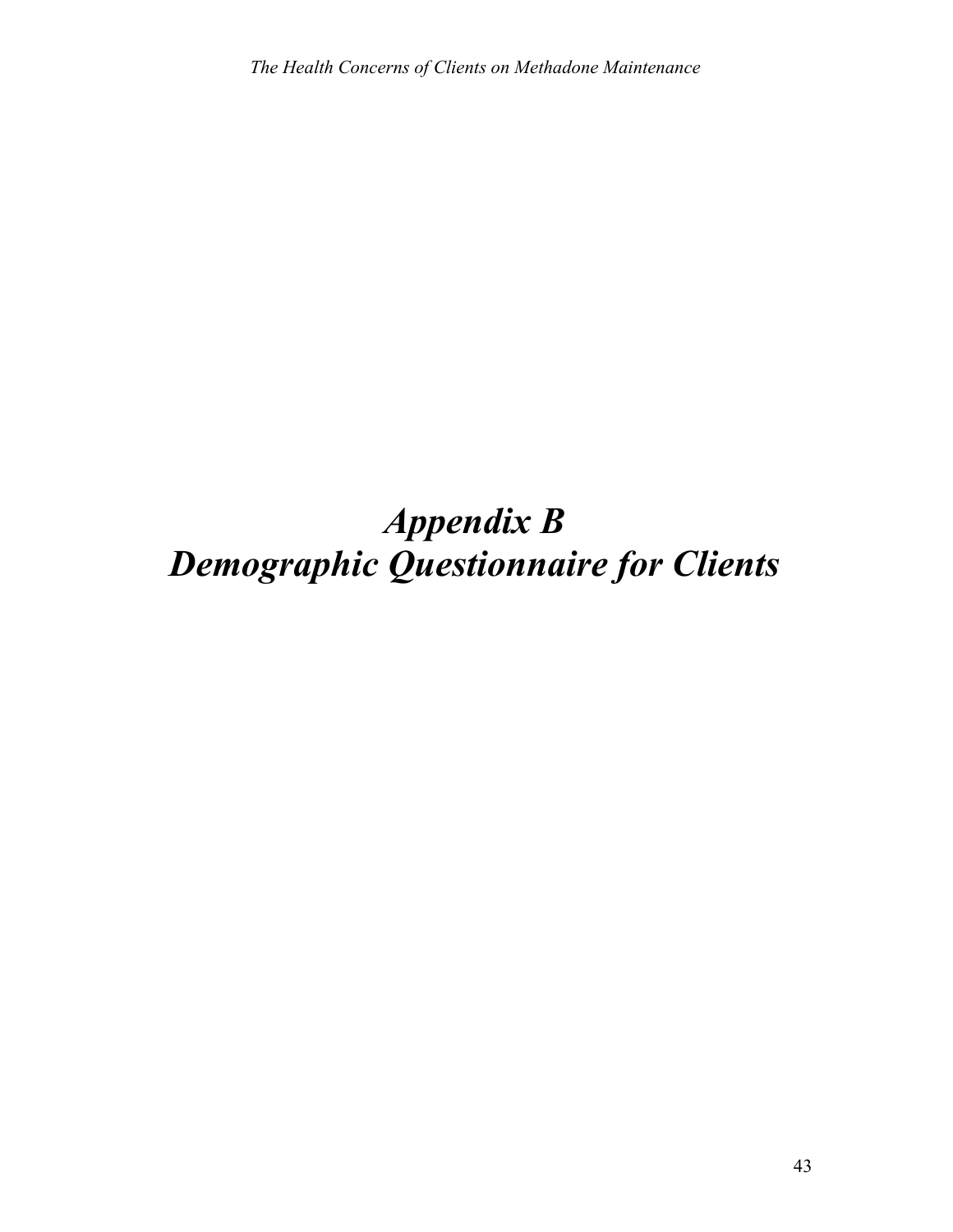# *Appendix B*
# *Demographic Questionnaire for Clients*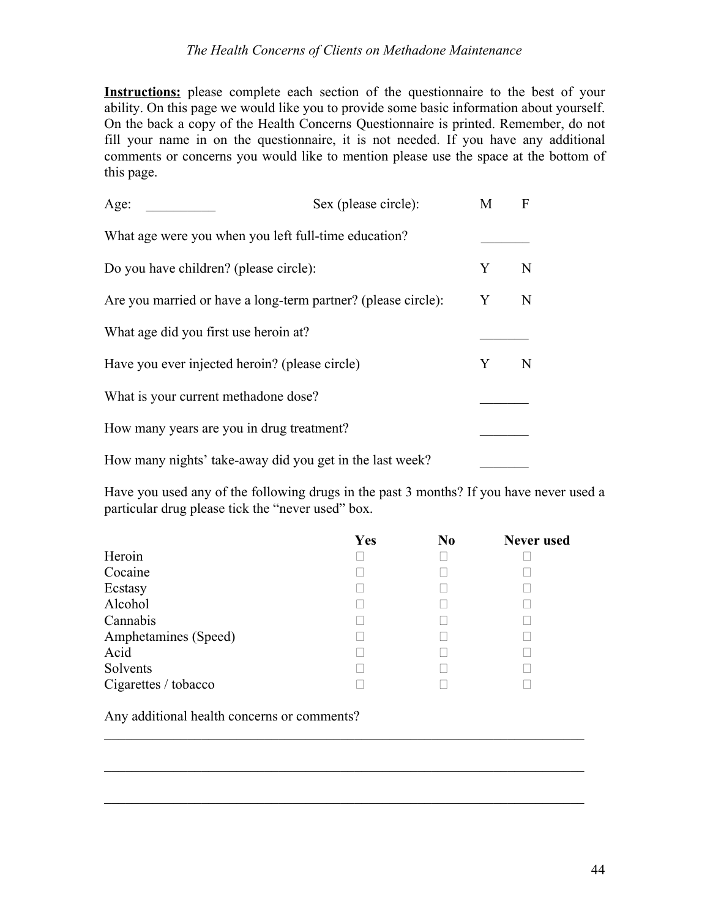**Instructions:** please complete each section of the questionnaire to the best of your ability. On this page we would like you to provide some basic information about yourself. On the back a copy of the Health Concerns Questionnaire is printed. Remember, do not fill your name in on the questionnaire, it is not needed. If you have any additional comments or concerns you would like to mention please use the space at the bottom of this page.

Age: __________ Sex (please circle): M F

What age were you when you left full-time education? _______

Do you have children? (please circle): Y N

Are you married or have a long-term partner? (please circle): Y N

What age did you first use heroin at? _______

Have you ever injected heroin? (please circle) Y N

What is your current methadone dose? _______

How many years are you in drug treatment? _______

How many nights' take-away did you get in the last week? _______

Have you used any of the following drugs in the past 3 months? If you have never used a particular drug please tick the "never used" box.

| | Yes | No | Never used |
|---|---|---|---|
| Heroin | ☐ | ☐ | ☐ |
| Cocaine | ☐ | ☐ | ☐ |
| Ecstasy | ☐ | ☐ | ☐ |
| Alcohol | ☐ | ☐ | ☐ |
| Cannabis | ☐ | ☐ | ☐ |
| Amphetamines (Speed) | ☐ | ☐ | ☐ |
| Acid | ☐ | ☐ | ☐ |
| Solvents | ☐ | ☐ | ☐ |
| Cigarettes / tobacco | ☐ | ☐ | ☐ |

Any additional health concerns or comments?

_________________________________________________________________________

_________________________________________________________________________

_________________________________________________________________________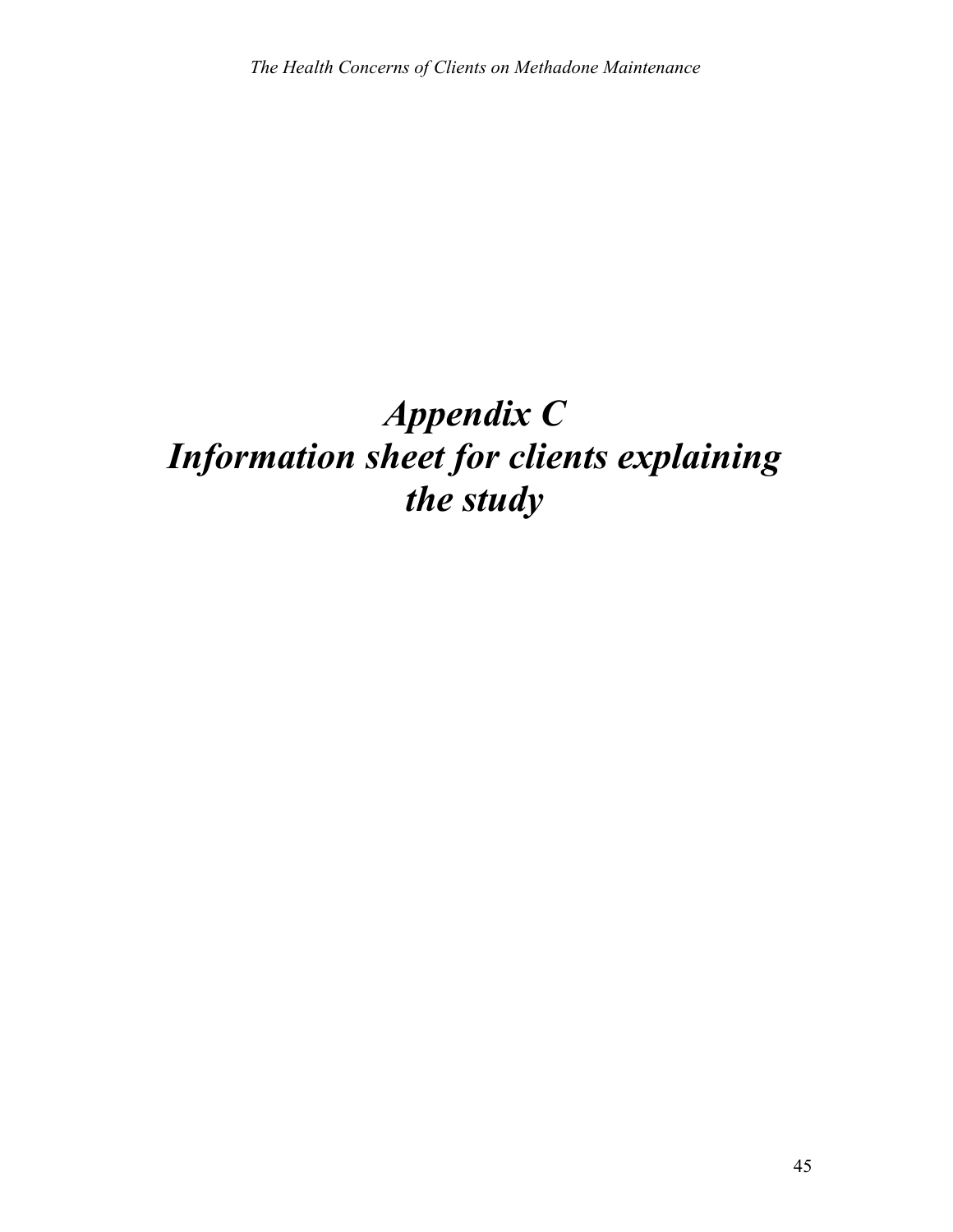# *Appendix C*
# *Information sheet for clients explaining the study*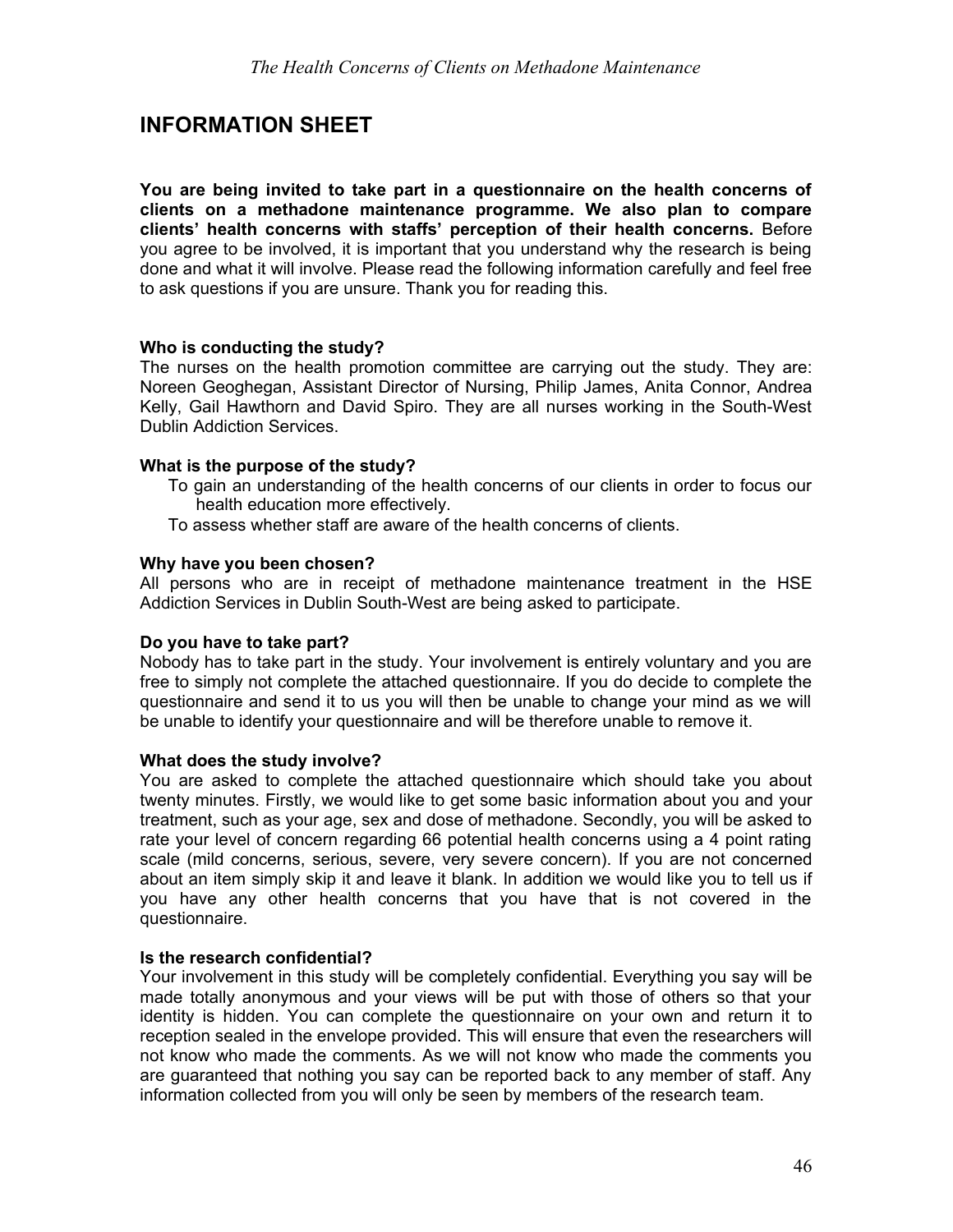# INFORMATION SHEET

**You are being invited to take part in a questionnaire on the health concerns of clients on a methadone maintenance programme. We also plan to compare clients' health concerns with staffs' perception of their health concerns.** Before you agree to be involved, it is important that you understand why the research is being done and what it will involve. Please read the following information carefully and feel free to ask questions if you are unsure. Thank you for reading this.

**Who is conducting the study?**

The nurses on the health promotion committee are carrying out the study. They are: Noreen Geoghegan, Assistant Director of Nursing, Philip James, Anita Connor, Andrea Kelly, Gail Hawthorn and David Spiro. They are all nurses working in the South-West Dublin Addiction Services.

**What is the purpose of the study?**

To gain an understanding of the health concerns of our clients in order to focus our health education more effectively.

To assess whether staff are aware of the health concerns of clients.

**Why have you been chosen?**

All persons who are in receipt of methadone maintenance treatment in the HSE Addiction Services in Dublin South-West are being asked to participate.

**Do you have to take part?**

Nobody has to take part in the study. Your involvement is entirely voluntary and you are free to simply not complete the attached questionnaire. If you do decide to complete the questionnaire and send it to us you will then be unable to change your mind as we will be unable to identify your questionnaire and will be therefore unable to remove it.

**What does the study involve?**

You are asked to complete the attached questionnaire which should take you about twenty minutes. Firstly, we would like to get some basic information about you and your treatment, such as your age, sex and dose of methadone. Secondly, you will be asked to rate your level of concern regarding 66 potential health concerns using a 4 point rating scale (mild concerns, serious, severe, very severe concern). If you are not concerned about an item simply skip it and leave it blank. In addition we would like you to tell us if you have any other health concerns that you have that is not covered in the questionnaire.

**Is the research confidential?**

Your involvement in this study will be completely confidential. Everything you say will be made totally anonymous and your views will be put with those of others so that your identity is hidden. You can complete the questionnaire on your own and return it to reception sealed in the envelope provided. This will ensure that even the researchers will not know who made the comments. As we will not know who made the comments you are guaranteed that nothing you say can be reported back to any member of staff. Any information collected from you will only be seen by members of the research team.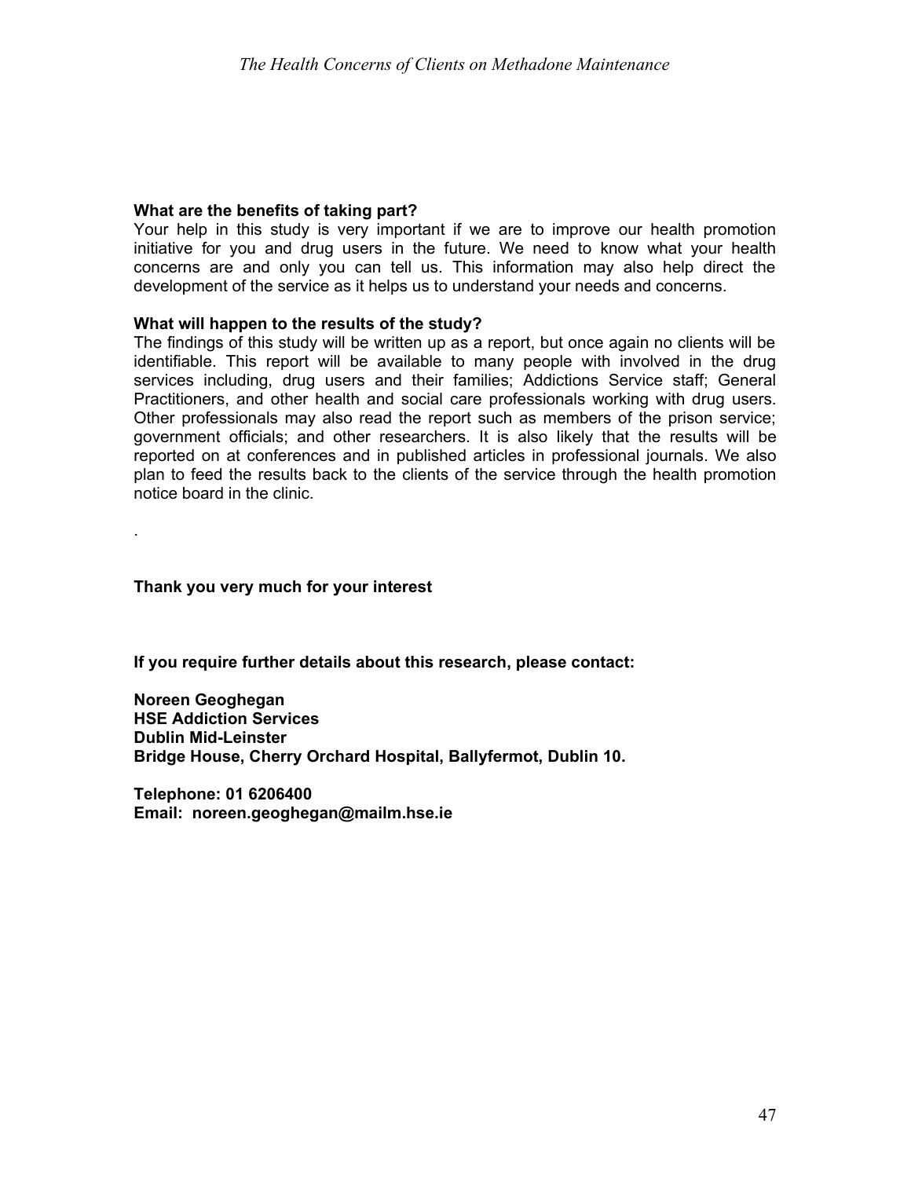**What are the benefits of taking part?**

Your help in this study is very important if we are to improve our health promotion initiative for you and drug users in the future. We need to know what your health concerns are and only you can tell us. This information may also help direct the development of the service as it helps us to understand your needs and concerns.

**What will happen to the results of the study?**

The findings of this study will be written up as a report, but once again no clients will be identifiable. This report will be available to many people with involved in the drug services including, drug users and their families; Addictions Service staff; General Practitioners, and other health and social care professionals working with drug users. Other professionals may also read the report such as members of the prison service; government officials; and other researchers. It is also likely that the results will be reported on at conferences and in published articles in professional journals. We also plan to feed the results back to the clients of the service through the health promotion notice board in the clinic.

.

**Thank you very much for your interest**

**If you require further details about this research, please contact:**

**Noreen Geoghegan**  
**HSE Addiction Services**  
**Dublin Mid-Leinster**  
**Bridge House, Cherry Orchard Hospital, Ballyfermot, Dublin 10.**

**Telephone: 01 6206400**  
**Email: noreen.geoghegan@mailm.hse.ie**